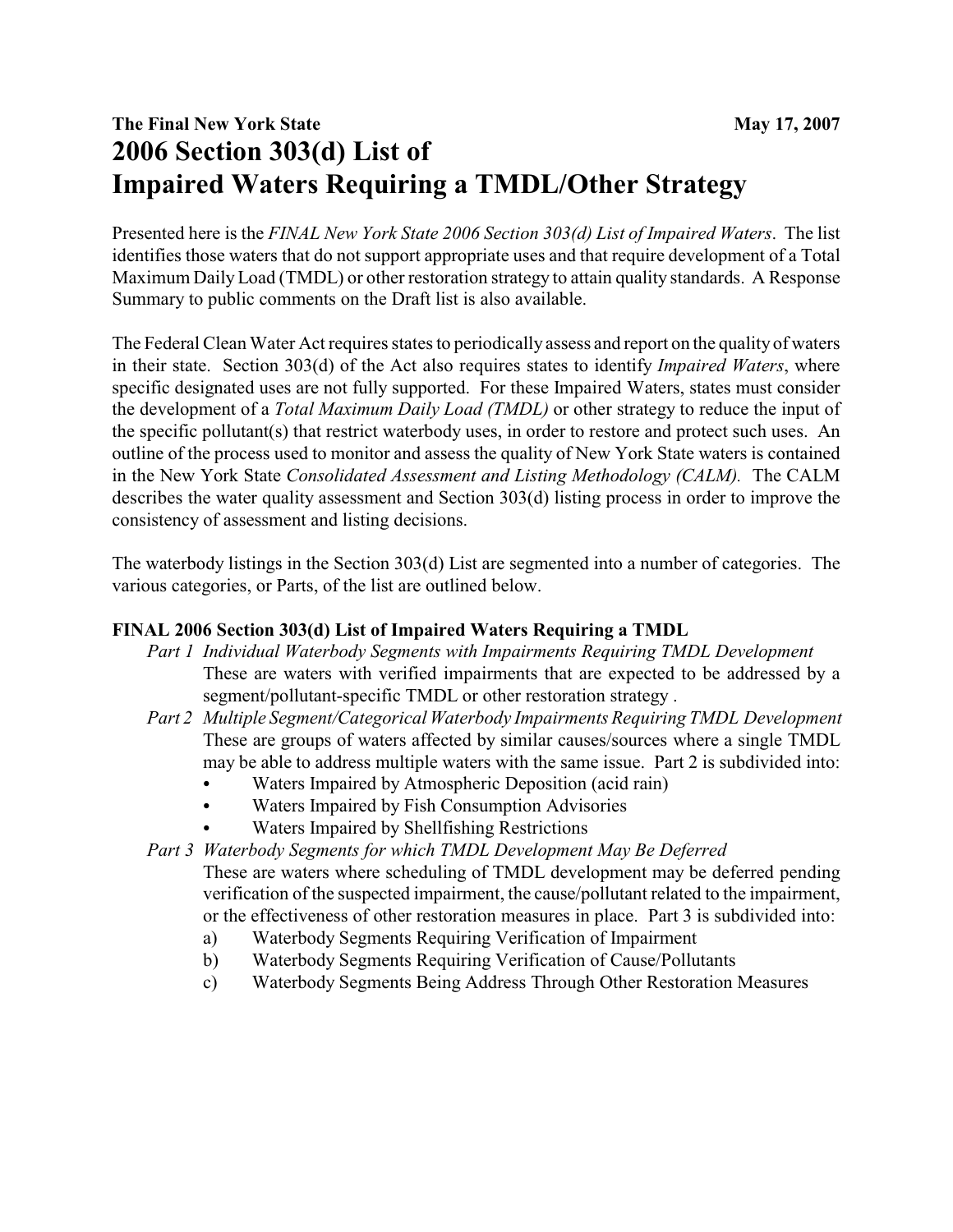**The Final New York State** **May 17, 2007**

# 2006 Section 303(d) List of Impaired Waters Requiring a TMDL/Other Strategy

Presented here is the *FINAL New York State 2006 Section 303(d) List of Impaired Waters*. The list identifies those waters that do not support appropriate uses and that require development of a Total Maximum Daily Load (TMDL) or other restoration strategy to attain quality standards. A Response Summary to public comments on the Draft list is also available.

The Federal Clean Water Act requires states to periodically assess and report on the quality of waters in their state. Section 303(d) of the Act also requires states to identify *Impaired Waters*, where specific designated uses are not fully supported. For these Impaired Waters, states must consider the development of a *Total Maximum Daily Load (TMDL)* or other strategy to reduce the input of the specific pollutant(s) that restrict waterbody uses, in order to restore and protect such uses. An outline of the process used to monitor and assess the quality of New York State waters is contained in the New York State *Consolidated Assessment and Listing Methodology (CALM).* The CALM describes the water quality assessment and Section 303(d) listing process in order to improve the consistency of assessment and listing decisions.

The waterbody listings in the Section 303(d) List are segmented into a number of categories. The various categories, or Parts, of the list are outlined below.

**FINAL 2006 Section 303(d) List of Impaired Waters Requiring a TMDL**

*Part 1 Individual Waterbody Segments with Impairments Requiring TMDL Development*
These are waters with verified impairments that are expected to be addressed by a segment/pollutant-specific TMDL or other restoration strategy .

*Part 2 Multiple Segment/Categorical Waterbody Impairments Requiring TMDL Development*
These are groups of waters affected by similar causes/sources where a single TMDL may be able to address multiple waters with the same issue. Part 2 is subdivided into:

- Waters Impaired by Atmospheric Deposition (acid rain)
- Waters Impaired by Fish Consumption Advisories
- Waters Impaired by Shellfishing Restrictions

*Part 3 Waterbody Segments for which TMDL Development May Be Deferred*
These are waters where scheduling of TMDL development may be deferred pending verification of the suspected impairment, the cause/pollutant related to the impairment, or the effectiveness of other restoration measures in place. Part 3 is subdivided into:

a) Waterbody Segments Requiring Verification of Impairment
b) Waterbody Segments Requiring Verification of Cause/Pollutants
c) Waterbody Segments Being Address Through Other Restoration Measures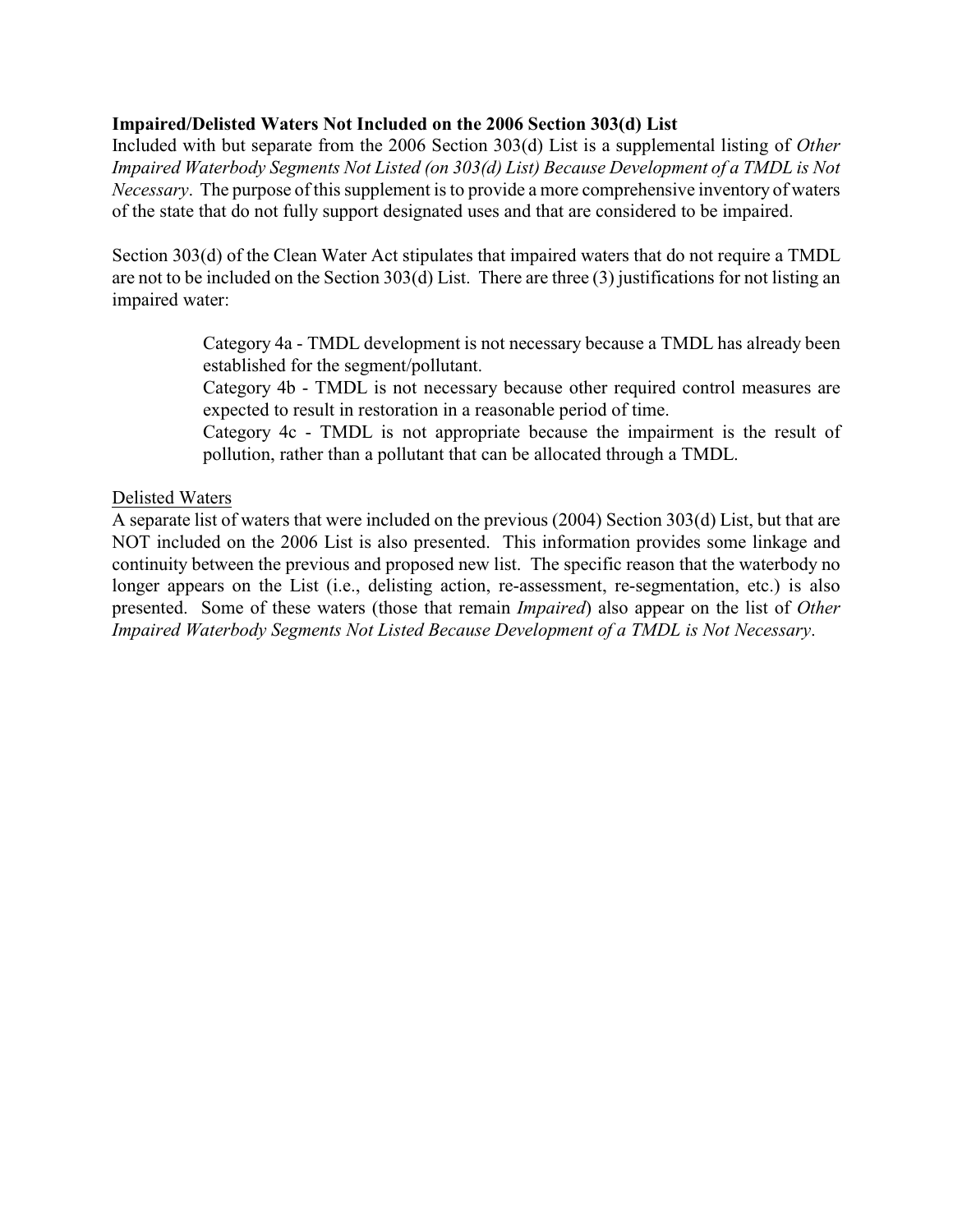**Impaired/Delisted Waters Not Included on the 2006 Section 303(d) List**

Included with but separate from the 2006 Section 303(d) List is a supplemental listing of *Other Impaired Waterbody Segments Not Listed (on 303(d) List) Because Development of a TMDL is Not Necessary*. The purpose of this supplement is to provide a more comprehensive inventory of waters of the state that do not fully support designated uses and that are considered to be impaired.

Section 303(d) of the Clean Water Act stipulates that impaired waters that do not require a TMDL are not to be included on the Section 303(d) List. There are three (3) justifications for not listing an impaired water:

> Category 4a - TMDL development is not necessary because a TMDL has already been established for the segment/pollutant.
> Category 4b - TMDL is not necessary because other required control measures are expected to result in restoration in a reasonable period of time.
> Category 4c - TMDL is not appropriate because the impairment is the result of pollution, rather than a pollutant that can be allocated through a TMDL.

<u>Delisted Waters</u>

A separate list of waters that were included on the previous (2004) Section 303(d) List, but that are NOT included on the 2006 List is also presented. This information provides some linkage and continuity between the previous and proposed new list. The specific reason that the waterbody no longer appears on the List (i.e., delisting action, re-assessment, re-segmentation, etc.) is also presented. Some of these waters (those that remain *Impaired*) also appear on the list of *Other Impaired Waterbody Segments Not Listed Because Development of a TMDL is Not Necessary*.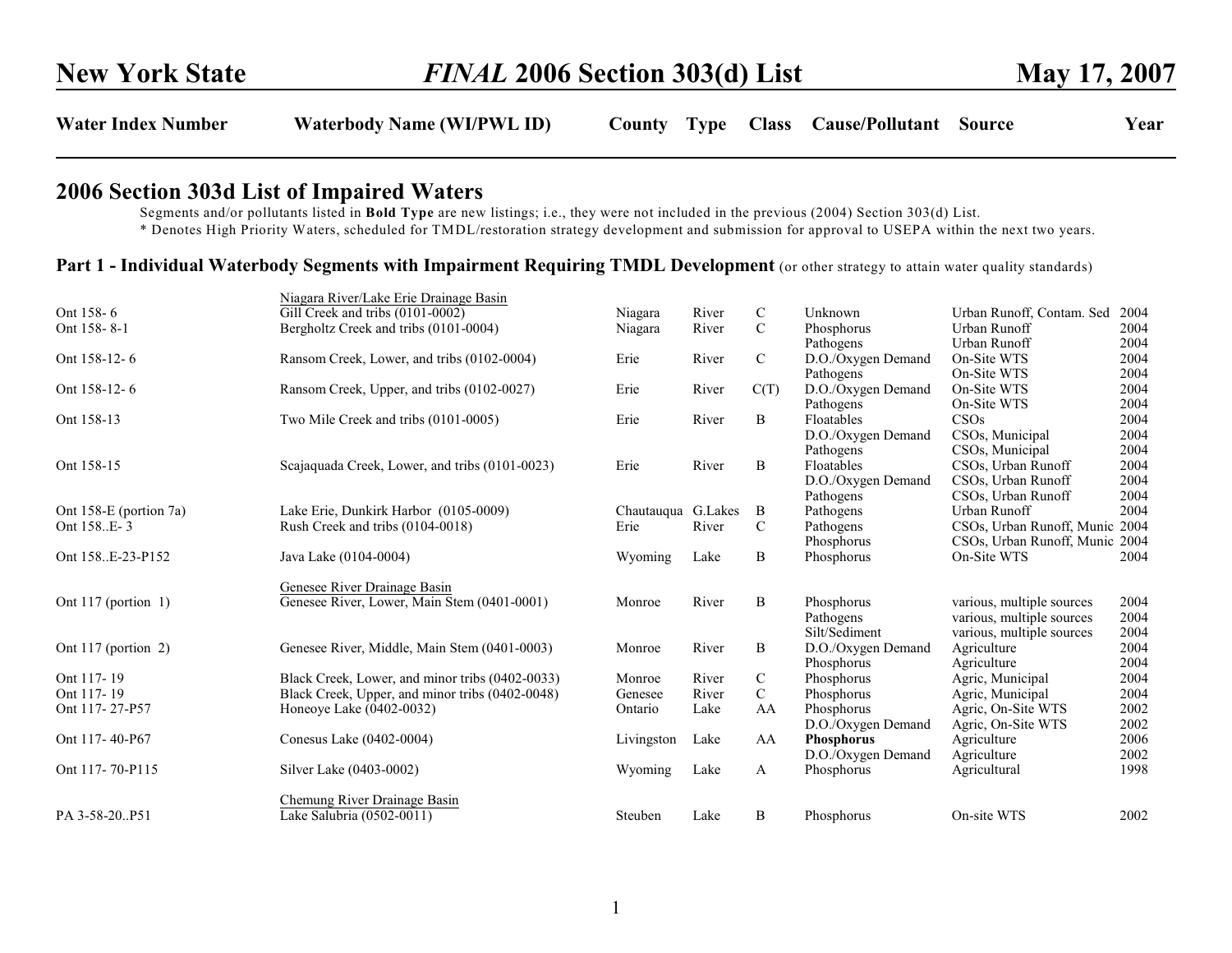# New York State — *FINAL* 2006 Section 303(d) List — May 17, 2007

## 2006 Section 303d List of Impaired Waters

Segments and/or pollutants listed in **Bold Type** are new listings; i.e., they were not included in the previous (2004) Section 303(d) List.
* Denotes High Priority Waters, scheduled for TMDL/restoration strategy development and submission for approval to USEPA within the next two years.

### Part 1 - Individual Waterbody Segments with Impairment Requiring TMDL Development (or other strategy to attain water quality standards)

| Water Index Number | Waterbody Name (WI/PWL ID) | County | Type | Class | Cause/Pollutant | Source | Year |
|---|---|---|---|---|---|---|---|
| | Niagara River/Lake Erie Drainage Basin | | | | | | |
| Ont 158- 6 | Gill Creek and tribs (0101-0002) | Niagara | River | C | Unknown | Urban Runoff, Contam. Sed | 2004 |
| Ont 158- 8-1 | Bergholtz Creek and tribs (0101-0004) | Niagara | River | C | Phosphorus | Urban Runoff | 2004 |
| | | | | | Pathogens | Urban Runoff | 2004 |
| Ont 158-12- 6 | Ransom Creek, Lower, and tribs (0102-0004) | Erie | River | C | D.O./Oxygen Demand | On-Site WTS | 2004 |
| | | | | | Pathogens | On-Site WTS | 2004 |
| Ont 158-12- 6 | Ransom Creek, Upper, and tribs (0102-0027) | Erie | River | C(T) | D.O./Oxygen Demand | On-Site WTS | 2004 |
| | | | | | Pathogens | On-Site WTS | 2004 |
| Ont 158-13 | Two Mile Creek and tribs (0101-0005) | Erie | River | B | Floatables | CSOs | 2004 |
| | | | | | D.O./Oxygen Demand | CSOs, Municipal | 2004 |
| | | | | | Pathogens | CSOs, Municipal | 2004 |
| Ont 158-15 | Scajaquada Creek, Lower, and tribs (0101-0023) | Erie | River | B | Floatables | CSOs, Urban Runoff | 2004 |
| | | | | | D.O./Oxygen Demand | CSOs, Urban Runoff | 2004 |
| | | | | | Pathogens | CSOs, Urban Runoff | 2004 |
| Ont 158-E (portion 7a) | Lake Erie, Dunkirk Harbor (0105-0009) | Chautauqua | G.Lakes | B | Pathogens | Urban Runoff | 2004 |
| Ont 158..E- 3 | Rush Creek and tribs (0104-0018) | Erie | River | C | Pathogens | CSOs, Urban Runoff, Munic | 2004 |
| | | | | | Phosphorus | CSOs, Urban Runoff, Munic | 2004 |
| Ont 158..E-23-P152 | Java Lake (0104-0004) | Wyoming | Lake | B | Phosphorus | On-Site WTS | 2004 |
| | Genesee River Drainage Basin | | | | | | |
| Ont 117 (portion 1) | Genesee River, Lower, Main Stem (0401-0001) | Monroe | River | B | Phosphorus | various, multiple sources | 2004 |
| | | | | | Pathogens | various, multiple sources | 2004 |
| | | | | | Silt/Sediment | various, multiple sources | 2004 |
| Ont 117 (portion 2) | Genesee River, Middle, Main Stem (0401-0003) | Monroe | River | B | D.O./Oxygen Demand | Agriculture | 2004 |
| | | | | | Phosphorus | Agriculture | 2004 |
| Ont 117- 19 | Black Creek, Lower, and minor tribs (0402-0033) | Monroe | River | C | Phosphorus | Agric, Municipal | 2004 |
| Ont 117- 19 | Black Creek, Upper, and minor tribs (0402-0048) | Genesee | River | C | Phosphorus | Agric, Municipal | 2004 |
| Ont 117- 27-P57 | Honeoye Lake (0402-0032) | Ontario | Lake | AA | Phosphorus | Agric, On-Site WTS | 2002 |
| | | | | | D.O./Oxygen Demand | Agric, On-Site WTS | 2002 |
| Ont 117- 40-P67 | Conesus Lake (0402-0004) | Livingston | Lake | AA | **Phosphorus** | Agriculture | 2006 |
| | | | | | D.O./Oxygen Demand | Agriculture | 2002 |
| Ont 117- 70-P115 | Silver Lake (0403-0002) | Wyoming | Lake | A | Phosphorus | Agricultural | 1998 |
| | Chemung River Drainage Basin | | | | | | |
| PA 3-58-20..P51 | Lake Salubria (0502-0011) | Steuben | Lake | B | Phosphorus | On-site WTS | 2002 |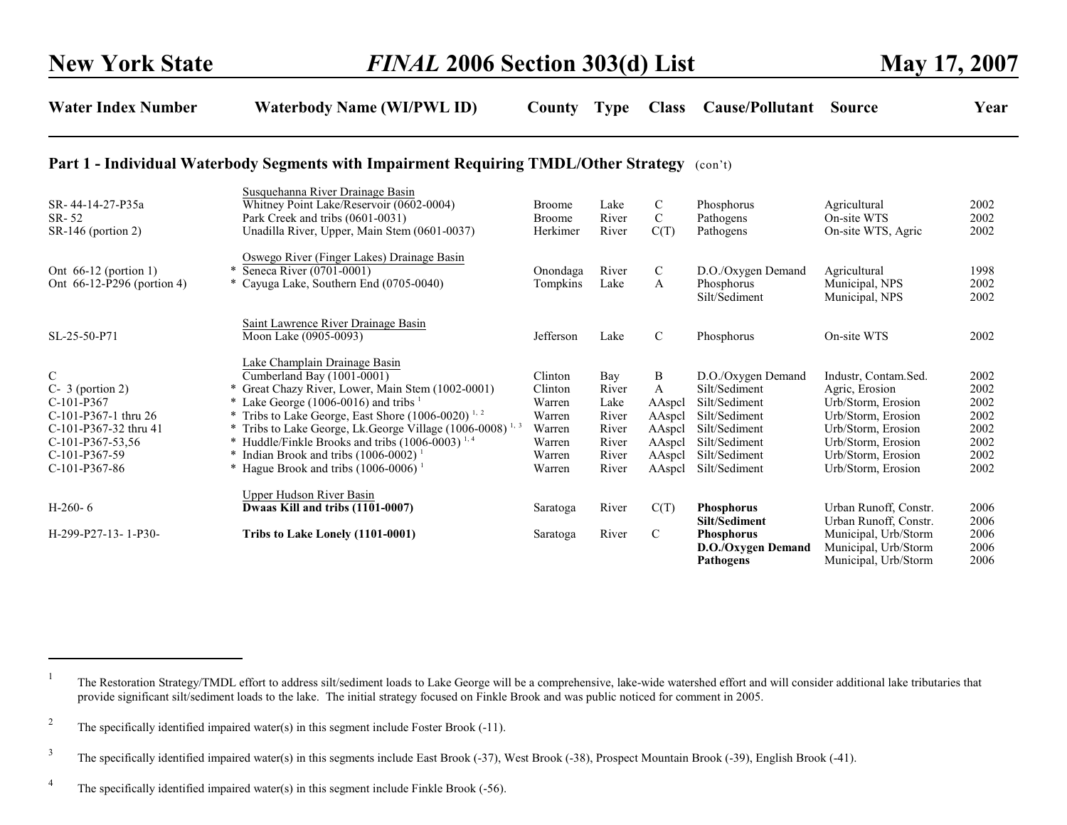## Part 1 - Individual Waterbody Segments with Impairment Requiring TMDL/Other Strategy (con't)

| Water Index Number | Waterbody Name (WI/PWL ID) | County | Type | Class | Cause/Pollutant | Source | Year |
|---|---|---|---|---|---|---|---|
| | Susquehanna River Drainage Basin | | | | | | |
| SR- 44-14-27-P35a | Whitney Point Lake/Reservoir (0602-0004) | Broome | Lake | C | Phosphorus | Agricultural | 2002 |
| SR- 52 | Park Creek and tribs (0601-0031) | Broome | River | C | Pathogens | On-site WTS | 2002 |
| SR-146 (portion 2) | Unadilla River, Upper, Main Stem (0601-0037) | Herkimer | River | C(T) | Pathogens | On-site WTS, Agric | 2002 |
| | Oswego River (Finger Lakes) Drainage Basin | | | | | | |
| Ont 66-12 (portion 1) | * Seneca River (0701-0001) | Onondaga | River | C | D.O./Oxygen Demand | Agricultural | 1998 |
| Ont 66-12-P296 (portion 4) | * Cayuga Lake, Southern End (0705-0040) | Tompkins | Lake | A | Phosphorus | Municipal, NPS | 2002 |
| | | | | | Silt/Sediment | Municipal, NPS | 2002 |
| | Saint Lawrence River Drainage Basin | | | | | | |
| SL-25-50-P71 | Moon Lake (0905-0093) | Jefferson | Lake | C | Phosphorus | On-site WTS | 2002 |
| | Lake Champlain Drainage Basin | | | | | | |
| C | Cumberland Bay (1001-0001) | Clinton | Bay | B | D.O./Oxygen Demand | Industr, Contam.Sed. | 2002 |
| C- 3 (portion 2) | * Great Chazy River, Lower, Main Stem (1002-0001) | Clinton | River | A | Silt/Sediment | Agric, Erosion | 2002 |
| C-101-P367 | * Lake George (1006-0016) and tribs [1] | Warren | Lake | AAspcl | Silt/Sediment | Urb/Storm, Erosion | 2002 |
| C-101-P367-1 thru 26 | * Tribs to Lake George, East Shore (1006-0020) [1, 2] | Warren | River | AAspcl | Silt/Sediment | Urb/Storm, Erosion | 2002 |
| C-101-P367-32 thru 41 | * Tribs to Lake George, Lk.George Village (1006-0008) [1, 3] | Warren | River | AAspcl | Silt/Sediment | Urb/Storm, Erosion | 2002 |
| C-101-P367-53,56 | * Huddle/Finkle Brooks and tribs (1006-0003) [1, 4] | Warren | River | AAspcl | Silt/Sediment | Urb/Storm, Erosion | 2002 |
| C-101-P367-59 | * Indian Brook and tribs (1006-0002) [1] | Warren | River | AAspcl | Silt/Sediment | Urb/Storm, Erosion | 2002 |
| C-101-P367-86 | * Hague Brook and tribs (1006-0006) [1] | Warren | River | AAspcl | Silt/Sediment | Urb/Storm, Erosion | 2002 |
| | Upper Hudson River Basin | | | | | | |
| H-260- 6 | **Dwaas Kill and tribs (1101-0007)** | Saratoga | River | C(T) | **Phosphorus** | Urban Runoff, Constr. | 2006 |
| | | | | | **Silt/Sediment** | Urban Runoff, Constr. | 2006 |
| H-299-P27-13- 1-P30- | **Tribs to Lake Lonely (1101-0001)** | Saratoga | River | C | **Phosphorus** | Municipal, Urb/Storm | 2006 |
| | | | | | **D.O./Oxygen Demand** | Municipal, Urb/Storm | 2006 |
| | | | | | **Pathogens** | Municipal, Urb/Storm | 2006 |

---

[1] The Restoration Strategy/TMDL effort to address silt/sediment loads to Lake George will be a comprehensive, lake-wide watershed effort and will consider additional lake tributaries that provide significant silt/sediment loads to the lake. The initial strategy focused on Finkle Brook and was public noticed for comment in 2005.

[2] The specifically identified impaired water(s) in this segment include Foster Brook (-11).

[3] The specifically identified impaired water(s) in this segments include East Brook (-37), West Brook (-38), Prospect Mountain Brook (-39), English Brook (-41).

[4] The specifically identified impaired water(s) in this segment include Finkle Brook (-56).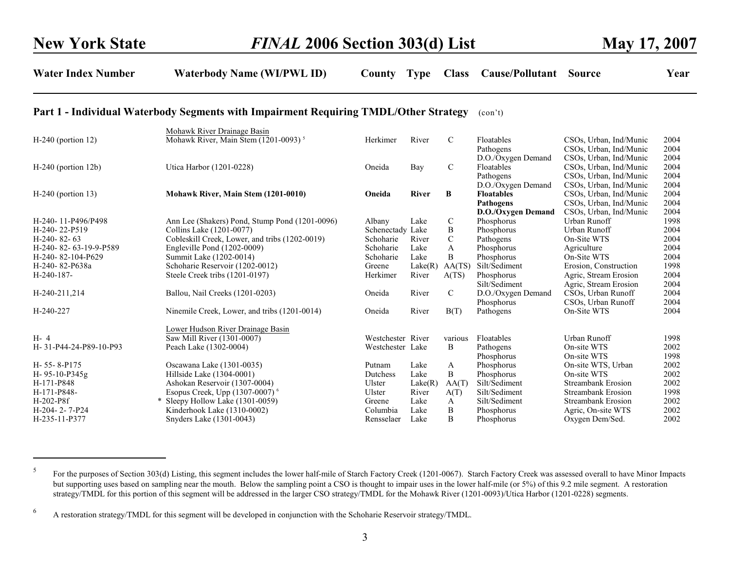## Part 1 - Individual Waterbody Segments with Impairment Requiring TMDL/Other Strategy (con't)

| Water Index Number | Waterbody Name (WI/PWL ID) | County | Type | Class | Cause/Pollutant | Source | Year |
|---|---|---|---|---|---|---|---|
| | Mohawk River Drainage Basin | | | | | | |
| H-240 (portion 12) | Mohawk River, Main Stem (1201-0093) [5] | Herkimer | River | C | Floatables | CSOs, Urban, Ind/Munic | 2004 |
| | | | | | Pathogens | CSOs, Urban, Ind/Munic | 2004 |
| | | | | | D.O./Oxygen Demand | CSOs, Urban, Ind/Munic | 2004 |
| H-240 (portion 12b) | Utica Harbor (1201-0228) | Oneida | Bay | C | Floatables | CSOs, Urban, Ind/Munic | 2004 |
| | | | | | Pathogens | CSOs, Urban, Ind/Munic | 2004 |
| | | | | | D.O./Oxygen Demand | CSOs, Urban, Ind/Munic | 2004 |
| H-240 (portion 13) | **Mohawk River, Main Stem (1201-0010)** | **Oneida** | **River** | **B** | **Floatables** | CSOs, Urban, Ind/Munic | 2004 |
| | | | | | **Pathogens** | CSOs, Urban, Ind/Munic | 2004 |
| | | | | | **D.O./Oxygen Demand** | CSOs, Urban, Ind/Munic | 2004 |
| H-240- 11-P496/P498 | Ann Lee (Shakers) Pond, Stump Pond (1201-0096) | Albany | Lake | C | Phosphorus | Urban Runoff | 1998 |
| H-240- 22-P519 | Collins Lake (1201-0077) | Schenectady | Lake | B | Phosphorus | Urban Runoff | 2004 |
| H-240- 82- 63 | Cobleskill Creek, Lower, and tribs (1202-0019) | Schoharie | River | C | Pathogens | On-Site WTS | 2004 |
| H-240- 82- 63-19-9-P589 | Engleville Pond (1202-0009) | Schoharie | Lake | A | Phosphorus | Agriculture | 2004 |
| H-240- 82-104-P629 | Summit Lake (1202-0014) | Schoharie | Lake | B | Phosphorus | On-Site WTS | 2004 |
| H-240- 82-P638a | Schoharie Reservoir (1202-0012) | Greene | Lake(R) | AA(TS) | Silt/Sediment | Erosion, Construction | 1998 |
| H-240-187- | Steele Creek tribs (1201-0197) | Herkimer | River | A(TS) | Phosphorus | Agric, Stream Erosion | 2004 |
| | | | | | Silt/Sediment | Agric, Stream Erosion | 2004 |
| H-240-211,214 | Ballou, Nail Creeks (1201-0203) | Oneida | River | C | D.O./Oxygen Demand | CSOs, Urban Runoff | 2004 |
| | | | | | Phosphorus | CSOs, Urban Runoff | 2004 |
| H-240-227 | Ninemile Creek, Lower, and tribs (1201-0014) | Oneida | River | B(T) | Pathogens | On-Site WTS | 2004 |
| | Lower Hudson River Drainage Basin | | | | | | |
| H- 4 | Saw Mill River (1301-0007) | Westchester | River | various | Floatables | Urban Runoff | 1998 |
| H- 31-P44-24-P89-10-P93 | Peach Lake (1302-0004) | Westchester | Lake | B | Pathogens | On-site WTS | 2002 |
| | | | | | Phosphorus | On-site WTS | 1998 |
| H- 55- 8-P175 | Oscawana Lake (1301-0035) | Putnam | Lake | A | Phosphorus | On-site WTS, Urban | 2002 |
| H- 95-10-P345g | Hillside Lake (1304-0001) | Dutchess | Lake | B | Phosphorus | On-site WTS | 2002 |
| H-171-P848 | Ashokan Reservoir (1307-0004) | Ulster | Lake(R) | AA(T) | Silt/Sediment | Streambank Erosion | 2002 |
| H-171-P848- | Esopus Creek, Upp (1307-0007) [6] | Ulster | River | A(T) | Silt/Sediment | Streambank Erosion | 1998 |
| H-202-P8f | * Sleepy Hollow Lake (1301-0059) | Greene | Lake | A | Silt/Sediment | Streambank Erosion | 2002 |
| H-204- 2- 7-P24 | Kinderhook Lake (1310-0002) | Columbia | Lake | B | Phosphorus | Agric, On-site WTS | 2002 |
| H-235-11-P377 | Snyders Lake (1301-0043) | Rensselaer | Lake | B | Phosphorus | Oxygen Dem/Sed. | 2002 |

---

[5] For the purposes of Section 303(d) Listing, this segment includes the lower half-mile of Starch Factory Creek (1201-0067). Starch Factory Creek was assessed overall to have Minor Impacts but supporting uses based on sampling near the mouth. Below the sampling point a CSO is thought to impair uses in the lower half-mile (or 5%) of this 9.2 mile segment. A restoration strategy/TMDL for this portion of this segment will be addressed in the larger CSO strategy/TMDL for the Mohawk River (1201-0093)/Utica Harbor (1201-0228) segments.

[6] A restoration strategy/TMDL for this segment will be developed in conjunction with the Schoharie Reservoir strategy/TMDL.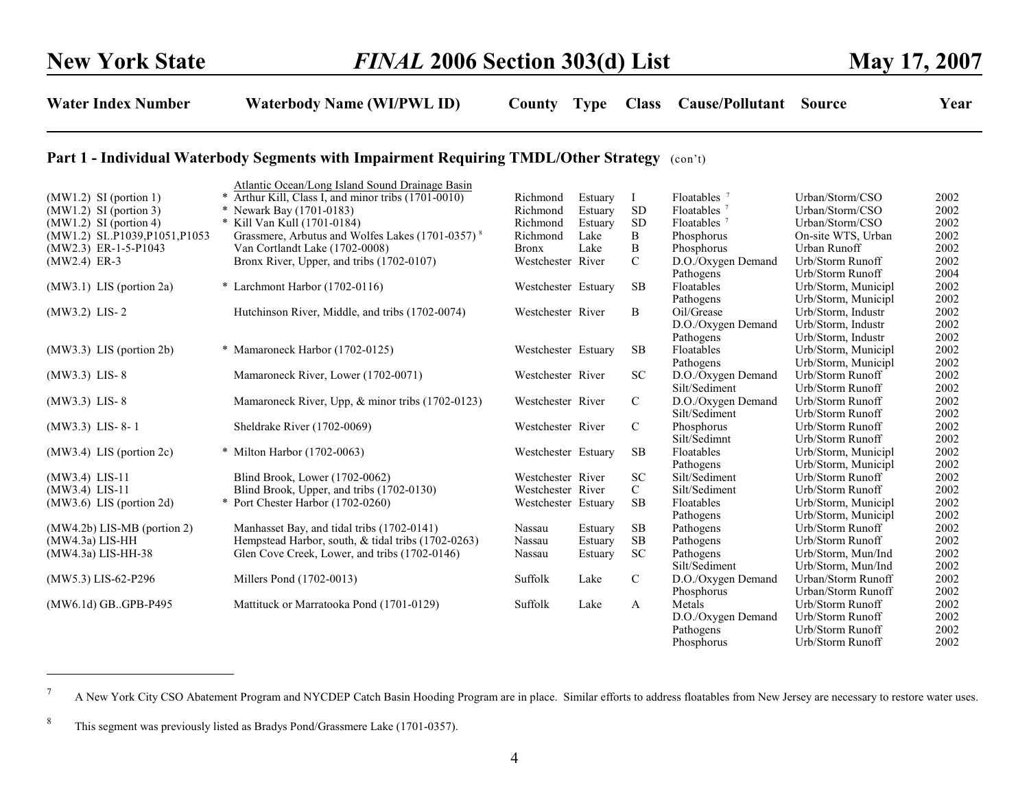**Part 1 - Individual Waterbody Segments with Impairment Requiring TMDL/Other Strategy** (con't)

| Water Index Number | | Waterbody Name (WI/PWL ID) | County | Type | Class | Cause/Pollutant | Source | Year |
|---|---|---|---|---|---|---|---|---|
| | | Atlantic Ocean/Long Island Sound Drainage Basin | | | | | | |
| (MW1.2) SI (portion 1) | * | Arthur Kill, Class I, and minor tribs (1701-0010) | Richmond | Estuary | I | Floatables [7] | Urban/Storm/CSO | 2002 |
| (MW1.2) SI (portion 3) | * | Newark Bay (1701-0183) | Richmond | Estuary | SD | Floatables [7] | Urban/Storm/CSO | 2002 |
| (MW1.2) SI (portion 4) | * | Kill Van Kull (1701-0184) | Richmond | Estuary | SD | Floatables [7] | Urban/Storm/CSO | 2002 |
| (MW1.2) SI..P1039,P1051,P1053 | | Grassmere, Arbutus and Wolfes Lakes (1701-0357) [8] | Richmond | Lake | B | Phosphorus | On-site WTS, Urban | 2002 |
| (MW2.3) ER-1-5-P1043 | | Van Cortlandt Lake (1702-0008) | Bronx | Lake | B | Phosphorus | Urban Runoff | 2002 |
| (MW2.4) ER-3 | | Bronx River, Upper, and tribs (1702-0107) | Westchester | River | C | D.O./Oxygen Demand | Urb/Storm Runoff | 2002 |
| | | | | | | Pathogens | Urb/Storm Runoff | 2004 |
| (MW3.1) LIS (portion 2a) | * | Larchmont Harbor (1702-0116) | Westchester | Estuary | SB | Floatables | Urb/Storm, Municipl | 2002 |
| | | | | | | Pathogens | Urb/Storm, Municipl | 2002 |
| (MW3.2) LIS- 2 | | Hutchinson River, Middle, and tribs (1702-0074) | Westchester | River | B | Oil/Grease | Urb/Storm, Industr | 2002 |
| | | | | | | D.O./Oxygen Demand | Urb/Storm, Industr | 2002 |
| | | | | | | Pathogens | Urb/Storm, Industr | 2002 |
| (MW3.3) LIS (portion 2b) | * | Mamaroneck Harbor (1702-0125) | Westchester | Estuary | SB | Floatables | Urb/Storm, Municipl | 2002 |
| | | | | | | Pathogens | Urb/Storm, Municipl | 2002 |
| (MW3.3) LIS- 8 | | Mamaroneck River, Lower (1702-0071) | Westchester | River | SC | D.O./Oxygen Demand | Urb/Storm Runoff | 2002 |
| | | | | | | Silt/Sediment | Urb/Storm Runoff | 2002 |
| (MW3.3) LIS- 8 | | Mamaroneck River, Upp, & minor tribs (1702-0123) | Westchester | River | C | D.O./Oxygen Demand | Urb/Storm Runoff | 2002 |
| | | | | | | Silt/Sediment | Urb/Storm Runoff | 2002 |
| (MW3.3) LIS- 8- 1 | | Sheldrake River (1702-0069) | Westchester | River | C | Phosphorus | Urb/Storm Runoff | 2002 |
| | | | | | | Silt/Sedimnt | Urb/Storm Runoff | 2002 |
| (MW3.4) LIS (portion 2c) | * | Milton Harbor (1702-0063) | Westchester | Estuary | SB | Floatables | Urb/Storm, Municipl | 2002 |
| | | | | | | Pathogens | Urb/Storm, Municipl | 2002 |
| (MW3.4) LIS-11 | | Blind Brook, Lower (1702-0062) | Westchester | River | SC | Silt/Sediment | Urb/Storm Runoff | 2002 |
| (MW3.4) LIS-11 | | Blind Brook, Upper, and tribs (1702-0130) | Westchester | River | C | Silt/Sediment | Urb/Storm Runoff | 2002 |
| (MW3.6) LIS (portion 2d) | * | Port Chester Harbor (1702-0260) | Westchester | Estuary | SB | Floatables | Urb/Storm, Municipl | 2002 |
| | | | | | | Pathogens | Urb/Storm, Municipl | 2002 |
| (MW4.2b) LIS-MB (portion 2) | | Manhasset Bay, and tidal tribs (1702-0141) | Nassau | Estuary | SB | Pathogens | Urb/Storm Runoff | 2002 |
| (MW4.3a) LIS-HH | | Hempstead Harbor, south, & tidal tribs (1702-0263) | Nassau | Estuary | SB | Pathogens | Urb/Storm Runoff | 2002 |
| (MW4.3a) LIS-HH-38 | | Glen Cove Creek, Lower, and tribs (1702-0146) | Nassau | Estuary | SC | Pathogens | Urb/Storm, Mun/Ind | 2002 |
| | | | | | | Silt/Sediment | Urb/Storm, Mun/Ind | 2002 |
| (MW5.3) LIS-62-P296 | | Millers Pond (1702-0013) | Suffolk | Lake | C | D.O./Oxygen Demand | Urban/Storm Runoff | 2002 |
| | | | | | | Phosphorus | Urban/Storm Runoff | 2002 |
| (MW6.1d) GB..GPB-P495 | | Mattituck or Marratooka Pond (1701-0129) | Suffolk | Lake | A | Metals | Urb/Storm Runoff | 2002 |
| | | | | | | D.O./Oxygen Demand | Urb/Storm Runoff | 2002 |
| | | | | | | Pathogens | Urb/Storm Runoff | 2002 |
| | | | | | | Phosphorus | Urb/Storm Runoff | 2002 |

---

[7] A New York City CSO Abatement Program and NYCDEP Catch Basin Hooding Program are in place. Similar efforts to address floatables from New Jersey are necessary to restore water uses.

[8] This segment was previously listed as Bradys Pond/Grassmere Lake (1701-0357).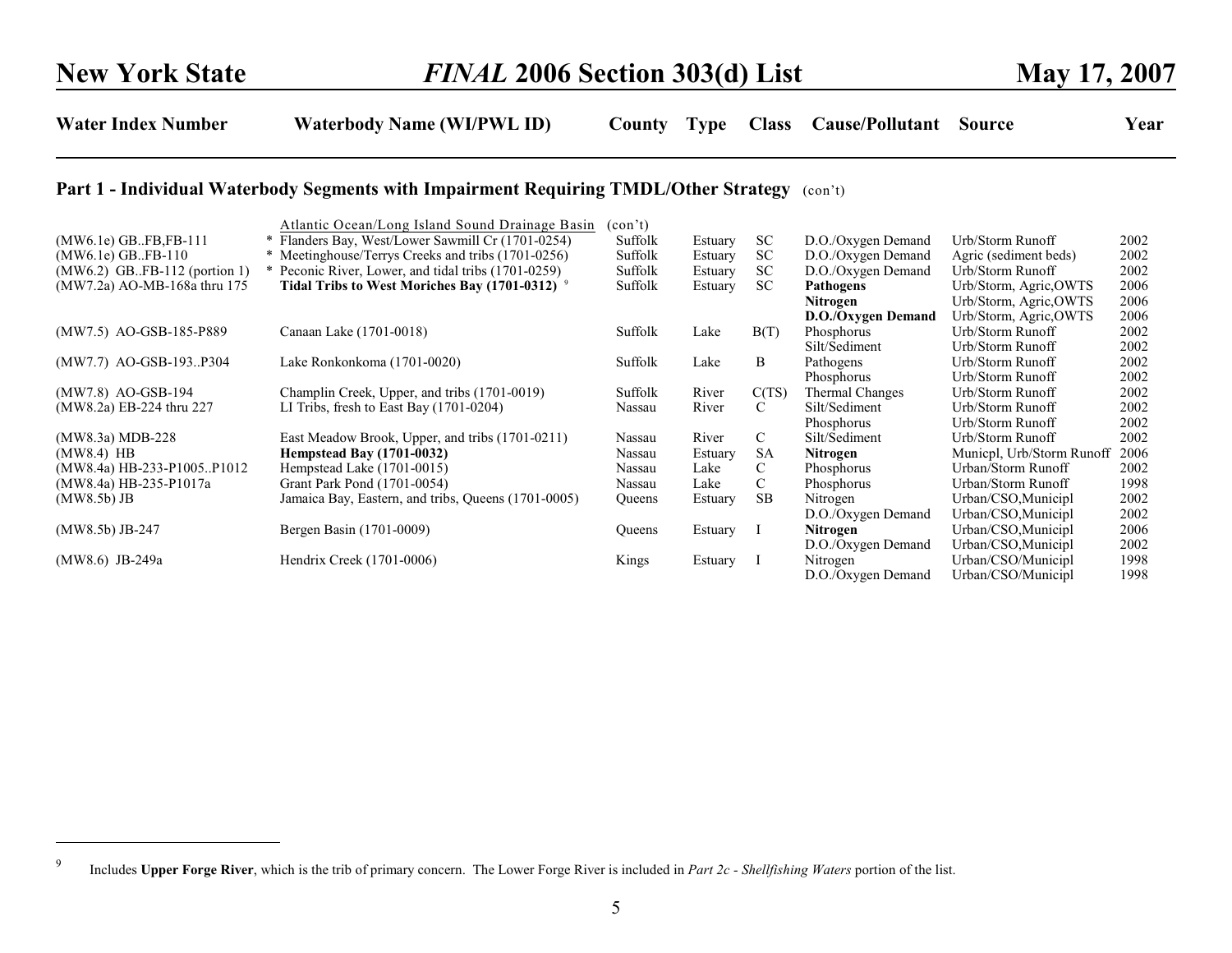## Part 1 - Individual Waterbody Segments with Impairment Requiring TMDL/Other Strategy (con't)

| Water Index Number | Waterbody Name (WI/PWL ID) | County | Type | Class | Cause/Pollutant | Source | Year |
|---|---|---|---|---|---|---|---|
| | Atlantic Ocean/Long Island Sound Drainage Basin (con't) | | | | | | |
| (MW6.1e) GB..FB,FB-111 | * Flanders Bay, West/Lower Sawmill Cr (1701-0254) | Suffolk | Estuary | SC | D.O./Oxygen Demand | Urb/Storm Runoff | 2002 |
| (MW6.1e) GB..FB-110 | * Meetinghouse/Terrys Creeks and tribs (1701-0256) | Suffolk | Estuary | SC | D.O./Oxygen Demand | Agric (sediment beds) | 2002 |
| (MW6.2) GB..FB-112 (portion 1) | * Peconic River, Lower, and tidal tribs (1701-0259) | Suffolk | Estuary | SC | D.O./Oxygen Demand | Urb/Storm Runoff | 2002 |
| (MW7.2a) AO-MB-168a thru 175 | **Tidal Tribs to West Moriches Bay (1701-0312)** [9] | Suffolk | Estuary | SC | **Pathogens** | Urb/Storm, Agric,OWTS | 2006 |
| | | | | | **Nitrogen** | Urb/Storm, Agric,OWTS | 2006 |
| | | | | | **D.O./Oxygen Demand** | Urb/Storm, Agric,OWTS | 2006 |
| (MW7.5) AO-GSB-185-P889 | Canaan Lake (1701-0018) | Suffolk | Lake | B(T) | Phosphorus | Urb/Storm Runoff | 2002 |
| | | | | | Silt/Sediment | Urb/Storm Runoff | 2002 |
| (MW7.7) AO-GSB-193..P304 | Lake Ronkonkoma (1701-0020) | Suffolk | Lake | B | Pathogens | Urb/Storm Runoff | 2002 |
| | | | | | Phosphorus | Urb/Storm Runoff | 2002 |
| (MW7.8) AO-GSB-194 | Champlin Creek, Upper, and tribs (1701-0019) | Suffolk | River | C(TS) | Thermal Changes | Urb/Storm Runoff | 2002 |
| (MW8.2a) EB-224 thru 227 | LI Tribs, fresh to East Bay (1701-0204) | Nassau | River | C | Silt/Sediment | Urb/Storm Runoff | 2002 |
| | | | | | Phosphorus | Urb/Storm Runoff | 2002 |
| (MW8.3a) MDB-228 | East Meadow Brook, Upper, and tribs (1701-0211) | Nassau | River | C | Silt/Sediment | Urb/Storm Runoff | 2002 |
| (MW8.4) HB | **Hempstead Bay (1701-0032)** | Nassau | Estuary | SA | **Nitrogen** | Municpl, Urb/Storm Runoff | 2006 |
| (MW8.4a) HB-233-P1005..P1012 | Hempstead Lake (1701-0015) | Nassau | Lake | C | Phosphorus | Urban/Storm Runoff | 2002 |
| (MW8.4a) HB-235-P1017a | Grant Park Pond (1701-0054) | Nassau | Lake | C | Phosphorus | Urban/Storm Runoff | 1998 |
| (MW8.5b) JB | Jamaica Bay, Eastern, and tribs, Queens (1701-0005) | Queens | Estuary | SB | Nitrogen | Urban/CSO,Municipl | 2002 |
| | | | | | D.O./Oxygen Demand | Urban/CSO,Municipl | 2002 |
| (MW8.5b) JB-247 | Bergen Basin (1701-0009) | Queens | Estuary | I | **Nitrogen** | Urban/CSO,Municipl | 2006 |
| | | | | | D.O./Oxygen Demand | Urban/CSO,Municipl | 2002 |
| (MW8.6) JB-249a | Hendrix Creek (1701-0006) | Kings | Estuary | I | Nitrogen | Urban/CSO/Municipl | 1998 |
| | | | | | D.O./Oxygen Demand | Urban/CSO/Municipl | 1998 |

[9] Includes **Upper Forge River**, which is the trib of primary concern. The Lower Forge River is included in *Part 2c - Shellfishing Waters* portion of the list.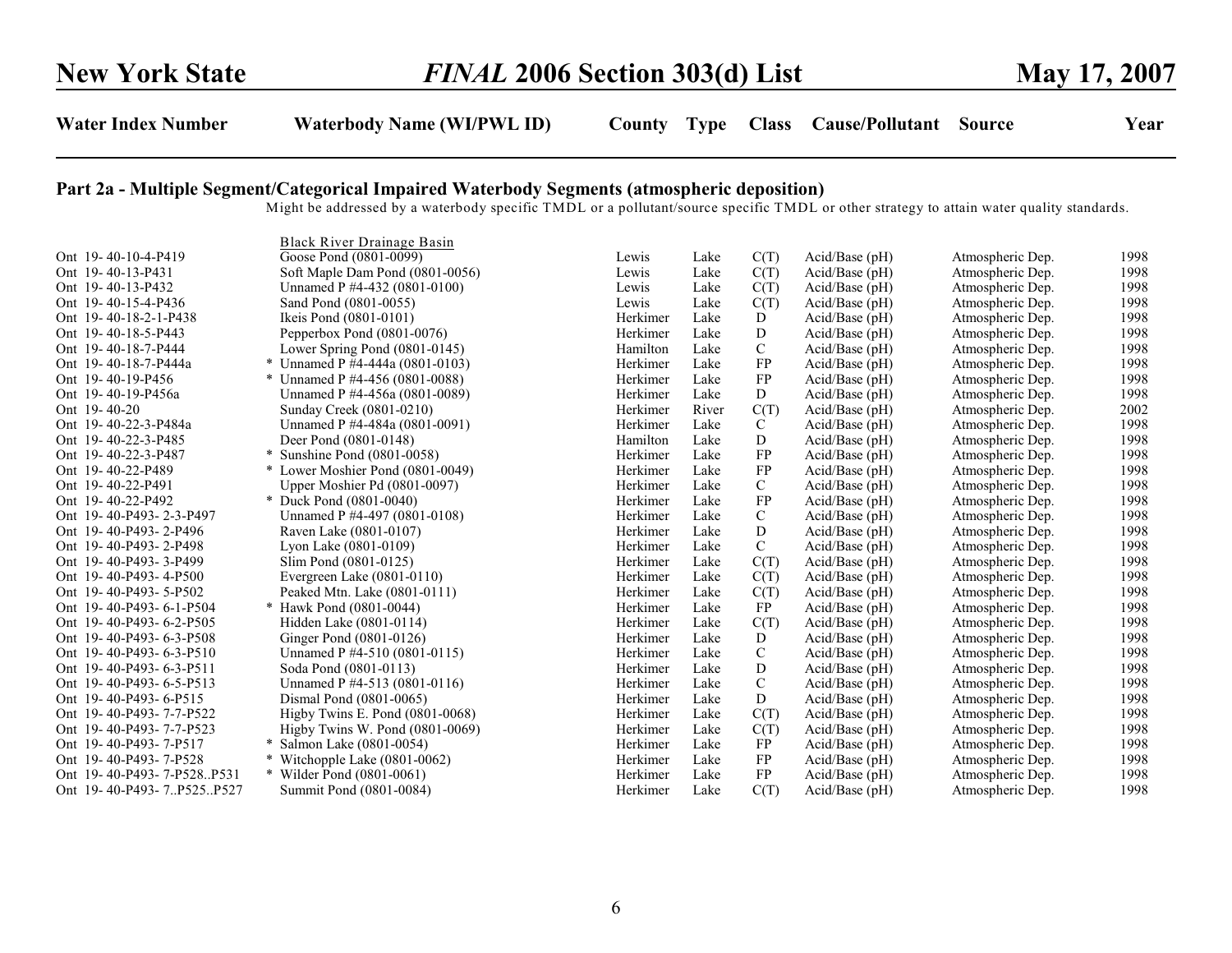## Part 2a - Multiple Segment/Categorical Impaired Waterbody Segments (atmospheric deposition)

Might be addressed by a waterbody specific TMDL or a pollutant/source specific TMDL or other strategy to attain water quality standards.

| Water Index Number | Waterbody Name (WI/PWL ID) | County | Type | Class | Cause/Pollutant | Source | Year |
|---|---|---|---|---|---|---|---|
| | Black River Drainage Basin | | | | | | |
| Ont 19- 40-10-4-P419 | Goose Pond (0801-0099) | Lewis | Lake | C(T) | Acid/Base (pH) | Atmospheric Dep. | 1998 |
| Ont 19- 40-13-P431 | Soft Maple Dam Pond (0801-0056) | Lewis | Lake | C(T) | Acid/Base (pH) | Atmospheric Dep. | 1998 |
| Ont 19- 40-13-P432 | Unnamed P #4-432 (0801-0100) | Lewis | Lake | C(T) | Acid/Base (pH) | Atmospheric Dep. | 1998 |
| Ont 19- 40-15-4-P436 | Sand Pond (0801-0055) | Lewis | Lake | C(T) | Acid/Base (pH) | Atmospheric Dep. | 1998 |
| Ont 19- 40-18-2-1-P438 | Ikeis Pond (0801-0101) | Herkimer | Lake | D | Acid/Base (pH) | Atmospheric Dep. | 1998 |
| Ont 19- 40-18-5-P443 | Pepperbox Pond (0801-0076) | Herkimer | Lake | D | Acid/Base (pH) | Atmospheric Dep. | 1998 |
| Ont 19- 40-18-7-P444 | Lower Spring Pond (0801-0145) | Hamilton | Lake | C | Acid/Base (pH) | Atmospheric Dep. | 1998 |
| Ont 19- 40-18-7-P444a | * Unnamed P #4-444a (0801-0103) | Herkimer | Lake | FP | Acid/Base (pH) | Atmospheric Dep. | 1998 |
| Ont 19- 40-19-P456 | * Unnamed P #4-456 (0801-0088) | Herkimer | Lake | FP | Acid/Base (pH) | Atmospheric Dep. | 1998 |
| Ont 19- 40-19-P456a | Unnamed P #4-456a (0801-0089) | Herkimer | Lake | D | Acid/Base (pH) | Atmospheric Dep. | 1998 |
| Ont 19- 40-20 | Sunday Creek (0801-0210) | Herkimer | River | C(T) | Acid/Base (pH) | Atmospheric Dep. | 2002 |
| Ont 19- 40-22-3-P484a | Unnamed P #4-484a (0801-0091) | Herkimer | Lake | C | Acid/Base (pH) | Atmospheric Dep. | 1998 |
| Ont 19- 40-22-3-P485 | Deer Pond (0801-0148) | Hamilton | Lake | D | Acid/Base (pH) | Atmospheric Dep. | 1998 |
| Ont 19- 40-22-3-P487 | * Sunshine Pond (0801-0058) | Herkimer | Lake | FP | Acid/Base (pH) | Atmospheric Dep. | 1998 |
| Ont 19- 40-22-P489 | * Lower Moshier Pond (0801-0049) | Herkimer | Lake | FP | Acid/Base (pH) | Atmospheric Dep. | 1998 |
| Ont 19- 40-22-P491 | Upper Moshier Pd (0801-0097) | Herkimer | Lake | C | Acid/Base (pH) | Atmospheric Dep. | 1998 |
| Ont 19- 40-22-P492 | * Duck Pond (0801-0040) | Herkimer | Lake | FP | Acid/Base (pH) | Atmospheric Dep. | 1998 |
| Ont 19- 40-P493- 2-3-P497 | Unnamed P #4-497 (0801-0108) | Herkimer | Lake | C | Acid/Base (pH) | Atmospheric Dep. | 1998 |
| Ont 19- 40-P493- 2-P496 | Raven Lake (0801-0107) | Herkimer | Lake | D | Acid/Base (pH) | Atmospheric Dep. | 1998 |
| Ont 19- 40-P493- 2-P498 | Lyon Lake (0801-0109) | Herkimer | Lake | C | Acid/Base (pH) | Atmospheric Dep. | 1998 |
| Ont 19- 40-P493- 3-P499 | Slim Pond (0801-0125) | Herkimer | Lake | C(T) | Acid/Base (pH) | Atmospheric Dep. | 1998 |
| Ont 19- 40-P493- 4-P500 | Evergreen Lake (0801-0110) | Herkimer | Lake | C(T) | Acid/Base (pH) | Atmospheric Dep. | 1998 |
| Ont 19- 40-P493- 5-P502 | Peaked Mtn. Lake (0801-0111) | Herkimer | Lake | C(T) | Acid/Base (pH) | Atmospheric Dep. | 1998 |
| Ont 19- 40-P493- 6-1-P504 | * Hawk Pond (0801-0044) | Herkimer | Lake | FP | Acid/Base (pH) | Atmospheric Dep. | 1998 |
| Ont 19- 40-P493- 6-2-P505 | Hidden Lake (0801-0114) | Herkimer | Lake | C(T) | Acid/Base (pH) | Atmospheric Dep. | 1998 |
| Ont 19- 40-P493- 6-3-P508 | Ginger Pond (0801-0126) | Herkimer | Lake | D | Acid/Base (pH) | Atmospheric Dep. | 1998 |
| Ont 19- 40-P493- 6-3-P510 | Unnamed P #4-510 (0801-0115) | Herkimer | Lake | C | Acid/Base (pH) | Atmospheric Dep. | 1998 |
| Ont 19- 40-P493- 6-3-P511 | Soda Pond (0801-0113) | Herkimer | Lake | D | Acid/Base (pH) | Atmospheric Dep. | 1998 |
| Ont 19- 40-P493- 6-5-P513 | Unnamed P #4-513 (0801-0116) | Herkimer | Lake | C | Acid/Base (pH) | Atmospheric Dep. | 1998 |
| Ont 19- 40-P493- 6-P515 | Dismal Pond (0801-0065) | Herkimer | Lake | D | Acid/Base (pH) | Atmospheric Dep. | 1998 |
| Ont 19- 40-P493- 7-7-P522 | Higby Twins E. Pond (0801-0068) | Herkimer | Lake | C(T) | Acid/Base (pH) | Atmospheric Dep. | 1998 |
| Ont 19- 40-P493- 7-7-P523 | Higby Twins W. Pond (0801-0069) | Herkimer | Lake | C(T) | Acid/Base (pH) | Atmospheric Dep. | 1998 |
| Ont 19- 40-P493- 7-P517 | * Salmon Lake (0801-0054) | Herkimer | Lake | FP | Acid/Base (pH) | Atmospheric Dep. | 1998 |
| Ont 19- 40-P493- 7-P528 | * Witchopple Lake (0801-0062) | Herkimer | Lake | FP | Acid/Base (pH) | Atmospheric Dep. | 1998 |
| Ont 19- 40-P493- 7-P528..P531 | * Wilder Pond (0801-0061) | Herkimer | Lake | FP | Acid/Base (pH) | Atmospheric Dep. | 1998 |
| Ont 19- 40-P493- 7..P525..P527 | Summit Pond (0801-0084) | Herkimer | Lake | C(T) | Acid/Base (pH) | Atmospheric Dep. | 1998 |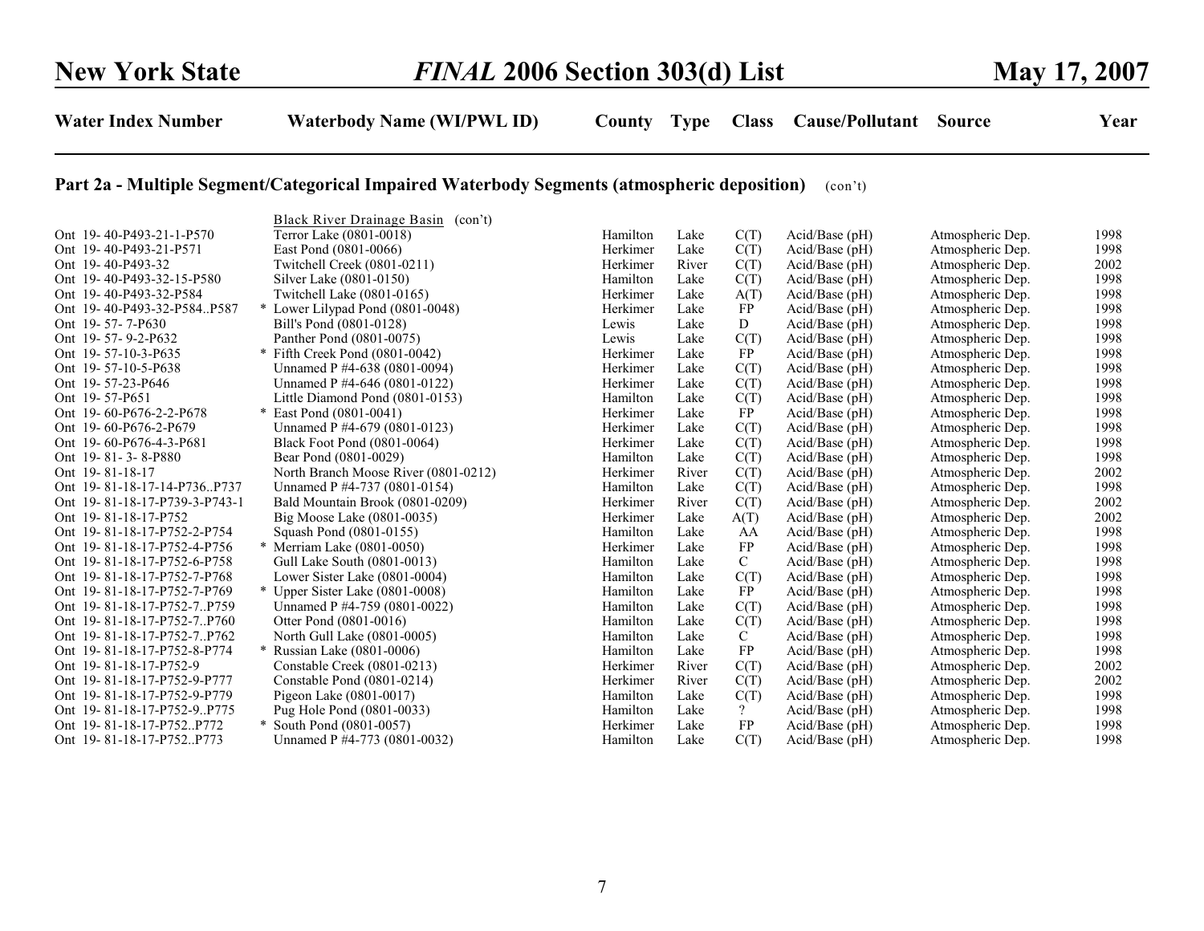## Part 2a - Multiple Segment/Categorical Impaired Waterbody Segments (atmospheric deposition) (con't)

| Water Index Number | Waterbody Name (WI/PWL ID) | County | Type | Class | Cause/Pollutant | Source | Year |
|---|---|---|---|---|---|---|---|
| | Black River Drainage Basin (con't) | | | | | | |
| Ont 19- 40-P493-21-1-P570 | Terror Lake (0801-0018) | Hamilton | Lake | C(T) | Acid/Base (pH) | Atmospheric Dep. | 1998 |
| Ont 19- 40-P493-21-P571 | East Pond (0801-0066) | Herkimer | Lake | C(T) | Acid/Base (pH) | Atmospheric Dep. | 1998 |
| Ont 19- 40-P493-32 | Twitchell Creek (0801-0211) | Herkimer | River | C(T) | Acid/Base (pH) | Atmospheric Dep. | 2002 |
| Ont 19- 40-P493-32-15-P580 | Silver Lake (0801-0150) | Hamilton | Lake | C(T) | Acid/Base (pH) | Atmospheric Dep. | 1998 |
| Ont 19- 40-P493-32-P584 | Twitchell Lake (0801-0165) | Herkimer | Lake | A(T) | Acid/Base (pH) | Atmospheric Dep. | 1998 |
| Ont 19- 40-P493-32-P584..P587 | * Lower Lilypad Pond (0801-0048) | Herkimer | Lake | FP | Acid/Base (pH) | Atmospheric Dep. | 1998 |
| Ont 19- 57- 7-P630 | Bill's Pond (0801-0128) | Lewis | Lake | D | Acid/Base (pH) | Atmospheric Dep. | 1998 |
| Ont 19- 57- 9-2-P632 | Panther Pond (0801-0075) | Lewis | Lake | C(T) | Acid/Base (pH) | Atmospheric Dep. | 1998 |
| Ont 19- 57-10-3-P635 | * Fifth Creek Pond (0801-0042) | Herkimer | Lake | FP | Acid/Base (pH) | Atmospheric Dep. | 1998 |
| Ont 19- 57-10-5-P638 | Unnamed P #4-638 (0801-0094) | Herkimer | Lake | C(T) | Acid/Base (pH) | Atmospheric Dep. | 1998 |
| Ont 19- 57-23-P646 | Unnamed P #4-646 (0801-0122) | Herkimer | Lake | C(T) | Acid/Base (pH) | Atmospheric Dep. | 1998 |
| Ont 19- 57-P651 | Little Diamond Pond (0801-0153) | Hamilton | Lake | C(T) | Acid/Base (pH) | Atmospheric Dep. | 1998 |
| Ont 19- 60-P676-2-2-P678 | * East Pond (0801-0041) | Herkimer | Lake | FP | Acid/Base (pH) | Atmospheric Dep. | 1998 |
| Ont 19- 60-P676-2-P679 | Unnamed P #4-679 (0801-0123) | Herkimer | Lake | C(T) | Acid/Base (pH) | Atmospheric Dep. | 1998 |
| Ont 19- 60-P676-4-3-P681 | Black Foot Pond (0801-0064) | Herkimer | Lake | C(T) | Acid/Base (pH) | Atmospheric Dep. | 1998 |
| Ont 19- 81- 3- 8-P880 | Bear Pond (0801-0029) | Hamilton | Lake | C(T) | Acid/Base (pH) | Atmospheric Dep. | 1998 |
| Ont 19- 81-18-17 | North Branch Moose River (0801-0212) | Herkimer | River | C(T) | Acid/Base (pH) | Atmospheric Dep. | 2002 |
| Ont 19- 81-18-17-14-P736..P737 | Unnamed P #4-737 (0801-0154) | Hamilton | Lake | C(T) | Acid/Base (pH) | Atmospheric Dep. | 1998 |
| Ont 19- 81-18-17-P739-3-P743-1 | Bald Mountain Brook (0801-0209) | Herkimer | River | C(T) | Acid/Base (pH) | Atmospheric Dep. | 2002 |
| Ont 19- 81-18-17-P752 | Big Moose Lake (0801-0035) | Herkimer | Lake | A(T) | Acid/Base (pH) | Atmospheric Dep. | 2002 |
| Ont 19- 81-18-17-P752-2-P754 | Squash Pond (0801-0155) | Hamilton | Lake | AA | Acid/Base (pH) | Atmospheric Dep. | 1998 |
| Ont 19- 81-18-17-P752-4-P756 | * Merriam Lake (0801-0050) | Herkimer | Lake | FP | Acid/Base (pH) | Atmospheric Dep. | 1998 |
| Ont 19- 81-18-17-P752-6-P758 | Gull Lake South (0801-0013) | Hamilton | Lake | C | Acid/Base (pH) | Atmospheric Dep. | 1998 |
| Ont 19- 81-18-17-P752-7-P768 | Lower Sister Lake (0801-0004) | Hamilton | Lake | C(T) | Acid/Base (pH) | Atmospheric Dep. | 1998 |
| Ont 19- 81-18-17-P752-7-P769 | * Upper Sister Lake (0801-0008) | Hamilton | Lake | FP | Acid/Base (pH) | Atmospheric Dep. | 1998 |
| Ont 19- 81-18-17-P752-7..P759 | Unnamed P #4-759 (0801-0022) | Hamilton | Lake | C(T) | Acid/Base (pH) | Atmospheric Dep. | 1998 |
| Ont 19- 81-18-17-P752-7..P760 | Otter Pond (0801-0016) | Hamilton | Lake | C(T) | Acid/Base (pH) | Atmospheric Dep. | 1998 |
| Ont 19- 81-18-17-P752-7..P762 | North Gull Lake (0801-0005) | Hamilton | Lake | C | Acid/Base (pH) | Atmospheric Dep. | 1998 |
| Ont 19- 81-18-17-P752-8-P774 | * Russian Lake (0801-0006) | Hamilton | Lake | FP | Acid/Base (pH) | Atmospheric Dep. | 1998 |
| Ont 19- 81-18-17-P752-9 | Constable Creek (0801-0213) | Herkimer | River | C(T) | Acid/Base (pH) | Atmospheric Dep. | 2002 |
| Ont 19- 81-18-17-P752-9-P777 | Constable Pond (0801-0214) | Herkimer | River | C(T) | Acid/Base (pH) | Atmospheric Dep. | 2002 |
| Ont 19- 81-18-17-P752-9-P779 | Pigeon Lake (0801-0017) | Hamilton | Lake | C(T) | Acid/Base (pH) | Atmospheric Dep. | 1998 |
| Ont 19- 81-18-17-P752-9..P775 | Pug Hole Pond (0801-0033) | Hamilton | Lake | ? | Acid/Base (pH) | Atmospheric Dep. | 1998 |
| Ont 19- 81-18-17-P752..P772 | * South Pond (0801-0057) | Herkimer | Lake | FP | Acid/Base (pH) | Atmospheric Dep. | 1998 |
| Ont 19- 81-18-17-P752..P773 | Unnamed P #4-773 (0801-0032) | Hamilton | Lake | C(T) | Acid/Base (pH) | Atmospheric Dep. | 1998 |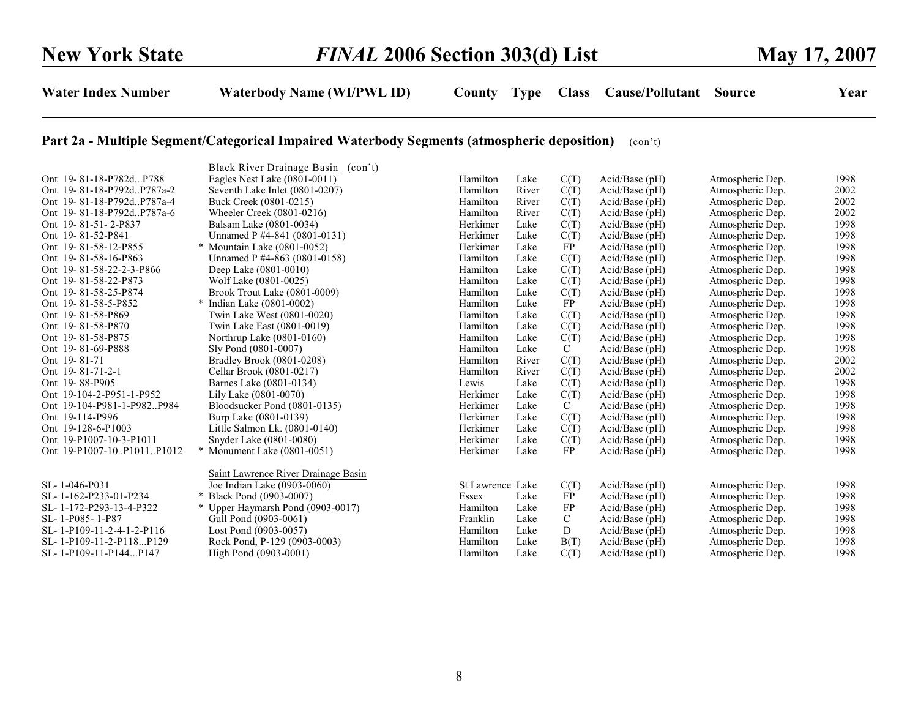| Water Index Number | Waterbody Name (WI/PWL ID) | County | Type | Class | Cause/Pollutant | Source | Year |
|---|---|---|---|---|---|---|---|

## Part 2a - Multiple Segment/Categorical Impaired Waterbody Segments (atmospheric deposition) (con't)

| Water Index Number | Waterbody Name (WI/PWL ID) | County | Type | Class | Cause/Pollutant | Source | Year |
|---|---|---|---|---|---|---|---|
| | Black River Drainage Basin (con't) | | | | | | |
| Ont 19- 81-18-P782d...P788 | Eagles Nest Lake (0801-0011) | Hamilton | Lake | C(T) | Acid/Base (pH) | Atmospheric Dep. | 1998 |
| Ont 19- 81-18-P792d..P787a-2 | Seventh Lake Inlet (0801-0207) | Hamilton | River | C(T) | Acid/Base (pH) | Atmospheric Dep. | 2002 |
| Ont 19- 81-18-P792d..P787a-4 | Buck Creek (0801-0215) | Hamilton | River | C(T) | Acid/Base (pH) | Atmospheric Dep. | 2002 |
| Ont 19- 81-18-P792d..P787a-6 | Wheeler Creek (0801-0216) | Hamilton | River | C(T) | Acid/Base (pH) | Atmospheric Dep. | 2002 |
| Ont 19- 81-51- 2-P837 | Balsam Lake (0801-0034) | Herkimer | Lake | C(T) | Acid/Base (pH) | Atmospheric Dep. | 1998 |
| Ont 19- 81-52-P841 | Unnamed P #4-841 (0801-0131) | Herkimer | Lake | C(T) | Acid/Base (pH) | Atmospheric Dep. | 1998 |
| Ont 19- 81-58-12-P855 | * Mountain Lake (0801-0052) | Herkimer | Lake | FP | Acid/Base (pH) | Atmospheric Dep. | 1998 |
| Ont 19- 81-58-16-P863 | Unnamed P #4-863 (0801-0158) | Hamilton | Lake | C(T) | Acid/Base (pH) | Atmospheric Dep. | 1998 |
| Ont 19- 81-58-22-2-3-P866 | Deep Lake (0801-0010) | Hamilton | Lake | C(T) | Acid/Base (pH) | Atmospheric Dep. | 1998 |
| Ont 19- 81-58-22-P873 | Wolf Lake (0801-0025) | Hamilton | Lake | C(T) | Acid/Base (pH) | Atmospheric Dep. | 1998 |
| Ont 19- 81-58-25-P874 | Brook Trout Lake (0801-0009) | Hamilton | Lake | C(T) | Acid/Base (pH) | Atmospheric Dep. | 1998 |
| Ont 19- 81-58-5-P852 | * Indian Lake (0801-0002) | Hamilton | Lake | FP | Acid/Base (pH) | Atmospheric Dep. | 1998 |
| Ont 19- 81-58-P869 | Twin Lake West (0801-0020) | Hamilton | Lake | C(T) | Acid/Base (pH) | Atmospheric Dep. | 1998 |
| Ont 19- 81-58-P870 | Twin Lake East (0801-0019) | Hamilton | Lake | C(T) | Acid/Base (pH) | Atmospheric Dep. | 1998 |
| Ont 19- 81-58-P875 | Northrup Lake (0801-0160) | Hamilton | Lake | C(T) | Acid/Base (pH) | Atmospheric Dep. | 1998 |
| Ont 19- 81-69-P888 | Sly Pond (0801-0007) | Hamilton | Lake | C | Acid/Base (pH) | Atmospheric Dep. | 1998 |
| Ont 19- 81-71 | Bradley Brook (0801-0208) | Hamilton | River | C(T) | Acid/Base (pH) | Atmospheric Dep. | 2002 |
| Ont 19- 81-71-2-1 | Cellar Brook (0801-0217) | Hamilton | River | C(T) | Acid/Base (pH) | Atmospheric Dep. | 2002 |
| Ont 19- 88-P905 | Barnes Lake (0801-0134) | Lewis | Lake | C(T) | Acid/Base (pH) | Atmospheric Dep. | 1998 |
| Ont 19-104-2-P951-1-P952 | Lily Lake (0801-0070) | Herkimer | Lake | C(T) | Acid/Base (pH) | Atmospheric Dep. | 1998 |
| Ont 19-104-P981-1-P982..P984 | Bloodsucker Pond (0801-0135) | Herkimer | Lake | C | Acid/Base (pH) | Atmospheric Dep. | 1998 |
| Ont 19-114-P996 | Burp Lake (0801-0139) | Herkimer | Lake | C(T) | Acid/Base (pH) | Atmospheric Dep. | 1998 |
| Ont 19-128-6-P1003 | Little Salmon Lk. (0801-0140) | Herkimer | Lake | C(T) | Acid/Base (pH) | Atmospheric Dep. | 1998 |
| Ont 19-P1007-10-3-P1011 | Snyder Lake (0801-0080) | Herkimer | Lake | C(T) | Acid/Base (pH) | Atmospheric Dep. | 1998 |
| Ont 19-P1007-10..P1011..P1012 | * Monument Lake (0801-0051) | Herkimer | Lake | FP | Acid/Base (pH) | Atmospheric Dep. | 1998 |
| | Saint Lawrence River Drainage Basin | | | | | | |
| SL- 1-046-P031 | Joe Indian Lake (0903-0060) | St.Lawrence | Lake | C(T) | Acid/Base (pH) | Atmospheric Dep. | 1998 |
| SL- 1-162-P233-01-P234 | * Black Pond (0903-0007) | Essex | Lake | FP | Acid/Base (pH) | Atmospheric Dep. | 1998 |
| SL- 1-172-P293-13-4-P322 | * Upper Haymarsh Pond (0903-0017) | Hamilton | Lake | FP | Acid/Base (pH) | Atmospheric Dep. | 1998 |
| SL- 1-P085- 1-P87 | Gull Pond (0903-0061) | Franklin | Lake | C | Acid/Base (pH) | Atmospheric Dep. | 1998 |
| SL- 1-P109-11-2-4-1-2-P116 | Lost Pond (0903-0057) | Hamilton | Lake | D | Acid/Base (pH) | Atmospheric Dep. | 1998 |
| SL- 1-P109-11-2-P118...P129 | Rock Pond, P-129 (0903-0003) | Hamilton | Lake | B(T) | Acid/Base (pH) | Atmospheric Dep. | 1998 |
| SL- 1-P109-11-P144...P147 | High Pond (0903-0001) | Hamilton | Lake | C(T) | Acid/Base (pH) | Atmospheric Dep. | 1998 |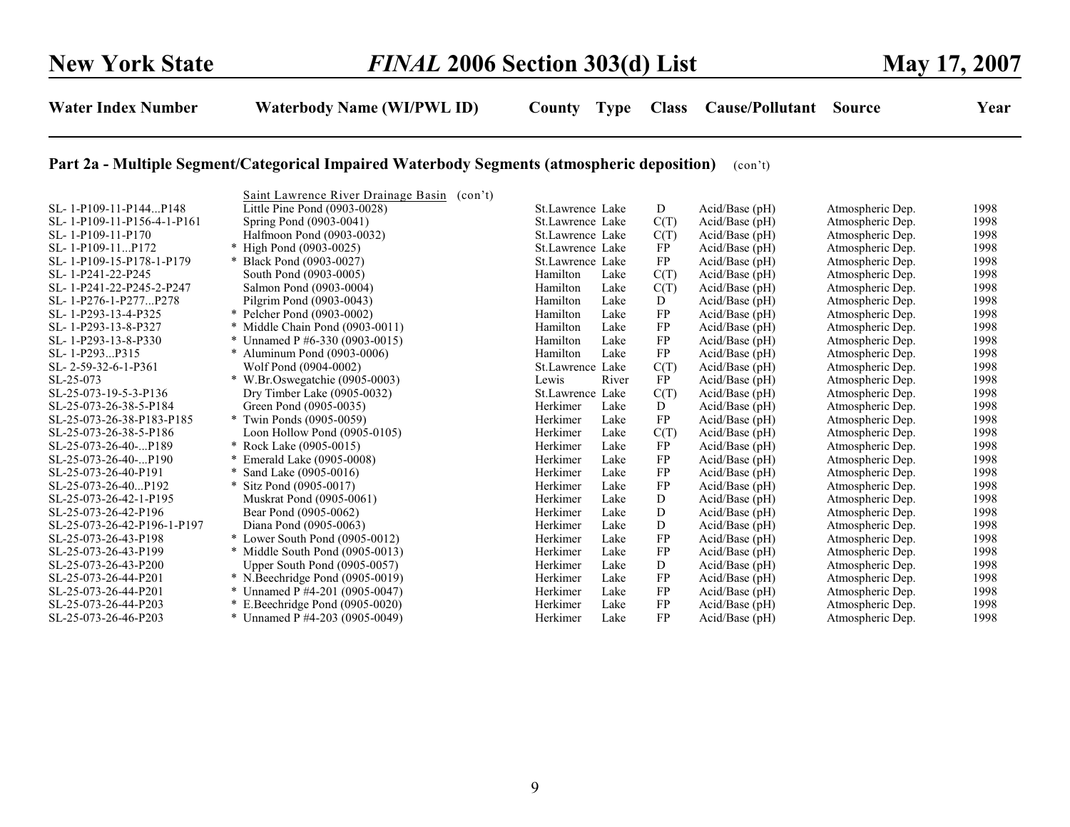| Water Index Number | Waterbody Name (WI/PWL ID) | County | Type | Class | Cause/Pollutant | Source | Year |
|---|---|---|---|---|---|---|---|

**Part 2a - Multiple Segment/Categorical Impaired Waterbody Segments (atmospheric deposition)** (con't)

Saint Lawrence River Drainage Basin (con't)

| Water Index Number | Waterbody Name (WI/PWL ID) | County | Type | Class | Cause/Pollutant | Source | Year |
|---|---|---|---|---|---|---|---|
| SL- 1-P109-11-P144...P148 | Little Pine Pond (0903-0028) | St.Lawrence | Lake | D | Acid/Base (pH) | Atmospheric Dep. | 1998 |
| SL- 1-P109-11-P156-4-1-P161 | Spring Pond (0903-0041) | St.Lawrence | Lake | C(T) | Acid/Base (pH) | Atmospheric Dep. | 1998 |
| SL- 1-P109-11-P170 | Halfmoon Pond (0903-0032) | St.Lawrence | Lake | C(T) | Acid/Base (pH) | Atmospheric Dep. | 1998 |
| SL- 1-P109-11...P172 | * High Pond (0903-0025) | St.Lawrence | Lake | FP | Acid/Base (pH) | Atmospheric Dep. | 1998 |
| SL- 1-P109-15-P178-1-P179 | * Black Pond (0903-0027) | St.Lawrence | Lake | FP | Acid/Base (pH) | Atmospheric Dep. | 1998 |
| SL- 1-P241-22-P245 | South Pond (0903-0005) | Hamilton | Lake | C(T) | Acid/Base (pH) | Atmospheric Dep. | 1998 |
| SL- 1-P241-22-P245-2-P247 | Salmon Pond (0903-0004) | Hamilton | Lake | C(T) | Acid/Base (pH) | Atmospheric Dep. | 1998 |
| SL- 1-P276-1-P277...P278 | Pilgrim Pond (0903-0043) | Hamilton | Lake | D | Acid/Base (pH) | Atmospheric Dep. | 1998 |
| SL- 1-P293-13-4-P325 | * Pelcher Pond (0903-0002) | Hamilton | Lake | FP | Acid/Base (pH) | Atmospheric Dep. | 1998 |
| SL- 1-P293-13-8-P327 | * Middle Chain Pond (0903-0011) | Hamilton | Lake | FP | Acid/Base (pH) | Atmospheric Dep. | 1998 |
| SL- 1-P293-13-8-P330 | * Unnamed P #6-330 (0903-0015) | Hamilton | Lake | FP | Acid/Base (pH) | Atmospheric Dep. | 1998 |
| SL- 1-P293...P315 | * Aluminum Pond (0903-0006) | Hamilton | Lake | FP | Acid/Base (pH) | Atmospheric Dep. | 1998 |
| SL- 2-59-32-6-1-P361 | Wolf Pond (0904-0002) | St.Lawrence | Lake | C(T) | Acid/Base (pH) | Atmospheric Dep. | 1998 |
| SL-25-073 | * W.Br.Oswegatchie (0905-0003) | Lewis | River | FP | Acid/Base (pH) | Atmospheric Dep. | 1998 |
| SL-25-073-19-5-3-P136 | Dry Timber Lake (0905-0032) | St.Lawrence | Lake | C(T) | Acid/Base (pH) | Atmospheric Dep. | 1998 |
| SL-25-073-26-38-5-P184 | Green Pond (0905-0035) | Herkimer | Lake | D | Acid/Base (pH) | Atmospheric Dep. | 1998 |
| SL-25-073-26-38-P183-P185 | * Twin Ponds (0905-0059) | Herkimer | Lake | FP | Acid/Base (pH) | Atmospheric Dep. | 1998 |
| SL-25-073-26-38-5-P186 | Loon Hollow Pond (0905-0105) | Herkimer | Lake | C(T) | Acid/Base (pH) | Atmospheric Dep. | 1998 |
| SL-25-073-26-40-...P189 | * Rock Lake (0905-0015) | Herkimer | Lake | FP | Acid/Base (pH) | Atmospheric Dep. | 1998 |
| SL-25-073-26-40-...P190 | * Emerald Lake (0905-0008) | Herkimer | Lake | FP | Acid/Base (pH) | Atmospheric Dep. | 1998 |
| SL-25-073-26-40-P191 | * Sand Lake (0905-0016) | Herkimer | Lake | FP | Acid/Base (pH) | Atmospheric Dep. | 1998 |
| SL-25-073-26-40...P192 | * Sitz Pond (0905-0017) | Herkimer | Lake | FP | Acid/Base (pH) | Atmospheric Dep. | 1998 |
| SL-25-073-26-42-1-P195 | Muskrat Pond (0905-0061) | Herkimer | Lake | D | Acid/Base (pH) | Atmospheric Dep. | 1998 |
| SL-25-073-26-42-P196 | Bear Pond (0905-0062) | Herkimer | Lake | D | Acid/Base (pH) | Atmospheric Dep. | 1998 |
| SL-25-073-26-42-P196-1-P197 | Diana Pond (0905-0063) | Herkimer | Lake | D | Acid/Base (pH) | Atmospheric Dep. | 1998 |
| SL-25-073-26-43-P198 | * Lower South Pond (0905-0012) | Herkimer | Lake | FP | Acid/Base (pH) | Atmospheric Dep. | 1998 |
| SL-25-073-26-43-P199 | * Middle South Pond (0905-0013) | Herkimer | Lake | FP | Acid/Base (pH) | Atmospheric Dep. | 1998 |
| SL-25-073-26-43-P200 | Upper South Pond (0905-0057) | Herkimer | Lake | D | Acid/Base (pH) | Atmospheric Dep. | 1998 |
| SL-25-073-26-44-P201 | * N.Beechridge Pond (0905-0019) | Herkimer | Lake | FP | Acid/Base (pH) | Atmospheric Dep. | 1998 |
| SL-25-073-26-44-P201 | * Unnamed P #4-201 (0905-0047) | Herkimer | Lake | FP | Acid/Base (pH) | Atmospheric Dep. | 1998 |
| SL-25-073-26-44-P203 | * E.Beechridge Pond (0905-0020) | Herkimer | Lake | FP | Acid/Base (pH) | Atmospheric Dep. | 1998 |
| SL-25-073-26-46-P203 | * Unnamed P #4-203 (0905-0049) | Herkimer | Lake | FP | Acid/Base (pH) | Atmospheric Dep. | 1998 |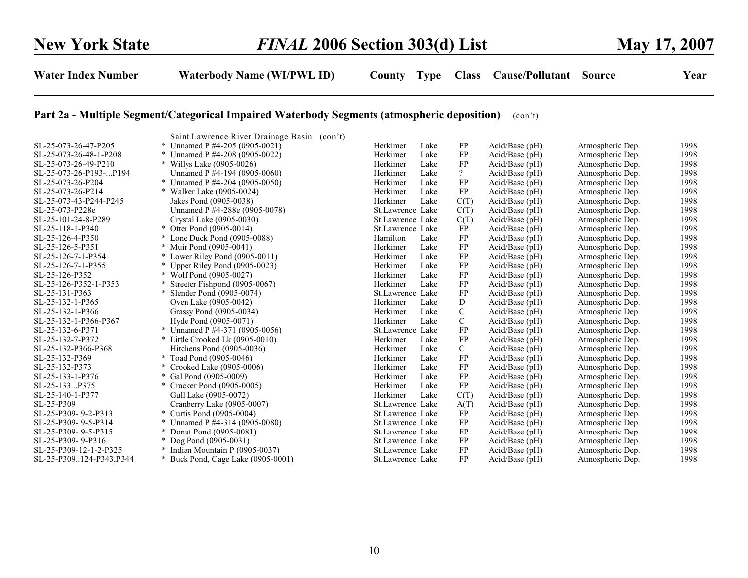## Part 2a - Multiple Segment/Categorical Impaired Waterbody Segments (atmospheric deposition) (con't)

| Water Index Number | Waterbody Name (WI/PWL ID) | County | Type | Class | Cause/Pollutant | Source | Year |
|---|---|---|---|---|---|---|---|
| | Saint Lawrence River Drainage Basin (con't) | | | | | | |
| SL-25-073-26-47-P205 | * Unnamed P #4-205 (0905-0021) | Herkimer | Lake | FP | Acid/Base (pH) | Atmospheric Dep. | 1998 |
| SL-25-073-26-48-1-P208 | * Unnamed P #4-208 (0905-0022) | Herkimer | Lake | FP | Acid/Base (pH) | Atmospheric Dep. | 1998 |
| SL-25-073-26-49-P210 | * Willys Lake (0905-0026) | Herkimer | Lake | FP | Acid/Base (pH) | Atmospheric Dep. | 1998 |
| SL-25-073-26-P193-...P194 | Unnamed P #4-194 (0905-0060) | Herkimer | Lake | ? | Acid/Base (pH) | Atmospheric Dep. | 1998 |
| SL-25-073-26-P204 | * Unnamed P #4-204 (0905-0050) | Herkimer | Lake | FP | Acid/Base (pH) | Atmospheric Dep. | 1998 |
| SL-25-073-26-P214 | * Walker Lake (0905-0024) | Herkimer | Lake | FP | Acid/Base (pH) | Atmospheric Dep. | 1998 |
| SL-25-073-43-P244-P245 | Jakes Pond (0905-0038) | Herkimer | Lake | C(T) | Acid/Base (pH) | Atmospheric Dep. | 1998 |
| SL-25-073-P228e | Unnamed P #4-288e (0905-0078) | St.Lawrence | Lake | C(T) | Acid/Base (pH) | Atmospheric Dep. | 1998 |
| SL-25-101-24-8-P289 | Crystal Lake (0905-0030) | St.Lawrence | Lake | C(T) | Acid/Base (pH) | Atmospheric Dep. | 1998 |
| SL-25-118-1-P340 | * Otter Pond (0905-0014) | St.Lawrence | Lake | FP | Acid/Base (pH) | Atmospheric Dep. | 1998 |
| SL-25-126-4-P350 | * Lone Duck Pond (0905-0088) | Hamilton | Lake | FP | Acid/Base (pH) | Atmospheric Dep. | 1998 |
| SL-25-126-5-P351 | * Muir Pond (0905-0041) | Herkimer | Lake | FP | Acid/Base (pH) | Atmospheric Dep. | 1998 |
| SL-25-126-7-1-P354 | * Lower Riley Pond (0905-0011) | Herkimer | Lake | FP | Acid/Base (pH) | Atmospheric Dep. | 1998 |
| SL-25-126-7-1-P355 | * Upper Riley Pond (0905-0023) | Herkimer | Lake | FP | Acid/Base (pH) | Atmospheric Dep. | 1998 |
| SL-25-126-P352 | * Wolf Pond (0905-0027) | Herkimer | Lake | FP | Acid/Base (pH) | Atmospheric Dep. | 1998 |
| SL-25-126-P352-1-P353 | * Streeter Fishpond (0905-0067) | Herkimer | Lake | FP | Acid/Base (pH) | Atmospheric Dep. | 1998 |
| SL-25-131-P363 | * Slender Pond (0905-0074) | St.Lawrence | Lake | FP | Acid/Base (pH) | Atmospheric Dep. | 1998 |
| SL-25-132-1-P365 | Oven Lake (0905-0042) | Herkimer | Lake | D | Acid/Base (pH) | Atmospheric Dep. | 1998 |
| SL-25-132-1-P366 | Grassy Pond (0905-0034) | Herkimer | Lake | C | Acid/Base (pH) | Atmospheric Dep. | 1998 |
| SL-25-132-1-P366-P367 | Hyde Pond (0905-0071) | Herkimer | Lake | C | Acid/Base (pH) | Atmospheric Dep. | 1998 |
| SL-25-132-6-P371 | * Unnamed P #4-371 (0905-0056) | St.Lawrence | Lake | FP | Acid/Base (pH) | Atmospheric Dep. | 1998 |
| SL-25-132-7-P372 | * Little Crooked Lk (0905-0010) | Herkimer | Lake | FP | Acid/Base (pH) | Atmospheric Dep. | 1998 |
| SL-25-132-P366-P368 | Hitchens Pond (0905-0036) | Herkimer | Lake | C | Acid/Base (pH) | Atmospheric Dep. | 1998 |
| SL-25-132-P369 | * Toad Pond (0905-0046) | Herkimer | Lake | FP | Acid/Base (pH) | Atmospheric Dep. | 1998 |
| SL-25-132-P373 | * Crooked Lake (0905-0006) | Herkimer | Lake | FP | Acid/Base (pH) | Atmospheric Dep. | 1998 |
| SL-25-133-1-P376 | * Gal Pond (0905-0009) | Herkimer | Lake | FP | Acid/Base (pH) | Atmospheric Dep. | 1998 |
| SL-25-133...P375 | * Cracker Pond (0905-0005) | Herkimer | Lake | FP | Acid/Base (pH) | Atmospheric Dep. | 1998 |
| SL-25-140-1-P377 | Gull Lake (0905-0072) | Herkimer | Lake | C(T) | Acid/Base (pH) | Atmospheric Dep. | 1998 |
| SL-25-P309 | Cranberry Lake (0905-0007) | St.Lawrence | Lake | A(T) | Acid/Base (pH) | Atmospheric Dep. | 1998 |
| SL-25-P309- 9-2-P313 | * Curtis Pond (0905-0004) | St.Lawrence | Lake | FP | Acid/Base (pH) | Atmospheric Dep. | 1998 |
| SL-25-P309- 9-5-P314 | * Unnamed P #4-314 (0905-0080) | St.Lawrence | Lake | FP | Acid/Base (pH) | Atmospheric Dep. | 1998 |
| SL-25-P309- 9-5-P315 | * Donut Pond (0905-0081) | St.Lawrence | Lake | FP | Acid/Base (pH) | Atmospheric Dep. | 1998 |
| SL-25-P309- 9-P316 | * Dog Pond (0905-0031) | St.Lawrence | Lake | FP | Acid/Base (pH) | Atmospheric Dep. | 1998 |
| SL-25-P309-12-1-2-P325 | * Indian Mountain P (0905-0037) | St.Lawrence | Lake | FP | Acid/Base (pH) | Atmospheric Dep. | 1998 |
| SL-25-P309..124-P343,P344 | * Buck Pond, Cage Lake (0905-0001) | St.Lawrence | Lake | FP | Acid/Base (pH) | Atmospheric Dep. | 1998 |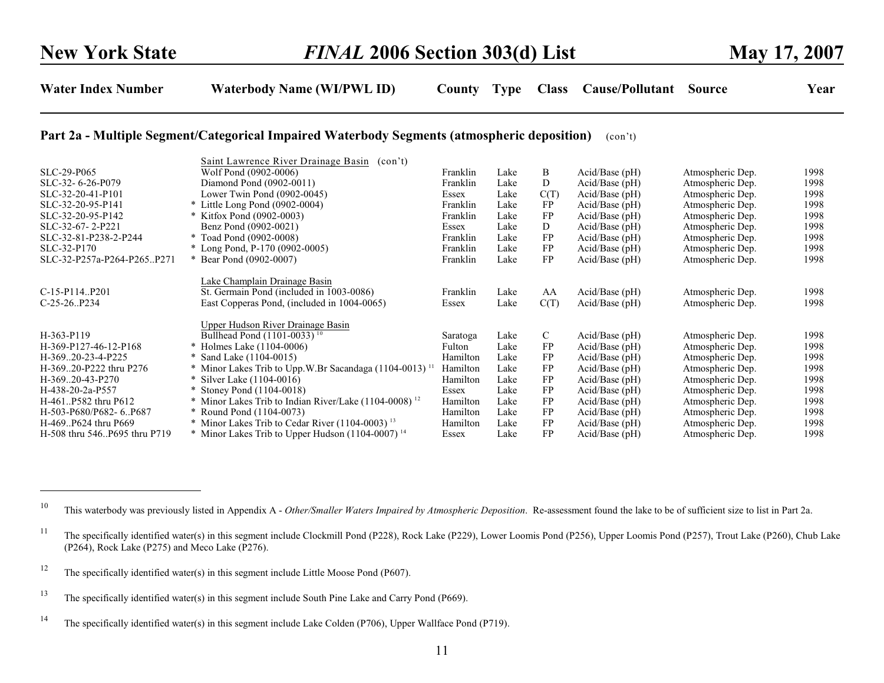## Part 2a - Multiple Segment/Categorical Impaired Waterbody Segments (atmospheric deposition) (con't)

| Water Index Number | Waterbody Name (WI/PWL ID) | County | Type | Class | Cause/Pollutant | Source | Year |
|---|---|---|---|---|---|---|---|
| | Saint Lawrence River Drainage Basin (con't) | | | | | | |
| SLC-29-P065 | Wolf Pond (0902-0006) | Franklin | Lake | B | Acid/Base (pH) | Atmospheric Dep. | 1998 |
| SLC-32- 6-26-P079 | Diamond Pond (0902-0011) | Franklin | Lake | D | Acid/Base (pH) | Atmospheric Dep. | 1998 |
| SLC-32-20-41-P101 | Lower Twin Pond (0902-0045) | Essex | Lake | C(T) | Acid/Base (pH) | Atmospheric Dep. | 1998 |
| SLC-32-20-95-P141 | * Little Long Pond (0902-0004) | Franklin | Lake | FP | Acid/Base (pH) | Atmospheric Dep. | 1998 |
| SLC-32-20-95-P142 | * Kitfox Pond (0902-0003) | Franklin | Lake | FP | Acid/Base (pH) | Atmospheric Dep. | 1998 |
| SLC-32-67- 2-P221 | Benz Pond (0902-0021) | Essex | Lake | D | Acid/Base (pH) | Atmospheric Dep. | 1998 |
| SLC-32-81-P238-2-P244 | * Toad Pond (0902-0008) | Franklin | Lake | FP | Acid/Base (pH) | Atmospheric Dep. | 1998 |
| SLC-32-P170 | * Long Pond, P-170 (0902-0005) | Franklin | Lake | FP | Acid/Base (pH) | Atmospheric Dep. | 1998 |
| SLC-32-P257a-P264-P265..P271 | * Bear Pond (0902-0007) | Franklin | Lake | FP | Acid/Base (pH) | Atmospheric Dep. | 1998 |
| | Lake Champlain Drainage Basin | | | | | | |
| C-15-P114..P201 | St. Germain Pond (included in 1003-0086) | Franklin | Lake | AA | Acid/Base (pH) | Atmospheric Dep. | 1998 |
| C-25-26..P234 | East Copperas Pond, (included in 1004-0065) | Essex | Lake | C(T) | Acid/Base (pH) | Atmospheric Dep. | 1998 |
| | Upper Hudson River Drainage Basin | | | | | | |
| H-363-P119 | Bullhead Pond (1101-0033) [10] | Saratoga | Lake | C | Acid/Base (pH) | Atmospheric Dep. | 1998 |
| H-369-P127-46-12-P168 | * Holmes Lake (1104-0006) | Fulton | Lake | FP | Acid/Base (pH) | Atmospheric Dep. | 1998 |
| H-369..20-23-4-P225 | * Sand Lake (1104-0015) | Hamilton | Lake | FP | Acid/Base (pH) | Atmospheric Dep. | 1998 |
| H-369..20-P222 thru P276 | * Minor Lakes Trib to Upp.W.Br Sacandaga (1104-0013) [11] | Hamilton | Lake | FP | Acid/Base (pH) | Atmospheric Dep. | 1998 |
| H-369..20-43-P270 | * Silver Lake (1104-0016) | Hamilton | Lake | FP | Acid/Base (pH) | Atmospheric Dep. | 1998 |
| H-438-20-2a-P557 | * Stoney Pond (1104-0018) | Essex | Lake | FP | Acid/Base (pH) | Atmospheric Dep. | 1998 |
| H-461..P582 thru P612 | * Minor Lakes Trib to Indian River/Lake (1104-0008) [12] | Hamilton | Lake | FP | Acid/Base (pH) | Atmospheric Dep. | 1998 |
| H-503-P680/P682- 6..P687 | * Round Pond (1104-0073) | Hamilton | Lake | FP | Acid/Base (pH) | Atmospheric Dep. | 1998 |
| H-469..P624 thru P669 | * Minor Lakes Trib to Cedar River (1104-0003) [13] | Hamilton | Lake | FP | Acid/Base (pH) | Atmospheric Dep. | 1998 |
| H-508 thru 546..P695 thru P719 | * Minor Lakes Trib to Upper Hudson (1104-0007) [14] | Essex | Lake | FP | Acid/Base (pH) | Atmospheric Dep. | 1998 |

---

[10] This waterbody was previously listed in Appendix A - *Other/Smaller Waters Impaired by Atmospheric Deposition*. Re-assessment found the lake to be of sufficient size to list in Part 2a.

[11] The specifically identified water(s) in this segment include Clockmill Pond (P228), Rock Lake (P229), Lower Loomis Pond (P256), Upper Loomis Pond (P257), Trout Lake (P260), Chub Lake (P264), Rock Lake (P275) and Meco Lake (P276).

[12] The specifically identified water(s) in this segment include Little Moose Pond (P607).

[13] The specifically identified water(s) in this segment include South Pine Lake and Carry Pond (P669).

[14] The specifically identified water(s) in this segment include Lake Colden (P706), Upper Wallface Pond (P719).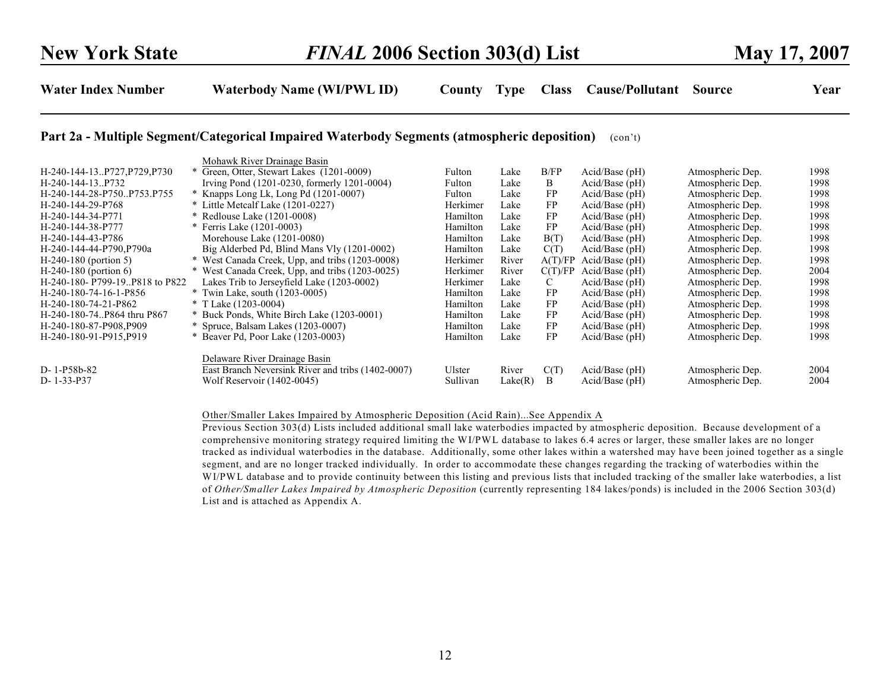| Water Index Number | Waterbody Name (WI/PWL ID) | County | Type | Class | Cause/Pollutant | Source | Year |
|---|---|---|---|---|---|---|---|

**Part 2a - Multiple Segment/Categorical Impaired Waterbody Segments (atmospheric deposition)** (con't)

| Water Index Number | Waterbody Name (WI/PWL ID) | County | Type | Class | Cause/Pollutant | Source | Year |
|---|---|---|---|---|---|---|---|
| | Mohawk River Drainage Basin | | | | | | |
| H-240-144-13..P727,P729,P730 | * Green, Otter, Stewart Lakes (1201-0009) | Fulton | Lake | B/FP | Acid/Base (pH) | Atmospheric Dep. | 1998 |
| H-240-144-13..P732 | Irving Pond (1201-0230, formerly 1201-0004) | Fulton | Lake | B | Acid/Base (pH) | Atmospheric Dep. | 1998 |
| H-240-144-28-P750..P753.P755 | * Knapps Long Lk, Long Pd (1201-0007) | Fulton | Lake | FP | Acid/Base (pH) | Atmospheric Dep. | 1998 |
| H-240-144-29-P768 | * Little Metcalf Lake (1201-0227) | Herkimer | Lake | FP | Acid/Base (pH) | Atmospheric Dep. | 1998 |
| H-240-144-34-P771 | * Redlouse Lake (1201-0008) | Hamilton | Lake | FP | Acid/Base (pH) | Atmospheric Dep. | 1998 |
| H-240-144-38-P777 | * Ferris Lake (1201-0003) | Hamilton | Lake | FP | Acid/Base (pH) | Atmospheric Dep. | 1998 |
| H-240-144-43-P786 | Morehouse Lake (1201-0080) | Hamilton | Lake | B(T) | Acid/Base (pH) | Atmospheric Dep. | 1998 |
| H-240-144-44-P790,P790a | Big Alderbed Pd, Blind Mans Vly (1201-0002) | Hamilton | Lake | C(T) | Acid/Base (pH) | Atmospheric Dep. | 1998 |
| H-240-180 (portion 5) | * West Canada Creek, Upp, and tribs (1203-0008) | Herkimer | River | A(T)/FP | Acid/Base (pH) | Atmospheric Dep. | 1998 |
| H-240-180 (portion 6) | * West Canada Creek, Upp, and tribs (1203-0025) | Herkimer | River | C(T)/FP | Acid/Base (pH) | Atmospheric Dep. | 2004 |
| H-240-180- P799-19..P818 to P822 | Lakes Trib to Jerseyfield Lake (1203-0002) | Herkimer | Lake | C | Acid/Base (pH) | Atmospheric Dep. | 1998 |
| H-240-180-74-16-1-P856 | * Twin Lake, south (1203-0005) | Hamilton | Lake | FP | Acid/Base (pH) | Atmospheric Dep. | 1998 |
| H-240-180-74-21-P862 | * T Lake (1203-0004) | Hamilton | Lake | FP | Acid/Base (pH) | Atmospheric Dep. | 1998 |
| H-240-180-74..P864 thru P867 | * Buck Ponds, White Birch Lake (1203-0001) | Hamilton | Lake | FP | Acid/Base (pH) | Atmospheric Dep. | 1998 |
| H-240-180-87-P908,P909 | * Spruce, Balsam Lakes (1203-0007) | Hamilton | Lake | FP | Acid/Base (pH) | Atmospheric Dep. | 1998 |
| H-240-180-91-P915,P919 | * Beaver Pd, Poor Lake (1203-0003) | Hamilton | Lake | FP | Acid/Base (pH) | Atmospheric Dep. | 1998 |
| | Delaware River Drainage Basin | | | | | | |
| D- 1-P58b-82 | East Branch Neversink River and tribs (1402-0007) | Ulster | River | C(T) | Acid/Base (pH) | Atmospheric Dep. | 2004 |
| D- 1-33-P37 | Wolf Reservoir (1402-0045) | Sullivan | Lake(R) | B | Acid/Base (pH) | Atmospheric Dep. | 2004 |

Other/Smaller Lakes Impaired by Atmospheric Deposition (Acid Rain)...See Appendix A

Previous Section 303(d) Lists included additional small lake waterbodies impacted by atmospheric deposition. Because development of a comprehensive monitoring strategy required limiting the WI/PWL database to lakes 6.4 acres or larger, these smaller lakes are no longer tracked as individual waterbodies in the database. Additionally, some other lakes within a watershed may have been joined together as a single segment, and are no longer tracked individually. In order to accommodate these changes regarding the tracking of waterbodies within the WI/PWL database and to provide continuity between this listing and previous lists that included tracking of the smaller lake waterbodies, a list of *Other/Smaller Lakes Impaired by Atmospheric Deposition* (currently representing 184 lakes/ponds) is included in the 2006 Section 303(d) List and is attached as Appendix A.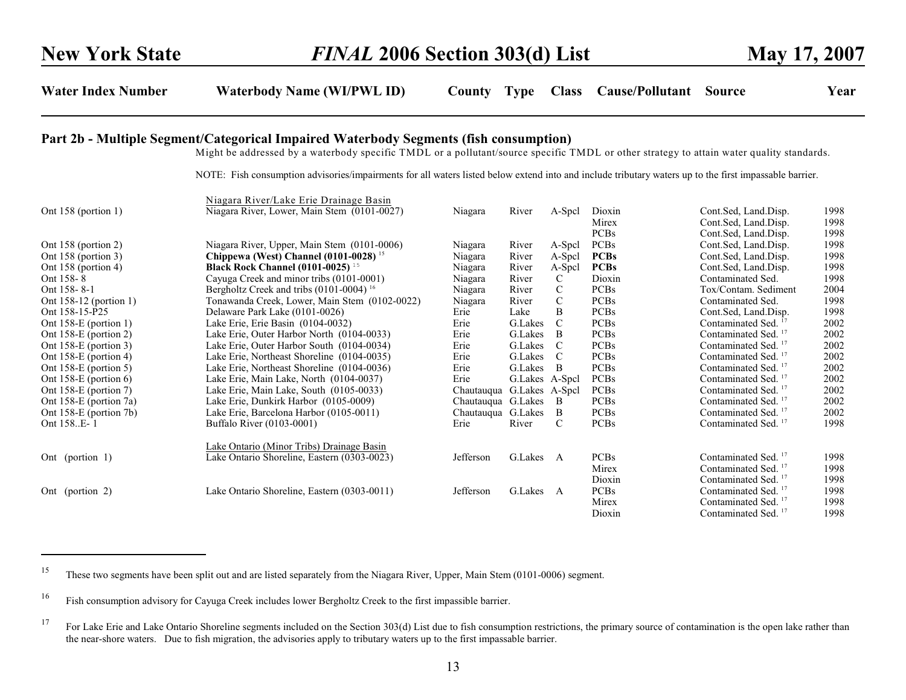| Water Index Number | Waterbody Name (WI/PWL ID) | County | Type | Class | Cause/Pollutant | Source | Year |
|---|---|---|---|---|---|---|---|

## Part 2b - Multiple Segment/Categorical Impaired Waterbody Segments (fish consumption)

Might be addressed by a waterbody specific TMDL or a pollutant/source specific TMDL or other strategy to attain water quality standards.

NOTE: Fish consumption advisories/impairments for all waters listed below extend into and include tributary waters up to the first impassable barrier.

| Water Index Number | Waterbody Name (WI/PWL ID) | County | Type | Class | Cause/Pollutant | Source | Year |
|---|---|---|---|---|---|---|---|
| | Niagara River/Lake Erie Drainage Basin | | | | | | |
| Ont 158 (portion 1) | Niagara River, Lower, Main Stem (0101-0027) | Niagara | River | A-Spcl | Dioxin | Cont.Sed, Land.Disp. | 1998 |
| | | | | | Mirex | Cont.Sed, Land.Disp. | 1998 |
| | | | | | PCBs | Cont.Sed, Land.Disp. | 1998 |
| Ont 158 (portion 2) | Niagara River, Upper, Main Stem (0101-0006) | Niagara | River | A-Spcl | PCBs | Cont.Sed, Land.Disp. | 1998 |
| Ont 158 (portion 3) | **Chippewa (West) Channel (0101-0028)** [15] | Niagara | River | A-Spcl | **PCBs** | Cont.Sed, Land.Disp. | 1998 |
| Ont 158 (portion 4) | **Black Rock Channel (0101-0025)** [15] | Niagara | River | A-Spcl | **PCBs** | Cont.Sed, Land.Disp. | 1998 |
| Ont 158- 8 | Cayuga Creek and minor tribs (0101-0001) | Niagara | River | C | Dioxin | Contaminated Sed. | 1998 |
| Ont 158- 8-1 | Bergholtz Creek and tribs (0101-0004) [16] | Niagara | River | C | PCBs | Tox/Contam. Sediment | 2004 |
| Ont 158-12 (portion 1) | Tonawanda Creek, Lower, Main Stem (0102-0022) | Niagara | River | C | PCBs | Contaminated Sed. | 1998 |
| Ont 158-15-P25 | Delaware Park Lake (0101-0026) | Erie | Lake | B | PCBs | Cont.Sed, Land.Disp. | 1998 |
| Ont 158-E (portion 1) | Lake Erie, Erie Basin (0104-0032) | Erie | G.Lakes | C | PCBs | Contaminated Sed. [17] | 2002 |
| Ont 158-E (portion 2) | Lake Erie, Outer Harbor North (0104-0033) | Erie | G.Lakes | B | PCBs | Contaminated Sed. [17] | 2002 |
| Ont 158-E (portion 3) | Lake Erie, Outer Harbor South (0104-0034) | Erie | G.Lakes | C | PCBs | Contaminated Sed. [17] | 2002 |
| Ont 158-E (portion 4) | Lake Erie, Northeast Shoreline (0104-0035) | Erie | G.Lakes | C | PCBs | Contaminated Sed. [17] | 2002 |
| Ont 158-E (portion 5) | Lake Erie, Northeast Shoreline (0104-0036) | Erie | G.Lakes | B | PCBs | Contaminated Sed. [17] | 2002 |
| Ont 158-E (portion 6) | Lake Erie, Main Lake, North (0104-0037) | Erie | G.Lakes | A-Spcl | PCBs | Contaminated Sed. [17] | 2002 |
| Ont 158-E (portion 7) | Lake Erie, Main Lake, South (0105-0033) | Chautauqua | G.Lakes | A-Spcl | PCBs | Contaminated Sed. [17] | 2002 |
| Ont 158-E (portion 7a) | Lake Erie, Dunkirk Harbor (0105-0009) | Chautauqua | G.Lakes | B | PCBs | Contaminated Sed. [17] | 2002 |
| Ont 158-E (portion 7b) | Lake Erie, Barcelona Harbor (0105-0011) | Chautauqua | G.Lakes | B | PCBs | Contaminated Sed. [17] | 2002 |
| Ont 158..E- 1 | Buffalo River (0103-0001) | Erie | River | C | PCBs | Contaminated Sed. [17] | 1998 |
| | Lake Ontario (Minor Tribs) Drainage Basin | | | | | | |
| Ont (portion 1) | Lake Ontario Shoreline, Eastern (0303-0023) | Jefferson | G.Lakes | A | PCBs | Contaminated Sed. [17] | 1998 |
| | | | | | Mirex | Contaminated Sed. [17] | 1998 |
| | | | | | Dioxin | Contaminated Sed. [17] | 1998 |
| Ont (portion 2) | Lake Ontario Shoreline, Eastern (0303-0011) | Jefferson | G.Lakes | A | PCBs | Contaminated Sed. [17] | 1998 |
| | | | | | Mirex | Contaminated Sed. [17] | 1998 |
| | | | | | Dioxin | Contaminated Sed. [17] | 1998 |

---

[15] These two segments have been split out and are listed separately from the Niagara River, Upper, Main Stem (0101-0006) segment.

[16] Fish consumption advisory for Cayuga Creek includes lower Bergholtz Creek to the first impassible barrier.

[17] For Lake Erie and Lake Ontario Shoreline segments included on the Section 303(d) List due to fish consumption restrictions, the primary source of contamination is the open lake rather than the near-shore waters. Due to fish migration, the advisories apply to tributary waters up to the first impassable barrier.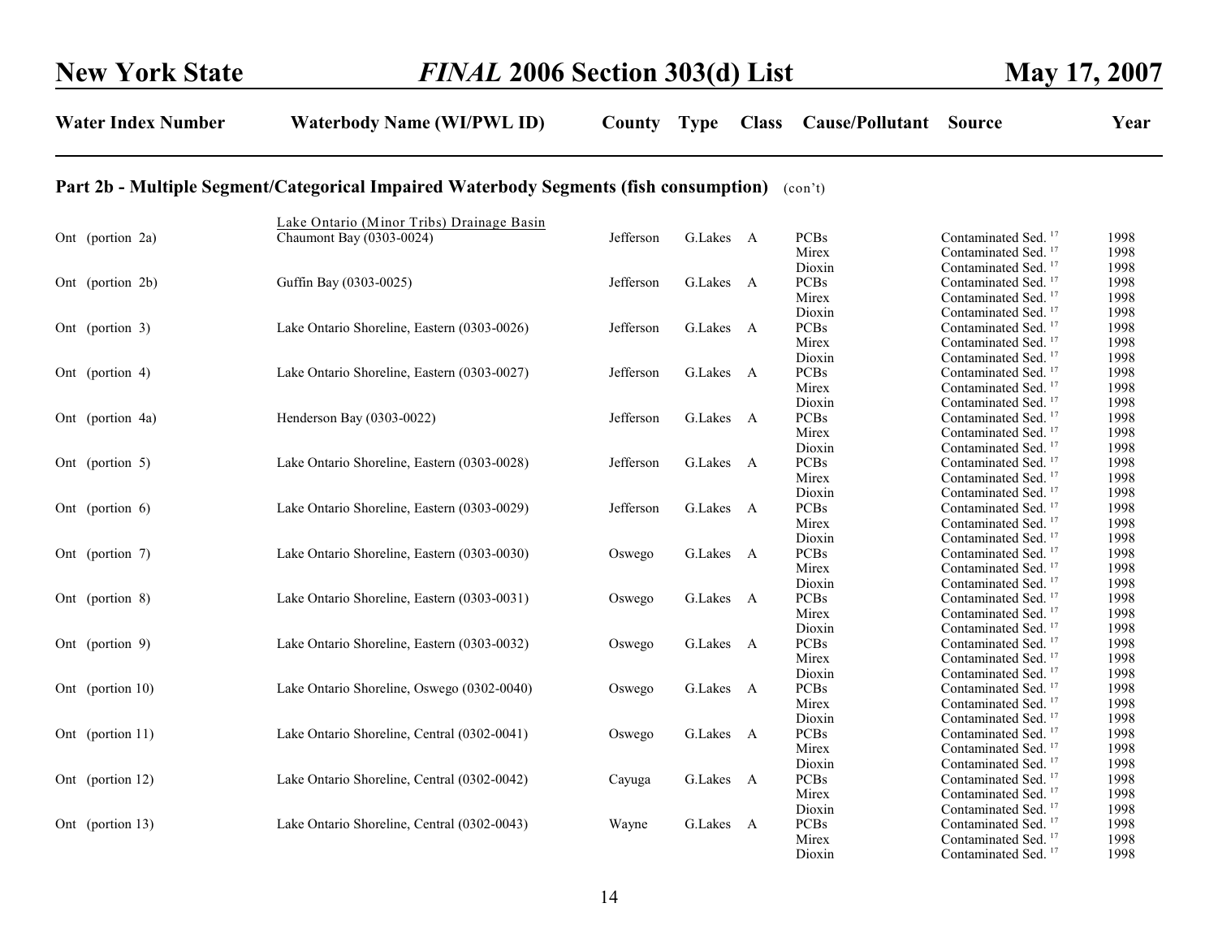| Water Index Number | Waterbody Name (WI/PWL ID) | County | Type | Class | Cause/Pollutant | Source | Year |
|---|---|---|---|---|---|---|---|

**Part 2b - Multiple Segment/Categorical Impaired Waterbody Segments (fish consumption)** (con't)

| Water Index Number | Waterbody Name (WI/PWL ID) | County | Type | Class | Cause/Pollutant | Source | Year |
|---|---|---|---|---|---|---|---|
| | Lake Ontario (Minor Tribs) Drainage Basin | | | | | | |
| Ont (portion 2a) | Chaumont Bay (0303-0024) | Jefferson | G.Lakes | A | PCBs | Contaminated Sed. [17] | 1998 |
| | | | | | Mirex | Contaminated Sed. [17] | 1998 |
| | | | | | Dioxin | Contaminated Sed. [17] | 1998 |
| Ont (portion 2b) | Guffin Bay (0303-0025) | Jefferson | G.Lakes | A | PCBs | Contaminated Sed. [17] | 1998 |
| | | | | | Mirex | Contaminated Sed. [17] | 1998 |
| | | | | | Dioxin | Contaminated Sed. [17] | 1998 |
| Ont (portion 3) | Lake Ontario Shoreline, Eastern (0303-0026) | Jefferson | G.Lakes | A | PCBs | Contaminated Sed. [17] | 1998 |
| | | | | | Mirex | Contaminated Sed. [17] | 1998 |
| | | | | | Dioxin | Contaminated Sed. [17] | 1998 |
| Ont (portion 4) | Lake Ontario Shoreline, Eastern (0303-0027) | Jefferson | G.Lakes | A | PCBs | Contaminated Sed. [17] | 1998 |
| | | | | | Mirex | Contaminated Sed. [17] | 1998 |
| | | | | | Dioxin | Contaminated Sed. [17] | 1998 |
| Ont (portion 4a) | Henderson Bay (0303-0022) | Jefferson | G.Lakes | A | PCBs | Contaminated Sed. [17] | 1998 |
| | | | | | Mirex | Contaminated Sed. [17] | 1998 |
| | | | | | Dioxin | Contaminated Sed. [17] | 1998 |
| Ont (portion 5) | Lake Ontario Shoreline, Eastern (0303-0028) | Jefferson | G.Lakes | A | PCBs | Contaminated Sed. [17] | 1998 |
| | | | | | Mirex | Contaminated Sed. [17] | 1998 |
| | | | | | Dioxin | Contaminated Sed. [17] | 1998 |
| Ont (portion 6) | Lake Ontario Shoreline, Eastern (0303-0029) | Jefferson | G.Lakes | A | PCBs | Contaminated Sed. [17] | 1998 |
| | | | | | Mirex | Contaminated Sed. [17] | 1998 |
| | | | | | Dioxin | Contaminated Sed. [17] | 1998 |
| Ont (portion 7) | Lake Ontario Shoreline, Eastern (0303-0030) | Oswego | G.Lakes | A | PCBs | Contaminated Sed. [17] | 1998 |
| | | | | | Mirex | Contaminated Sed. [17] | 1998 |
| | | | | | Dioxin | Contaminated Sed. [17] | 1998 |
| Ont (portion 8) | Lake Ontario Shoreline, Eastern (0303-0031) | Oswego | G.Lakes | A | PCBs | Contaminated Sed. [17] | 1998 |
| | | | | | Mirex | Contaminated Sed. [17] | 1998 |
| | | | | | Dioxin | Contaminated Sed. [17] | 1998 |
| Ont (portion 9) | Lake Ontario Shoreline, Eastern (0303-0032) | Oswego | G.Lakes | A | PCBs | Contaminated Sed. [17] | 1998 |
| | | | | | Mirex | Contaminated Sed. [17] | 1998 |
| | | | | | Dioxin | Contaminated Sed. [17] | 1998 |
| Ont (portion 10) | Lake Ontario Shoreline, Oswego (0302-0040) | Oswego | G.Lakes | A | PCBs | Contaminated Sed. [17] | 1998 |
| | | | | | Mirex | Contaminated Sed. [17] | 1998 |
| | | | | | Dioxin | Contaminated Sed. [17] | 1998 |
| Ont (portion 11) | Lake Ontario Shoreline, Central (0302-0041) | Oswego | G.Lakes | A | PCBs | Contaminated Sed. [17] | 1998 |
| | | | | | Mirex | Contaminated Sed. [17] | 1998 |
| | | | | | Dioxin | Contaminated Sed. [17] | 1998 |
| Ont (portion 12) | Lake Ontario Shoreline, Central (0302-0042) | Cayuga | G.Lakes | A | PCBs | Contaminated Sed. [17] | 1998 |
| | | | | | Mirex | Contaminated Sed. [17] | 1998 |
| | | | | | Dioxin | Contaminated Sed. [17] | 1998 |
| Ont (portion 13) | Lake Ontario Shoreline, Central (0302-0043) | Wayne | G.Lakes | A | PCBs | Contaminated Sed. [17] | 1998 |
| | | | | | Mirex | Contaminated Sed. [17] | 1998 |
| | | | | | Dioxin | Contaminated Sed. [17] | 1998 |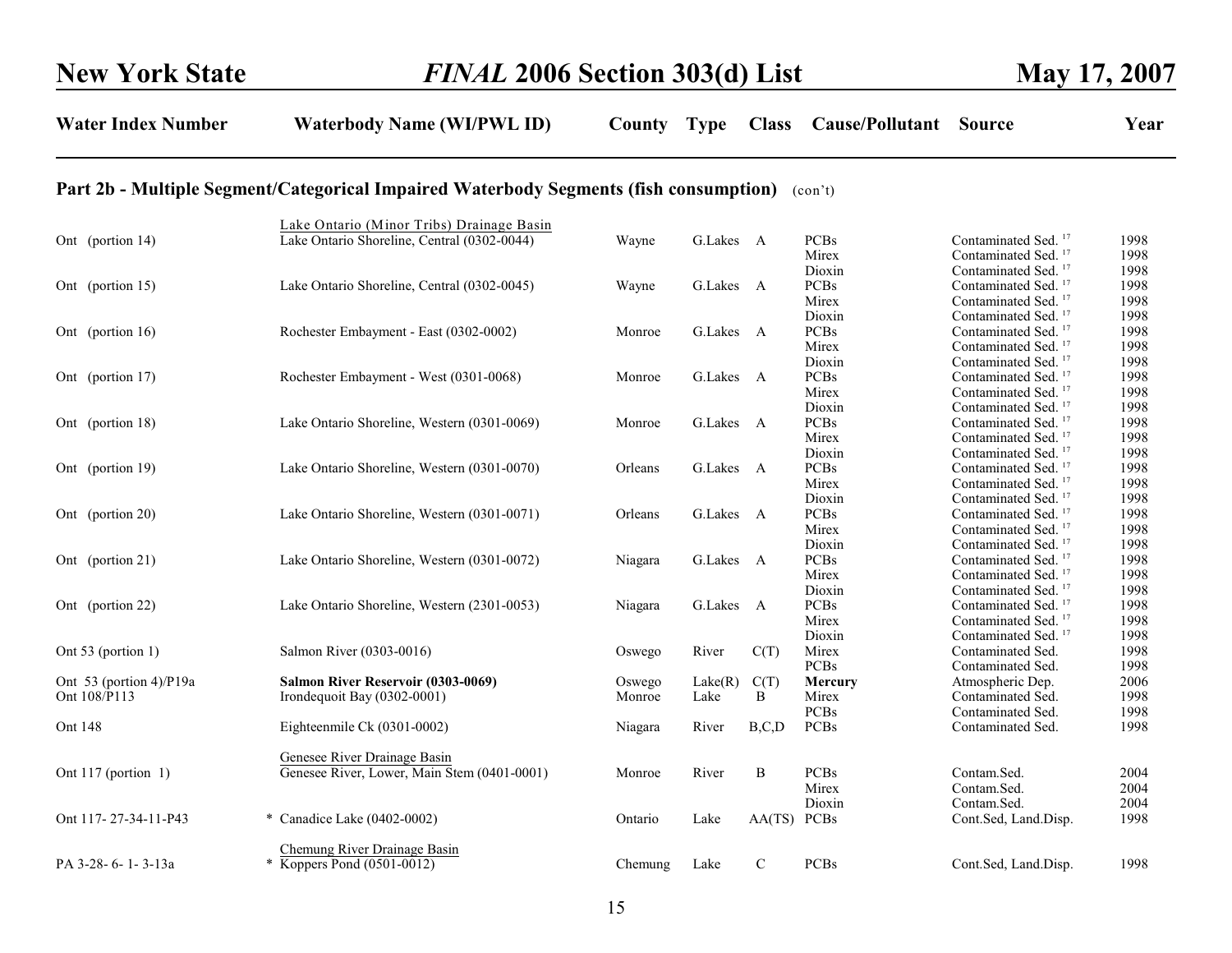| Water Index Number | Waterbody Name (WI/PWL ID) | County | Type | Class | Cause/Pollutant | Source | Year |
|---|---|---|---|---|---|---|---|

## Part 2b - Multiple Segment/Categorical Impaired Waterbody Segments (fish consumption) (con't)

| Water Index Number | Waterbody Name (WI/PWL ID) | County | Type | Class | Cause/Pollutant | Source | Year |
|---|---|---|---|---|---|---|---|
| | Lake Ontario (Minor Tribs) Drainage Basin | | | | | | |
| Ont (portion 14) | Lake Ontario Shoreline, Central (0302-0044) | Wayne | G.Lakes | A | PCBs | Contaminated Sed. [17] | 1998 |
| | | | | | Mirex | Contaminated Sed. [17] | 1998 |
| | | | | | Dioxin | Contaminated Sed. [17] | 1998 |
| Ont (portion 15) | Lake Ontario Shoreline, Central (0302-0045) | Wayne | G.Lakes | A | PCBs | Contaminated Sed. [17] | 1998 |
| | | | | | Mirex | Contaminated Sed. [17] | 1998 |
| | | | | | Dioxin | Contaminated Sed. [17] | 1998 |
| Ont (portion 16) | Rochester Embayment - East (0302-0002) | Monroe | G.Lakes | A | PCBs | Contaminated Sed. [17] | 1998 |
| | | | | | Mirex | Contaminated Sed. [17] | 1998 |
| | | | | | Dioxin | Contaminated Sed. [17] | 1998 |
| Ont (portion 17) | Rochester Embayment - West (0301-0068) | Monroe | G.Lakes | A | PCBs | Contaminated Sed. [17] | 1998 |
| | | | | | Mirex | Contaminated Sed. [17] | 1998 |
| | | | | | Dioxin | Contaminated Sed. [17] | 1998 |
| Ont (portion 18) | Lake Ontario Shoreline, Western (0301-0069) | Monroe | G.Lakes | A | PCBs | Contaminated Sed. [17] | 1998 |
| | | | | | Mirex | Contaminated Sed. [17] | 1998 |
| | | | | | Dioxin | Contaminated Sed. [17] | 1998 |
| Ont (portion 19) | Lake Ontario Shoreline, Western (0301-0070) | Orleans | G.Lakes | A | PCBs | Contaminated Sed. [17] | 1998 |
| | | | | | Mirex | Contaminated Sed. [17] | 1998 |
| | | | | | Dioxin | Contaminated Sed. [17] | 1998 |
| Ont (portion 20) | Lake Ontario Shoreline, Western (0301-0071) | Orleans | G.Lakes | A | PCBs | Contaminated Sed. [17] | 1998 |
| | | | | | Mirex | Contaminated Sed. [17] | 1998 |
| | | | | | Dioxin | Contaminated Sed. [17] | 1998 |
| Ont (portion 21) | Lake Ontario Shoreline, Western (0301-0072) | Niagara | G.Lakes | A | PCBs | Contaminated Sed. [17] | 1998 |
| | | | | | Mirex | Contaminated Sed. [17] | 1998 |
| | | | | | Dioxin | Contaminated Sed. [17] | 1998 |
| Ont (portion 22) | Lake Ontario Shoreline, Western (2301-0053) | Niagara | G.Lakes | A | PCBs | Contaminated Sed. [17] | 1998 |
| | | | | | Mirex | Contaminated Sed. [17] | 1998 |
| | | | | | Dioxin | Contaminated Sed. [17] | 1998 |
| Ont 53 (portion 1) | Salmon River (0303-0016) | Oswego | River | C(T) | Mirex | Contaminated Sed. | 1998 |
| | | | | | PCBs | Contaminated Sed. | 1998 |
| Ont 53 (portion 4)/P19a | **Salmon River Reservoir (0303-0069)** | Oswego | Lake(R) | C(T) | **Mercury** | Atmospheric Dep. | 2006 |
| Ont 108/P113 | Irondequoit Bay (0302-0001) | Monroe | Lake | B | Mirex | Contaminated Sed. | 1998 |
| | | | | | PCBs | Contaminated Sed. | 1998 |
| Ont 148 | Eighteenmile Ck (0301-0002) | Niagara | River | B,C,D | PCBs | Contaminated Sed. | 1998 |
| | Genesee River Drainage Basin | | | | | | |
| Ont 117 (portion 1) | Genesee River, Lower, Main Stem (0401-0001) | Monroe | River | B | PCBs | Contam.Sed. | 2004 |
| | | | | | Mirex | Contam.Sed. | 2004 |
| | | | | | Dioxin | Contam.Sed. | 2004 |
| Ont 117- 27-34-11-P43 | * Canadice Lake (0402-0002) | Ontario | Lake | AA(TS) | PCBs | Cont.Sed, Land.Disp. | 1998 |
| | Chemung River Drainage Basin | | | | | | |
| PA 3-28- 6- 1- 3-13a | * Koppers Pond (0501-0012) | Chemung | Lake | C | PCBs | Cont.Sed, Land.Disp. | 1998 |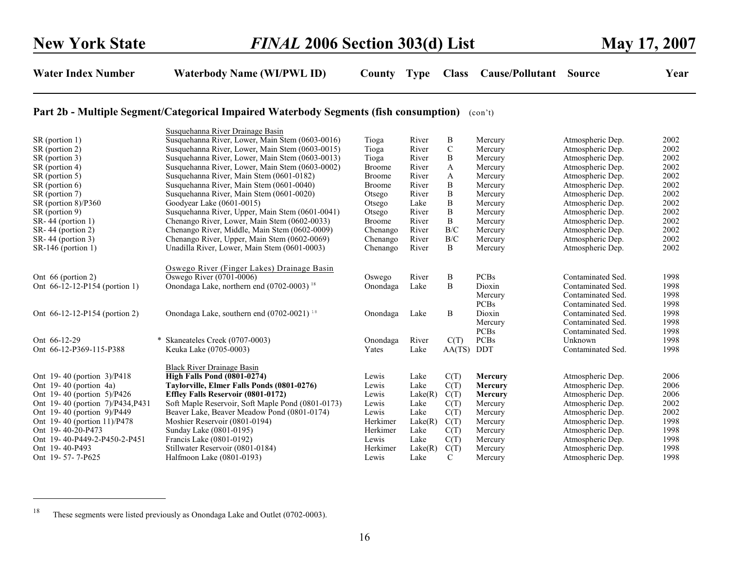| Water Index Number | Waterbody Name (WI/PWL ID) | County | Type | Class | Cause/Pollutant | Source | Year |
|---|---|---|---|---|---|---|---|

## Part 2b - Multiple Segment/Categorical Impaired Waterbody Segments (fish consumption) (con't)

| Water Index Number | Waterbody Name (WI/PWL ID) | County | Type | Class | Cause/Pollutant | Source | Year |
|---|---|---|---|---|---|---|---|
| | Susquehanna River Drainage Basin | | | | | | |
| SR (portion 1) | Susquehanna River, Lower, Main Stem (0603-0016) | Tioga | River | B | Mercury | Atmospheric Dep. | 2002 |
| SR (portion 2) | Susquehanna River, Lower, Main Stem (0603-0015) | Tioga | River | C | Mercury | Atmospheric Dep. | 2002 |
| SR (portion 3) | Susquehanna River, Lower, Main Stem (0603-0013) | Tioga | River | B | Mercury | Atmospheric Dep. | 2002 |
| SR (portion 4) | Susquehanna River, Lower, Main Stem (0603-0002) | Broome | River | A | Mercury | Atmospheric Dep. | 2002 |
| SR (portion 5) | Susquehanna River, Main Stem (0601-0182) | Broome | River | A | Mercury | Atmospheric Dep. | 2002 |
| SR (portion 6) | Susquehanna River, Main Stem (0601-0040) | Broome | River | B | Mercury | Atmospheric Dep. | 2002 |
| SR (portion 7) | Susquehanna River, Main Stem (0601-0020) | Otsego | River | B | Mercury | Atmospheric Dep. | 2002 |
| SR (portion 8)/P360 | Goodyear Lake (0601-0015) | Otsego | Lake | B | Mercury | Atmospheric Dep. | 2002 |
| SR (portion 9) | Susquehanna River, Upper, Main Stem (0601-0041) | Otsego | River | B | Mercury | Atmospheric Dep. | 2002 |
| SR- 44 (portion 1) | Chenango River, Lower, Main Stem (0602-0033) | Broome | River | B | Mercury | Atmospheric Dep. | 2002 |
| SR- 44 (portion 2) | Chenango River, Middle, Main Stem (0602-0009) | Chenango | River | B/C | Mercury | Atmospheric Dep. | 2002 |
| SR- 44 (portion 3) | Chenango River, Upper, Main Stem (0602-0069) | Chenango | River | B/C | Mercury | Atmospheric Dep. | 2002 |
| SR-146 (portion 1) | Unadilla River, Lower, Main Stem (0601-0003) | Chenango | River | B | Mercury | Atmospheric Dep. | 2002 |
| | Oswego River (Finger Lakes) Drainage Basin | | | | | | |
| Ont 66 (portion 2) | Oswego River (0701-0006) | Oswego | River | B | PCBs | Contaminated Sed. | 1998 |
| Ont 66-12-12-P154 (portion 1) | Onondaga Lake, northern end (0702-0003) [18] | Onondaga | Lake | B | Dioxin | Contaminated Sed. | 1998 |
| | | | | | Mercury | Contaminated Sed. | 1998 |
| | | | | | PCBs | Contaminated Sed. | 1998 |
| Ont 66-12-12-P154 (portion 2) | Onondaga Lake, southern end (0702-0021) [18] | Onondaga | Lake | B | Dioxin | Contaminated Sed. | 1998 |
| | | | | | Mercury | Contaminated Sed. | 1998 |
| | | | | | PCBs | Contaminated Sed. | 1998 |
| Ont 66-12-29 | * Skaneateles Creek (0707-0003) | Onondaga | River | C(T) | PCBs | Unknown | 1998 |
| Ont 66-12-P369-115-P388 | Keuka Lake (0705-0003) | Yates | Lake | AA(TS) | DDT | Contaminated Sed. | 1998 |
| | Black River Drainage Basin | | | | | | |
| Ont 19- 40 (portion 3)/P418 | **High Falls Pond (0801-0274)** | Lewis | Lake | C(T) | **Mercury** | Atmospheric Dep. | 2006 |
| Ont 19- 40 (portion 4a) | **Taylorville, Elmer Falls Ponds (0801-0276)** | Lewis | Lake | C(T) | **Mercury** | Atmospheric Dep. | 2006 |
| Ont 19- 40 (portion 5)/P426 | **Effley Falls Reservoir (0801-0172)** | Lewis | Lake(R) | C(T) | **Mercury** | Atmospheric Dep. | 2006 |
| Ont 19- 40 (portion 7)/P434,P431 | Soft Maple Reservoir, Soft Maple Pond (0801-0173) | Lewis | Lake | C(T) | Mercury | Atmospheric Dep. | 2002 |
| Ont 19- 40 (portion 9)/P449 | Beaver Lake, Beaver Meadow Pond (0801-0174) | Lewis | Lake | C(T) | Mercury | Atmospheric Dep. | 2002 |
| Ont 19- 40 (portion 11)/P478 | Moshier Reservoir (0801-0194) | Herkimer | Lake(R) | C(T) | Mercury | Atmospheric Dep. | 1998 |
| Ont 19- 40-20-P473 | Sunday Lake (0801-0195) | Herkimer | Lake | C(T) | Mercury | Atmospheric Dep. | 1998 |
| Ont 19- 40-P449-2-P450-2-P451 | Francis Lake (0801-0192) | Lewis | Lake | C(T) | Mercury | Atmospheric Dep. | 1998 |
| Ont 19- 40-P493 | Stillwater Reservoir (0801-0184) | Herkimer | Lake(R) | C(T) | Mercury | Atmospheric Dep. | 1998 |
| Ont 19- 57- 7-P625 | Halfmoon Lake (0801-0193) | Lewis | Lake | C | Mercury | Atmospheric Dep. | 1998 |

[18] These segments were listed previously as Onondaga Lake and Outlet (0702-0003).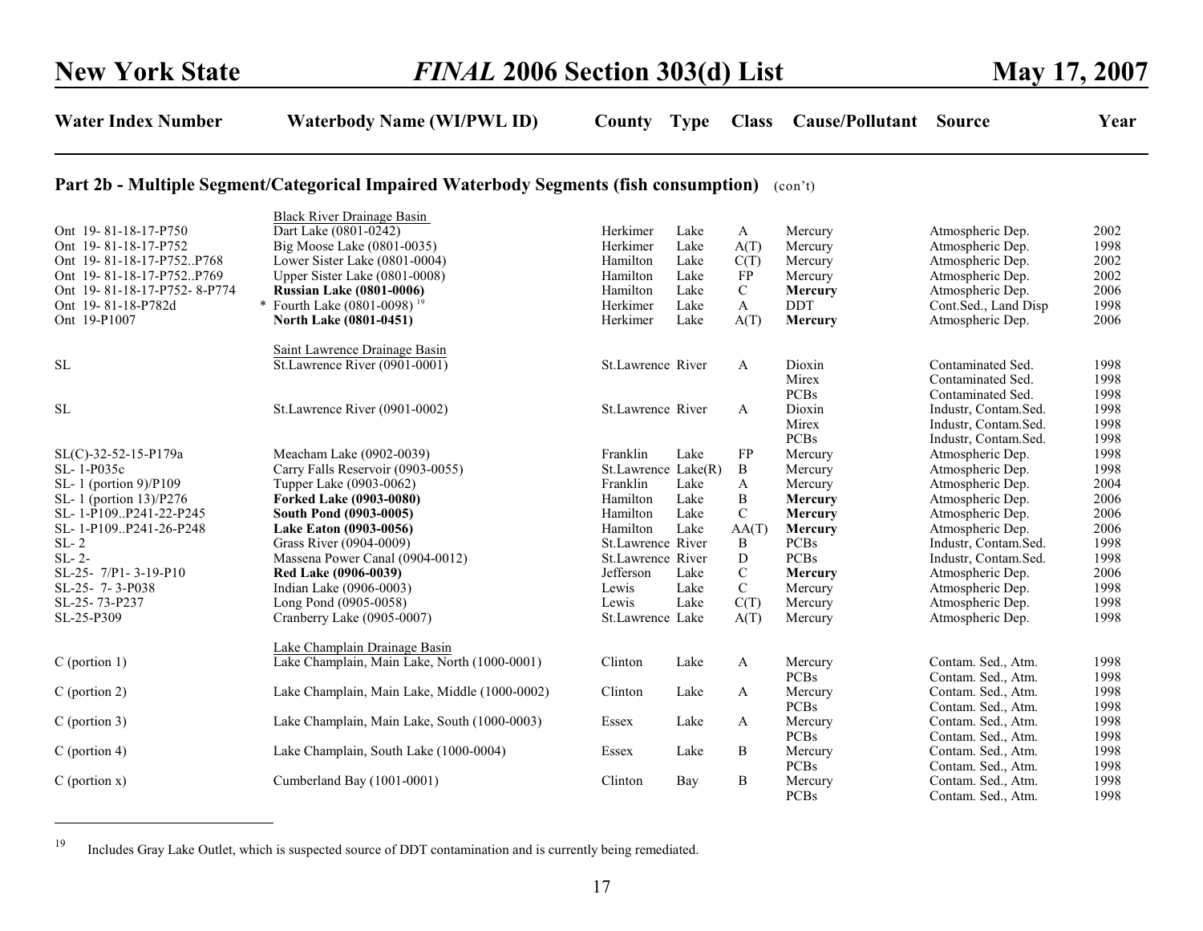## Part 2b - Multiple Segment/Categorical Impaired Waterbody Segments (fish consumption) (con't)

| Water Index Number | Waterbody Name (WI/PWL ID) | County | Type | Class | Cause/Pollutant | Source | Year |
|---|---|---|---|---|---|---|---|
| | Black River Drainage Basin | | | | | | |
| Ont 19- 81-18-17-P750 | Dart Lake (0801-0242) | Herkimer | Lake | A | Mercury | Atmospheric Dep. | 2002 |
| Ont 19- 81-18-17-P752 | Big Moose Lake (0801-0035) | Herkimer | Lake | A(T) | Mercury | Atmospheric Dep. | 1998 |
| Ont 19- 81-18-17-P752..P768 | Lower Sister Lake (0801-0004) | Hamilton | Lake | C(T) | Mercury | Atmospheric Dep. | 2002 |
| Ont 19- 81-18-17-P752..P769 | Upper Sister Lake (0801-0008) | Hamilton | Lake | FP | Mercury | Atmospheric Dep. | 2002 |
| Ont 19- 81-18-17-P752- 8-P774 | **Russian Lake (0801-0006)** | Hamilton | Lake | C | **Mercury** | Atmospheric Dep. | 2006 |
| Ont 19- 81-18-P782d | * Fourth Lake (0801-0098) [19] | Herkimer | Lake | A | DDT | Cont.Sed., Land Disp | 1998 |
| Ont 19-P1007 | **North Lake (0801-0451)** | Herkimer | Lake | A(T) | **Mercury** | Atmospheric Dep. | 2006 |
| | Saint Lawrence Drainage Basin | | | | | | |
| SL | St.Lawrence River (0901-0001) | St.Lawrence | River | A | Dioxin | Contaminated Sed. | 1998 |
| | | | | | Mirex | Contaminated Sed. | 1998 |
| | | | | | PCBs | Contaminated Sed. | 1998 |
| SL | St.Lawrence River (0901-0002) | St.Lawrence | River | A | Dioxin | Industr, Contam.Sed. | 1998 |
| | | | | | Mirex | Industr, Contam.Sed. | 1998 |
| | | | | | PCBs | Industr, Contam.Sed. | 1998 |
| SL(C)-32-52-15-P179a | Meacham Lake (0902-0039) | Franklin | Lake | FP | Mercury | Atmospheric Dep. | 1998 |
| SL- 1-P035c | Carry Falls Reservoir (0903-0055) | St.Lawrence | Lake(R) | B | Mercury | Atmospheric Dep. | 1998 |
| SL- 1 (portion 9)/P109 | Tupper Lake (0903-0062) | Franklin | Lake | A | Mercury | Atmospheric Dep. | 2004 |
| SL- 1 (portion 13)/P276 | **Forked Lake (0903-0080)** | Hamilton | Lake | B | **Mercury** | Atmospheric Dep. | 2006 |
| SL- 1-P109..P241-22-P245 | **South Pond (0903-0005)** | Hamilton | Lake | C | **Mercury** | Atmospheric Dep. | 2006 |
| SL- 1-P109..P241-26-P248 | **Lake Eaton (0903-0056)** | Hamilton | Lake | AA(T) | **Mercury** | Atmospheric Dep. | 2006 |
| SL- 2 | Grass River (0904-0009) | St.Lawrence | River | B | PCBs | Industr, Contam.Sed. | 1998 |
| SL- 2- | Massena Power Canal (0904-0012) | St.Lawrence | River | D | PCBs | Industr, Contam.Sed. | 1998 |
| SL-25- 7/P1- 3-19-P10 | **Red Lake (0906-0039)** | Jefferson | Lake | C | **Mercury** | Atmospheric Dep. | 2006 |
| SL-25- 7- 3-P038 | Indian Lake (0906-0003) | Lewis | Lake | C | Mercury | Atmospheric Dep. | 1998 |
| SL-25- 73-P237 | Long Pond (0905-0058) | Lewis | Lake | C(T) | Mercury | Atmospheric Dep. | 1998 |
| SL-25-P309 | Cranberry Lake (0905-0007) | St.Lawrence | Lake | A(T) | Mercury | Atmospheric Dep. | 1998 |
| | Lake Champlain Drainage Basin | | | | | | |
| C (portion 1) | Lake Champlain, Main Lake, North (1000-0001) | Clinton | Lake | A | Mercury | Contam. Sed., Atm. | 1998 |
| | | | | | PCBs | Contam. Sed., Atm. | 1998 |
| C (portion 2) | Lake Champlain, Main Lake, Middle (1000-0002) | Clinton | Lake | A | Mercury | Contam. Sed., Atm. | 1998 |
| | | | | | PCBs | Contam. Sed., Atm. | 1998 |
| C (portion 3) | Lake Champlain, Main Lake, South (1000-0003) | Essex | Lake | A | Mercury | Contam. Sed., Atm. | 1998 |
| | | | | | PCBs | Contam. Sed., Atm. | 1998 |
| C (portion 4) | Lake Champlain, South Lake (1000-0004) | Essex | Lake | B | Mercury | Contam. Sed., Atm. | 1998 |
| | | | | | PCBs | Contam. Sed., Atm. | 1998 |
| C (portion x) | Cumberland Bay (1001-0001) | Clinton | Bay | B | Mercury | Contam. Sed., Atm. | 1998 |
| | | | | | PCBs | Contam. Sed., Atm. | 1998 |

[19] Includes Gray Lake Outlet, which is suspected source of DDT contamination and is currently being remediated.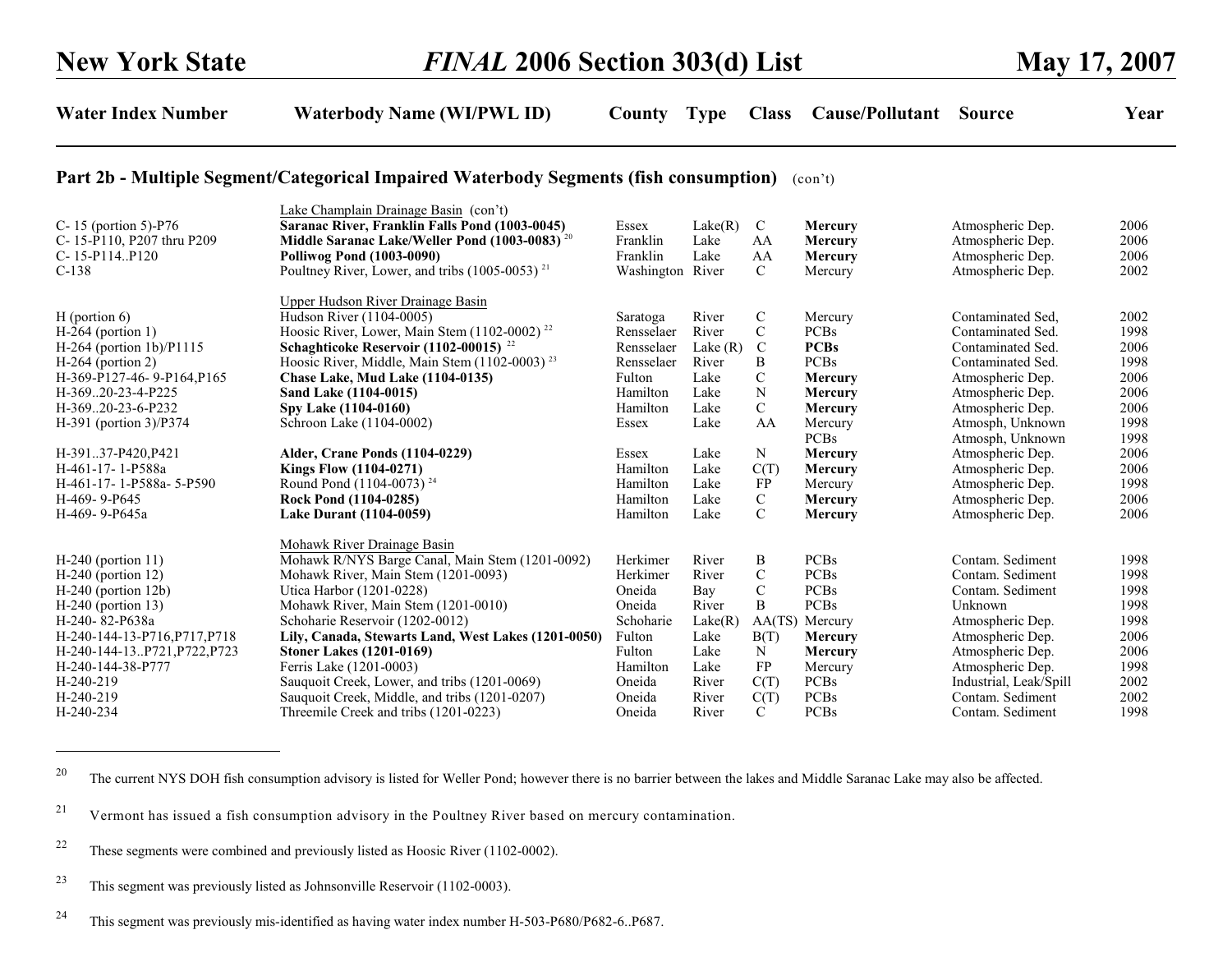## Part 2b - Multiple Segment/Categorical Impaired Waterbody Segments (fish consumption) (con't)

| Water Index Number | Waterbody Name (WI/PWL ID) | County | Type | Class | Cause/Pollutant | Source | Year |
|---|---|---|---|---|---|---|---|
| | Lake Champlain Drainage Basin (con't) | | | | | | |
| C- 15 (portion 5)-P76 | **Saranac River, Franklin Falls Pond (1003-0045)** | Essex | Lake(R) | C | **Mercury** | Atmospheric Dep. | 2006 |
| C- 15-P110, P207 thru P209 | **Middle Saranac Lake/Weller Pond (1003-0083)** [20] | Franklin | Lake | AA | **Mercury** | Atmospheric Dep. | 2006 |
| C- 15-P114..P120 | **Polliwog Pond (1003-0090)** | Franklin | Lake | AA | **Mercury** | Atmospheric Dep. | 2006 |
| C-138 | Poultney River, Lower, and tribs (1005-0053) [21] | Washington | River | C | Mercury | Atmospheric Dep. | 2002 |
| | Upper Hudson River Drainage Basin | | | | | | |
| H (portion 6) | Hudson River (1104-0005) | Saratoga | River | C | Mercury | Contaminated Sed, | 2002 |
| H-264 (portion 1) | Hoosic River, Lower, Main Stem (1102-0002) [22] | Rensselaer | River | C | PCBs | Contaminated Sed. | 1998 |
| H-264 (portion 1b)/P1115 | **Schaghticoke Reservoir (1102-00015)** [22] | Rensselaer | Lake (R) | C | **PCBs** | Contaminated Sed. | 2006 |
| H-264 (portion 2) | Hoosic River, Middle, Main Stem (1102-0003) [23] | Rensselaer | River | B | PCBs | Contaminated Sed. | 1998 |
| H-369-P127-46- 9-P164,P165 | **Chase Lake, Mud Lake (1104-0135)** | Fulton | Lake | C | **Mercury** | Atmospheric Dep. | 2006 |
| H-369..20-23-4-P225 | **Sand Lake (1104-0015)** | Hamilton | Lake | N | **Mercury** | Atmospheric Dep. | 2006 |
| H-369..20-23-6-P232 | **Spy Lake (1104-0160)** | Hamilton | Lake | C | **Mercury** | Atmospheric Dep. | 2006 |
| H-391 (portion 3)/P374 | Schroon Lake (1104-0002) | Essex | Lake | AA | Mercury | Atmosph, Unknown | 1998 |
| | | | | | PCBs | Atmosph, Unknown | 1998 |
| H-391..37-P420,P421 | **Alder, Crane Ponds (1104-0229)** | Essex | Lake | N | **Mercury** | Atmospheric Dep. | 2006 |
| H-461-17- 1-P588a | **Kings Flow (1104-0271)** | Hamilton | Lake | C(T) | **Mercury** | Atmospheric Dep. | 2006 |
| H-461-17- 1-P588a- 5-P590 | Round Pond (1104-0073) [24] | Hamilton | Lake | FP | Mercury | Atmospheric Dep. | 1998 |
| H-469- 9-P645 | **Rock Pond (1104-0285)** | Hamilton | Lake | C | **Mercury** | Atmospheric Dep. | 2006 |
| H-469- 9-P645a | **Lake Durant (1104-0059)** | Hamilton | Lake | C | **Mercury** | Atmospheric Dep. | 2006 |
| | Mohawk River Drainage Basin | | | | | | |
| H-240 (portion 11) | Mohawk R/NYS Barge Canal, Main Stem (1201-0092) | Herkimer | River | B | PCBs | Contam. Sediment | 1998 |
| H-240 (portion 12) | Mohawk River, Main Stem (1201-0093) | Herkimer | River | C | PCBs | Contam. Sediment | 1998 |
| H-240 (portion 12b) | Utica Harbor (1201-0228) | Oneida | Bay | C | PCBs | Contam. Sediment | 1998 |
| H-240 (portion 13) | Mohawk River, Main Stem (1201-0010) | Oneida | River | B | PCBs | Unknown | 1998 |
| H-240- 82-P638a | Schoharie Reservoir (1202-0012) | Schoharie | Lake(R) | AA(TS) | Mercury | Atmospheric Dep. | 1998 |
| H-240-144-13-P716,P717,P718 | **Lily, Canada, Stewarts Land, West Lakes (1201-0050)** | Fulton | Lake | B(T) | **Mercury** | Atmospheric Dep. | 2006 |
| H-240-144-13..P721,P722,P723 | **Stoner Lakes (1201-0169)** | Fulton | Lake | N | **Mercury** | Atmospheric Dep. | 2006 |
| H-240-144-38-P777 | Ferris Lake (1201-0003) | Hamilton | Lake | FP | Mercury | Atmospheric Dep. | 1998 |
| H-240-219 | Sauquoit Creek, Lower, and tribs (1201-0069) | Oneida | River | C(T) | PCBs | Industrial, Leak/Spill | 2002 |
| H-240-219 | Sauquoit Creek, Middle, and tribs (1201-0207) | Oneida | River | C(T) | PCBs | Contam. Sediment | 2002 |
| H-240-234 | Threemile Creek and tribs (1201-0223) | Oneida | River | C | PCBs | Contam. Sediment | 1998 |

---

[20] The current NYS DOH fish consumption advisory is listed for Weller Pond; however there is no barrier between the lakes and Middle Saranac Lake may also be affected.

[21] Vermont has issued a fish consumption advisory in the Poultney River based on mercury contamination.

[22] These segments were combined and previously listed as Hoosic River (1102-0002).

[23] This segment was previously listed as Johnsonville Reservoir (1102-0003).

[24] This segment was previously mis-identified as having water index number H-503-P680/P682-6..P687.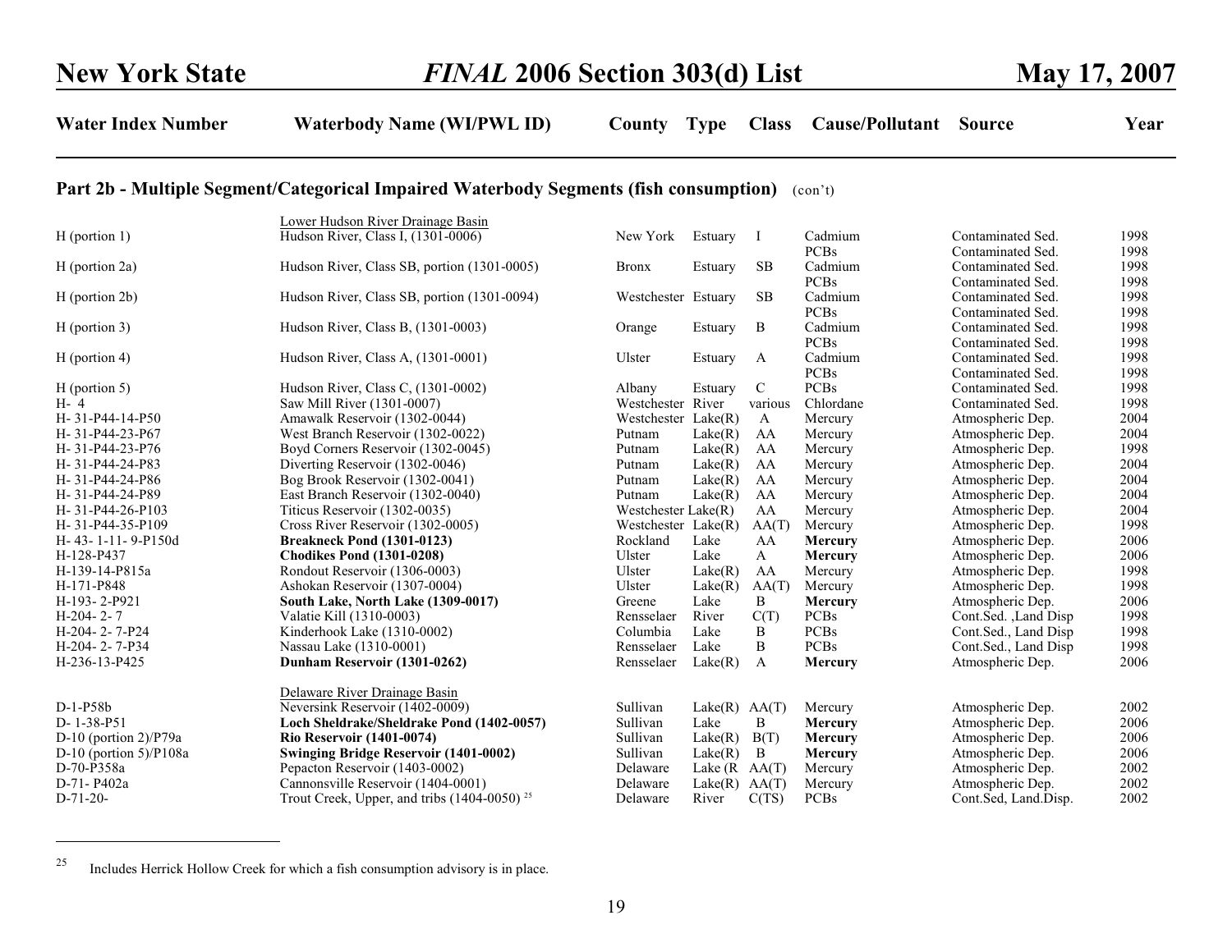## Part 2b - Multiple Segment/Categorical Impaired Waterbody Segments (fish consumption) (con't)

| Water Index Number | Waterbody Name (WI/PWL ID) | County | Type | Class | Cause/Pollutant | Source | Year |
|---|---|---|---|---|---|---|---|
| | Lower Hudson River Drainage Basin | | | | | | |
| H (portion 1) | Hudson River, Class I, (1301-0006) | New York | Estuary | I | Cadmium | Contaminated Sed. | 1998 |
| | | | | | PCBs | Contaminated Sed. | 1998 |
| H (portion 2a) | Hudson River, Class SB, portion (1301-0005) | Bronx | Estuary | SB | Cadmium | Contaminated Sed. | 1998 |
| | | | | | PCBs | Contaminated Sed. | 1998 |
| H (portion 2b) | Hudson River, Class SB, portion (1301-0094) | Westchester | Estuary | SB | Cadmium | Contaminated Sed. | 1998 |
| | | | | | PCBs | Contaminated Sed. | 1998 |
| H (portion 3) | Hudson River, Class B, (1301-0003) | Orange | Estuary | B | Cadmium | Contaminated Sed. | 1998 |
| | | | | | PCBs | Contaminated Sed. | 1998 |
| H (portion 4) | Hudson River, Class A, (1301-0001) | Ulster | Estuary | A | Cadmium | Contaminated Sed. | 1998 |
| | | | | | PCBs | Contaminated Sed. | 1998 |
| H (portion 5) | Hudson River, Class C, (1301-0002) | Albany | Estuary | C | PCBs | Contaminated Sed. | 1998 |
| H- 4 | Saw Mill River (1301-0007) | Westchester | River | various | Chlordane | Contaminated Sed. | 1998 |
| H- 31-P44-14-P50 | Amawalk Reservoir (1302-0044) | Westchester | Lake(R) | A | Mercury | Atmospheric Dep. | 2004 |
| H- 31-P44-23-P67 | West Branch Reservoir (1302-0022) | Putnam | Lake(R) | AA | Mercury | Atmospheric Dep. | 2004 |
| H- 31-P44-23-P76 | Boyd Corners Reservoir (1302-0045) | Putnam | Lake(R) | AA | Mercury | Atmospheric Dep. | 1998 |
| H- 31-P44-24-P83 | Diverting Reservoir (1302-0046) | Putnam | Lake(R) | AA | Mercury | Atmospheric Dep. | 2004 |
| H- 31-P44-24-P86 | Bog Brook Reservoir (1302-0041) | Putnam | Lake(R) | AA | Mercury | Atmospheric Dep. | 2004 |
| H- 31-P44-24-P89 | East Branch Reservoir (1302-0040) | Putnam | Lake(R) | AA | Mercury | Atmospheric Dep. | 2004 |
| H- 31-P44-26-P103 | Titicus Reservoir (1302-0035) | Westchester | Lake(R) | AA | Mercury | Atmospheric Dep. | 2004 |
| H- 31-P44-35-P109 | Cross River Reservoir (1302-0005) | Westchester | Lake(R) | AA(T) | Mercury | Atmospheric Dep. | 1998 |
| H- 43- 1-11- 9-P150d | **Breakneck Pond (1301-0123)** | Rockland | Lake | AA | **Mercury** | Atmospheric Dep. | 2006 |
| H-128-P437 | **Chodikes Pond (1301-0208)** | Ulster | Lake | A | **Mercury** | Atmospheric Dep. | 2006 |
| H-139-14-P815a | Rondout Reservoir (1306-0003) | Ulster | Lake(R) | AA | Mercury | Atmospheric Dep. | 1998 |
| H-171-P848 | Ashokan Reservoir (1307-0004) | Ulster | Lake(R) | AA(T) | Mercury | Atmospheric Dep. | 1998 |
| H-193- 2-P921 | **South Lake, North Lake (1309-0017)** | Greene | Lake | B | **Mercury** | Atmospheric Dep. | 2006 |
| H-204- 2- 7 | Valatie Kill (1310-0003) | Rensselaer | River | C(T) | PCBs | Cont.Sed. ,Land Disp | 1998 |
| H-204- 2- 7-P24 | Kinderhook Lake (1310-0002) | Columbia | Lake | B | PCBs | Cont.Sed., Land Disp | 1998 |
| H-204- 2- 7-P34 | Nassau Lake (1310-0001) | Rensselaer | Lake | B | PCBs | Cont.Sed., Land Disp | 1998 |
| H-236-13-P425 | **Dunham Reservoir (1301-0262)** | Rensselaer | Lake(R) | A | **Mercury** | Atmospheric Dep. | 2006 |
| | Delaware River Drainage Basin | | | | | | |
| D-1-P58b | Neversink Reservoir (1402-0009) | Sullivan | Lake(R) | AA(T) | Mercury | Atmospheric Dep. | 2002 |
| D- 1-38-P51 | **Loch Sheldrake/Sheldrake Pond (1402-0057)** | Sullivan | Lake | B | **Mercury** | Atmospheric Dep. | 2006 |
| D-10 (portion 2)/P79a | **Rio Reservoir (1401-0074)** | Sullivan | Lake(R) | B(T) | **Mercury** | Atmospheric Dep. | 2006 |
| D-10 (portion 5)/P108a | **Swinging Bridge Reservoir (1401-0002)** | Sullivan | Lake(R) | B | **Mercury** | Atmospheric Dep. | 2006 |
| D-70-P358a | Pepacton Reservoir (1403-0002) | Delaware | Lake (R | AA(T) | Mercury | Atmospheric Dep. | 2002 |
| D-71- P402a | Cannonsville Reservoir (1404-0001) | Delaware | Lake(R) | AA(T) | Mercury | Atmospheric Dep. | 2002 |
| D-71-20- | Trout Creek, Upper, and tribs (1404-0050) [25] | Delaware | River | C(TS) | PCBs | Cont.Sed, Land.Disp. | 2002 |

---

[25] Includes Herrick Hollow Creek for which a fish consumption advisory is in place.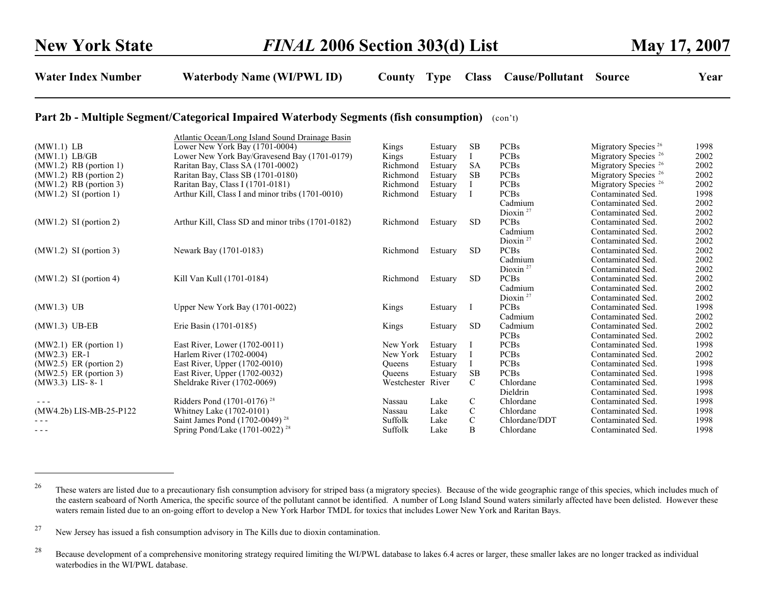| Water Index Number | Waterbody Name (WI/PWL ID) | County | Type | Class | Cause/Pollutant | Source | Year |
|---|---|---|---|---|---|---|---|

## Part 2b - Multiple Segment/Categorical Impaired Waterbody Segments (fish consumption) (con't)

| Water Index Number | Waterbody Name (WI/PWL ID) | County | Type | Class | Cause/Pollutant | Source | Year |
|---|---|---|---|---|---|---|---|
| | Atlantic Ocean/Long Island Sound Drainage Basin | | | | | | |
| (MW1.1) LB | Lower New York Bay (1701-0004) | Kings | Estuary | SB | PCBs | Migratory Species [26] | 1998 |
| (MW1.1) LB/GB | Lower New York Bay/Gravesend Bay (1701-0179) | Kings | Estuary | I | PCBs | Migratory Species [26] | 2002 |
| (MW1.2) RB (portion 1) | Raritan Bay, Class SA (1701-0002) | Richmond | Estuary | SA | PCBs | Migratory Species [26] | 2002 |
| (MW1.2) RB (portion 2) | Raritan Bay, Class SB (1701-0180) | Richmond | Estuary | SB | PCBs | Migratory Species [26] | 2002 |
| (MW1.2) RB (portion 3) | Raritan Bay, Class I (1701-0181) | Richmond | Estuary | I | PCBs | Migratory Species [26] | 2002 |
| (MW1.2) SI (portion 1) | Arthur Kill, Class I and minor tribs (1701-0010) | Richmond | Estuary | I | PCBs | Contaminated Sed. | 1998 |
| | | | | | Cadmium | Contaminated Sed. | 2002 |
| | | | | | Dioxin [27] | Contaminated Sed. | 2002 |
| (MW1.2) SI (portion 2) | Arthur Kill, Class SD and minor tribs (1701-0182) | Richmond | Estuary | SD | PCBs | Contaminated Sed. | 2002 |
| | | | | | Cadmium | Contaminated Sed. | 2002 |
| | | | | | Dioxin [27] | Contaminated Sed. | 2002 |
| (MW1.2) SI (portion 3) | Newark Bay (1701-0183) | Richmond | Estuary | SD | PCBs | Contaminated Sed. | 2002 |
| | | | | | Cadmium | Contaminated Sed. | 2002 |
| | | | | | Dioxin [27] | Contaminated Sed. | 2002 |
| (MW1.2) SI (portion 4) | Kill Van Kull (1701-0184) | Richmond | Estuary | SD | PCBs | Contaminated Sed. | 2002 |
| | | | | | Cadmium | Contaminated Sed. | 2002 |
| | | | | | Dioxin [27] | Contaminated Sed. | 2002 |
| (MW1.3) UB | Upper New York Bay (1701-0022) | Kings | Estuary | I | PCBs | Contaminated Sed. | 1998 |
| | | | | | Cadmium | Contaminated Sed. | 2002 |
| (MW1.3) UB-EB | Erie Basin (1701-0185) | Kings | Estuary | SD | Cadmium | Contaminated Sed. | 2002 |
| | | | | | PCBs | Contaminated Sed. | 2002 |
| (MW2.1) ER (portion 1) | East River, Lower (1702-0011) | New York | Estuary | I | PCBs | Contaminated Sed. | 1998 |
| (MW2.3) ER-1 | Harlem River (1702-0004) | New York | Estuary | I | PCBs | Contaminated Sed. | 2002 |
| (MW2.5) ER (portion 2) | East River, Upper (1702-0010) | Queens | Estuary | I | PCBs | Contaminated Sed. | 1998 |
| (MW2.5) ER (portion 3) | East River, Upper (1702-0032) | Queens | Estuary | SB | PCBs | Contaminated Sed. | 1998 |
| (MW3.3) LIS- 8- 1 | Sheldrake River (1702-0069) | Westchester | River | C | Chlordane | Contaminated Sed. | 1998 |
| | | | | | Dieldrin | Contaminated Sed. | 1998 |
| - - - | Ridders Pond (1701-0176) [28] | Nassau | Lake | C | Chlordane | Contaminated Sed. | 1998 |
| (MW4.2b) LIS-MB-25-P122 | Whitney Lake (1702-0101) | Nassau | Lake | C | Chlordane | Contaminated Sed. | 1998 |
| - - - | Saint James Pond (1702-0049) [28] | Suffolk | Lake | C | Chlordane/DDT | Contaminated Sed. | 1998 |
| - - - | Spring Pond/Lake (1701-0022) [28] | Suffolk | Lake | B | Chlordane | Contaminated Sed. | 1998 |

---

[26] These waters are listed due to a precautionary fish consumption advisory for striped bass (a migratory species). Because of the wide geographic range of this species, which includes much of the eastern seaboard of North America, the specific source of the pollutant cannot be identified. A number of Long Island Sound waters similarly affected have been delisted. However these waters remain listed due to an on-going effort to develop a New York Harbor TMDL for toxics that includes Lower New York and Raritan Bays.

[27] New Jersey has issued a fish consumption advisory in The Kills due to dioxin contamination.

[28] Because development of a comprehensive monitoring strategy required limiting the WI/PWL database to lakes 6.4 acres or larger, these smaller lakes are no longer tracked as individual waterbodies in the WI/PWL database.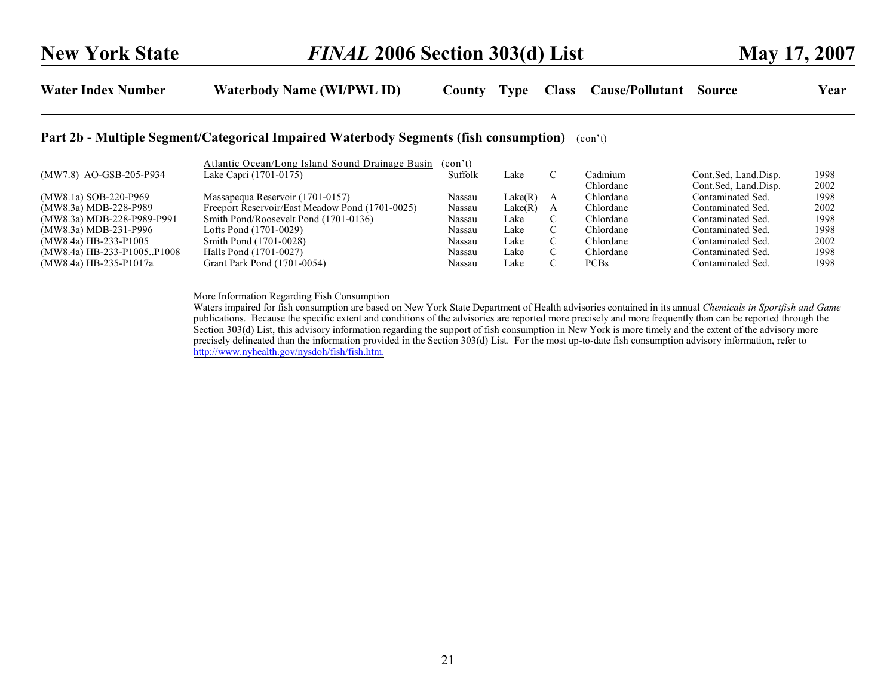## Part 2b - Multiple Segment/Categorical Impaired Waterbody Segments (fish consumption) (con't)

| Water Index Number | Waterbody Name (WI/PWL ID) | County | Type | Class | Cause/Pollutant | Source | Year |
|---|---|---|---|---|---|---|---|
| | Atlantic Ocean/Long Island Sound Drainage Basin (con't) | | | | | | |
| (MW7.8) AO-GSB-205-P934 | Lake Capri (1701-0175) | Suffolk | Lake | C | Cadmium | Cont.Sed, Land.Disp. | 1998 |
| | | | | | Chlordane | Cont.Sed, Land.Disp. | 2002 |
| (MW8.1a) SOB-220-P969 | Massapequa Reservoir (1701-0157) | Nassau | Lake(R) | A | Chlordane | Contaminated Sed. | 1998 |
| (MW8.3a) MDB-228-P989 | Freeport Reservoir/East Meadow Pond (1701-0025) | Nassau | Lake(R) | A | Chlordane | Contaminated Sed. | 2002 |
| (MW8.3a) MDB-228-P989-P991 | Smith Pond/Roosevelt Pond (1701-0136) | Nassau | Lake | C | Chlordane | Contaminated Sed. | 1998 |
| (MW8.3a) MDB-231-P996 | Lofts Pond (1701-0029) | Nassau | Lake | C | Chlordane | Contaminated Sed. | 1998 |
| (MW8.4a) HB-233-P1005 | Smith Pond (1701-0028) | Nassau | Lake | C | Chlordane | Contaminated Sed. | 2002 |
| (MW8.4a) HB-233-P1005..P1008 | Halls Pond (1701-0027) | Nassau | Lake | C | Chlordane | Contaminated Sed. | 1998 |
| (MW8.4a) HB-235-P1017a | Grant Park Pond (1701-0054) | Nassau | Lake | C | PCBs | Contaminated Sed. | 1998 |

More Information Regarding Fish Consumption

Waters impaired for fish consumption are based on New York State Department of Health advisories contained in its annual *Chemicals in Sportfish and Game* publications. Because the specific extent and conditions of the advisories are reported more precisely and more frequently than can be reported through the Section 303(d) List, this advisory information regarding the support of fish consumption in New York is more timely and the extent of the advisory more precisely delineated than the information provided in the Section 303(d) List. For the most up-to-date fish consumption advisory information, refer to http://www.nyhealth.gov/nysdoh/fish/fish.htm.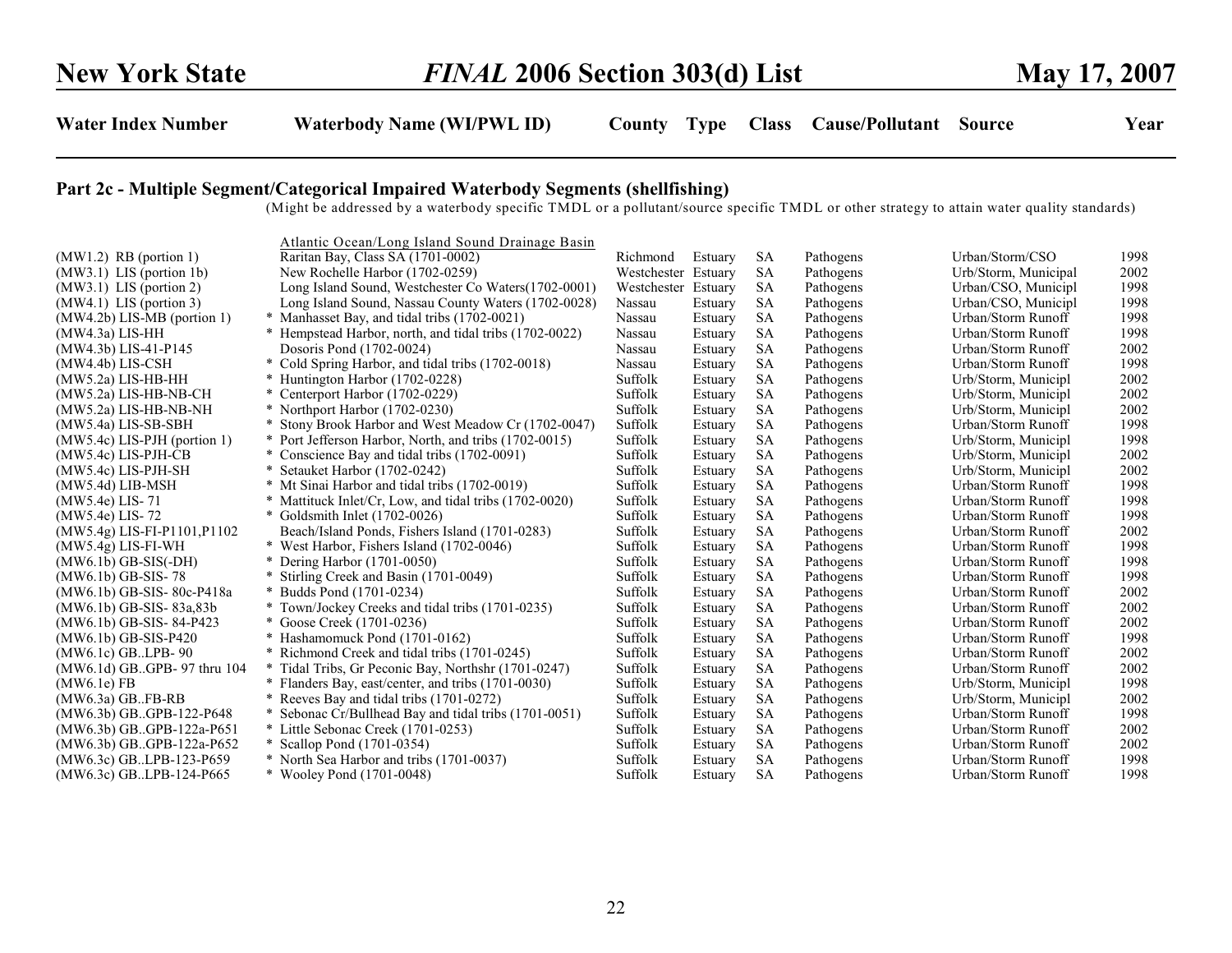| Water Index Number | Waterbody Name (WI/PWL ID) | County | Type | Class | Cause/Pollutant | Source | Year |
|---|---|---|---|---|---|---|---|

## Part 2c - Multiple Segment/Categorical Impaired Waterbody Segments (shellfishing)

(Might be addressed by a waterbody specific TMDL or a pollutant/source specific TMDL or other strategy to attain water quality standards)

| Water Index Number | Waterbody Name (WI/PWL ID) | County | Type | Class | Cause/Pollutant | Source | Year |
|---|---|---|---|---|---|---|---|
| | Atlantic Ocean/Long Island Sound Drainage Basin | | | | | | |
| (MW1.2) RB (portion 1) | Raritan Bay, Class SA (1701-0002) | Richmond | Estuary | SA | Pathogens | Urban/Storm/CSO | 1998 |
| (MW3.1) LIS (portion 1b) | New Rochelle Harbor (1702-0259) | Westchester | Estuary | SA | Pathogens | Urb/Storm, Municipal | 2002 |
| (MW3.1) LIS (portion 2) | Long Island Sound, Westchester Co Waters(1702-0001) | Westchester | Estuary | SA | Pathogens | Urban/CSO, Municipl | 1998 |
| (MW4.1) LIS (portion 3) | Long Island Sound, Nassau County Waters (1702-0028) | Nassau | Estuary | SA | Pathogens | Urban/CSO, Municipl | 1998 |
| (MW4.2b) LIS-MB (portion 1) | * Manhasset Bay, and tidal tribs (1702-0021) | Nassau | Estuary | SA | Pathogens | Urban/Storm Runoff | 1998 |
| (MW4.3a) LIS-HH | * Hempstead Harbor, north, and tidal tribs (1702-0022) | Nassau | Estuary | SA | Pathogens | Urban/Storm Runoff | 1998 |
| (MW4.3b) LIS-41-P145 | Dosoris Pond (1702-0024) | Nassau | Estuary | SA | Pathogens | Urban/Storm Runoff | 2002 |
| (MW4.4b) LIS-CSH | * Cold Spring Harbor, and tidal tribs (1702-0018) | Nassau | Estuary | SA | Pathogens | Urban/Storm Runoff | 1998 |
| (MW5.2a) LIS-HB-HH | * Huntington Harbor (1702-0228) | Suffolk | Estuary | SA | Pathogens | Urb/Storm, Municipl | 2002 |
| (MW5.2a) LIS-HB-NB-CH | * Centerport Harbor (1702-0229) | Suffolk | Estuary | SA | Pathogens | Urb/Storm, Municipl | 2002 |
| (MW5.2a) LIS-HB-NB-NH | * Northport Harbor (1702-0230) | Suffolk | Estuary | SA | Pathogens | Urb/Storm, Municipl | 2002 |
| (MW5.4a) LIS-SB-SBH | * Stony Brook Harbor and West Meadow Cr (1702-0047) | Suffolk | Estuary | SA | Pathogens | Urban/Storm Runoff | 1998 |
| (MW5.4c) LIS-PJH (portion 1) | * Port Jefferson Harbor, North, and tribs (1702-0015) | Suffolk | Estuary | SA | Pathogens | Urb/Storm, Municipl | 1998 |
| (MW5.4c) LIS-PJH-CB | * Conscience Bay and tidal tribs (1702-0091) | Suffolk | Estuary | SA | Pathogens | Urb/Storm, Municipl | 2002 |
| (MW5.4c) LIS-PJH-SH | * Setauket Harbor (1702-0242) | Suffolk | Estuary | SA | Pathogens | Urb/Storm, Municipl | 2002 |
| (MW5.4d) LIB-MSH | * Mt Sinai Harbor and tidal tribs (1702-0019) | Suffolk | Estuary | SA | Pathogens | Urban/Storm Runoff | 1998 |
| (MW5.4e) LIS- 71 | * Mattituck Inlet/Cr, Low, and tidal tribs (1702-0020) | Suffolk | Estuary | SA | Pathogens | Urban/Storm Runoff | 1998 |
| (MW5.4e) LIS- 72 | * Goldsmith Inlet (1702-0026) | Suffolk | Estuary | SA | Pathogens | Urban/Storm Runoff | 1998 |
| (MW5.4g) LIS-FI-P1101,P1102 | Beach/Island Ponds, Fishers Island (1701-0283) | Suffolk | Estuary | SA | Pathogens | Urban/Storm Runoff | 2002 |
| (MW5.4g) LIS-FI-WH | * West Harbor, Fishers Island (1702-0046) | Suffolk | Estuary | SA | Pathogens | Urban/Storm Runoff | 1998 |
| (MW6.1b) GB-SIS(-DH) | * Dering Harbor (1701-0050) | Suffolk | Estuary | SA | Pathogens | Urban/Storm Runoff | 1998 |
| (MW6.1b) GB-SIS- 78 | * Stirling Creek and Basin (1701-0049) | Suffolk | Estuary | SA | Pathogens | Urban/Storm Runoff | 1998 |
| (MW6.1b) GB-SIS- 80c-P418a | * Budds Pond (1701-0234) | Suffolk | Estuary | SA | Pathogens | Urban/Storm Runoff | 2002 |
| (MW6.1b) GB-SIS- 83a,83b | * Town/Jockey Creeks and tidal tribs (1701-0235) | Suffolk | Estuary | SA | Pathogens | Urban/Storm Runoff | 2002 |
| (MW6.1b) GB-SIS- 84-P423 | * Goose Creek (1701-0236) | Suffolk | Estuary | SA | Pathogens | Urban/Storm Runoff | 2002 |
| (MW6.1b) GB-SIS-P420 | * Hashamomuck Pond (1701-0162) | Suffolk | Estuary | SA | Pathogens | Urban/Storm Runoff | 1998 |
| (MW6.1c) GB..LPB- 90 | * Richmond Creek and tidal tribs (1701-0245) | Suffolk | Estuary | SA | Pathogens | Urban/Storm Runoff | 2002 |
| (MW6.1d) GB..GPB- 97 thru 104 | * Tidal Tribs, Gr Peconic Bay, Northshr (1701-0247) | Suffolk | Estuary | SA | Pathogens | Urban/Storm Runoff | 2002 |
| (MW6.1e) FB | * Flanders Bay, east/center, and tribs (1701-0030) | Suffolk | Estuary | SA | Pathogens | Urb/Storm, Municipl | 1998 |
| (MW6.3a) GB..FB-RB | * Reeves Bay and tidal tribs (1701-0272) | Suffolk | Estuary | SA | Pathogens | Urb/Storm, Municipl | 2002 |
| (MW6.3b) GB..GPB-122-P648 | * Sebonac Cr/Bullhead Bay and tidal tribs (1701-0051) | Suffolk | Estuary | SA | Pathogens | Urban/Storm Runoff | 1998 |
| (MW6.3b) GB..GPB-122a-P651 | * Little Sebonac Creek (1701-0253) | Suffolk | Estuary | SA | Pathogens | Urban/Storm Runoff | 2002 |
| (MW6.3b) GB..GPB-122a-P652 | * Scallop Pond (1701-0354) | Suffolk | Estuary | SA | Pathogens | Urban/Storm Runoff | 2002 |
| (MW6.3c) GB..LPB-123-P659 | * North Sea Harbor and tribs (1701-0037) | Suffolk | Estuary | SA | Pathogens | Urban/Storm Runoff | 1998 |
| (MW6.3c) GB..LPB-124-P665 | * Wooley Pond (1701-0048) | Suffolk | Estuary | SA | Pathogens | Urban/Storm Runoff | 1998 |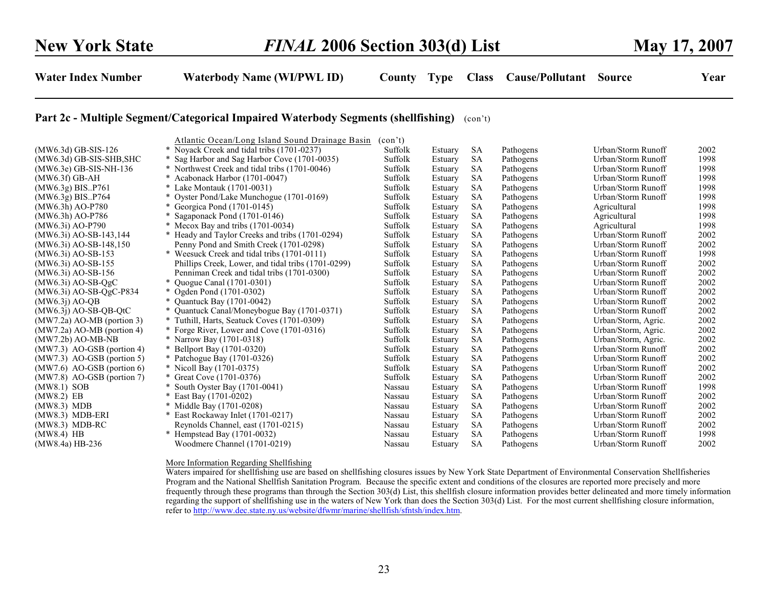| Water Index Number | Waterbody Name (WI/PWL ID) | County | Type | Class | Cause/Pollutant | Source | Year |
|---|---|---|---|---|---|---|---|

## Part 2c - Multiple Segment/Categorical Impaired Waterbody Segments (shellfishing) (con't)

| Water Index Number | Waterbody Name (WI/PWL ID) | County | Type | Class | Cause/Pollutant | Source | Year |
|---|---|---|---|---|---|---|---|
| | Atlantic Ocean/Long Island Sound Drainage Basin (con't) | | | | | | |
| (MW6.3d) GB-SIS-126 | * Noyack Creek and tidal tribs (1701-0237) | Suffolk | Estuary | SA | Pathogens | Urban/Storm Runoff | 2002 |
| (MW6.3d) GB-SIS-SHB,SHC | * Sag Harbor and Sag Harbor Cove (1701-0035) | Suffolk | Estuary | SA | Pathogens | Urban/Storm Runoff | 1998 |
| (MW6.3e) GB-SIS-NH-136 | * Northwest Creek and tidal tribs (1701-0046) | Suffolk | Estuary | SA | Pathogens | Urban/Storm Runoff | 1998 |
| (MW6.3f) GB-AH | * Acabonack Harbor (1701-0047) | Suffolk | Estuary | SA | Pathogens | Urban/Storm Runoff | 1998 |
| (MW6.3g) BIS..P761 | * Lake Montauk (1701-0031) | Suffolk | Estuary | SA | Pathogens | Urban/Storm Runoff | 1998 |
| (MW6.3g) BIS..P764 | * Oyster Pond/Lake Munchogue (1701-0169) | Suffolk | Estuary | SA | Pathogens | Urban/Storm Runoff | 1998 |
| (MW6.3h) AO-P780 | * Georgica Pond (1701-0145) | Suffolk | Estuary | SA | Pathogens | Agricultural | 1998 |
| (MW6.3h) AO-P786 | * Sagaponack Pond (1701-0146) | Suffolk | Estuary | SA | Pathogens | Agricultural | 1998 |
| (MW6.3i) AO-P790 | * Mecox Bay and tribs (1701-0034) | Suffolk | Estuary | SA | Pathogens | Agricultural | 1998 |
| (MW6.3i) AO-SB-143,144 | * Heady and Taylor Creeks and tribs (1701-0294) | Suffolk | Estuary | SA | Pathogens | Urban/Storm Runoff | 2002 |
| (MW6.3i) AO-SB-148,150 | Penny Pond and Smith Creek (1701-0298) | Suffolk | Estuary | SA | Pathogens | Urban/Storm Runoff | 2002 |
| (MW6.3i) AO-SB-153 | * Weesuck Creek and tidal tribs (1701-0111) | Suffolk | Estuary | SA | Pathogens | Urban/Storm Runoff | 1998 |
| (MW6.3i) AO-SB-155 | Phillips Creek, Lower, and tidal tribs (1701-0299) | Suffolk | Estuary | SA | Pathogens | Urban/Storm Runoff | 2002 |
| (MW6.3i) AO-SB-156 | Penniman Creek and tidal tribs (1701-0300) | Suffolk | Estuary | SA | Pathogens | Urban/Storm Runoff | 2002 |
| (MW6.3i) AO-SB-QgC | * Quogue Canal (1701-0301) | Suffolk | Estuary | SA | Pathogens | Urban/Storm Runoff | 2002 |
| (MW6.3i) AO-SB-QgC-P834 | * Ogden Pond (1701-0302) | Suffolk | Estuary | SA | Pathogens | Urban/Storm Runoff | 2002 |
| (MW6.3j) AO-QB | * Quantuck Bay (1701-0042) | Suffolk | Estuary | SA | Pathogens | Urban/Storm Runoff | 2002 |
| (MW6.3j) AO-SB-QB-QtC | * Quantuck Canal/Moneybogue Bay (1701-0371) | Suffolk | Estuary | SA | Pathogens | Urban/Storm Runoff | 2002 |
| (MW7.2a) AO-MB (portion 3) | * Tuthill, Harts, Seatuck Coves (1701-0309) | Suffolk | Estuary | SA | Pathogens | Urban/Storm, Agric. | 2002 |
| (MW7.2a) AO-MB (portion 4) | * Forge River, Lower and Cove (1701-0316) | Suffolk | Estuary | SA | Pathogens | Urban/Storm, Agric. | 2002 |
| (MW7.2b) AO-MB-NB | * Narrow Bay (1701-0318) | Suffolk | Estuary | SA | Pathogens | Urban/Storm, Agric. | 2002 |
| (MW7.3) AO-GSB (portion 4) | * Bellport Bay (1701-0320) | Suffolk | Estuary | SA | Pathogens | Urban/Storm Runoff | 2002 |
| (MW7.3) AO-GSB (portion 5) | * Patchogue Bay (1701-0326) | Suffolk | Estuary | SA | Pathogens | Urban/Storm Runoff | 2002 |
| (MW7.6) AO-GSB (portion 6) | * Nicoll Bay (1701-0375) | Suffolk | Estuary | SA | Pathogens | Urban/Storm Runoff | 2002 |
| (MW7.8) AO-GSB (portion 7) | * Great Cove (1701-0376) | Suffolk | Estuary | SA | Pathogens | Urban/Storm Runoff | 2002 |
| (MW8.1) SOB | * South Oyster Bay (1701-0041) | Nassau | Estuary | SA | Pathogens | Urban/Storm Runoff | 1998 |
| (MW8.2) EB | * East Bay (1701-0202) | Nassau | Estuary | SA | Pathogens | Urban/Storm Runoff | 2002 |
| (MW8.3) MDB | * Middle Bay (1701-0208) | Nassau | Estuary | SA | Pathogens | Urban/Storm Runoff | 2002 |
| (MW8.3) MDB-ERI | * East Rockaway Inlet (1701-0217) | Nassau | Estuary | SA | Pathogens | Urban/Storm Runoff | 2002 |
| (MW8.3) MDB-RC | Reynolds Channel, east (1701-0215) | Nassau | Estuary | SA | Pathogens | Urban/Storm Runoff | 2002 |
| (MW8.4) HB | * Hempstead Bay (1701-0032) | Nassau | Estuary | SA | Pathogens | Urban/Storm Runoff | 1998 |
| (MW8.4a) HB-236 | Woodmere Channel (1701-0219) | Nassau | Estuary | SA | Pathogens | Urban/Storm Runoff | 2002 |

More Information Regarding Shellfishing

Waters impaired for shellfishing use are based on shellfishing closures issues by New York State Department of Environmental Conservation Shellfisheries Program and the National Shellfish Sanitation Program. Because the specific extent and conditions of the closures are reported more precisely and more frequently through these programs than through the Section 303(d) List, this shellfish closure information provides better delineated and more timely information regarding the support of shellfishing use in the waters of New York than does the Section 303(d) List. For the most current shellfishing closure information, refer to http://www.dec.state.ny.us/website/dfwmr/marine/shellfish/sfntsh/index.htm.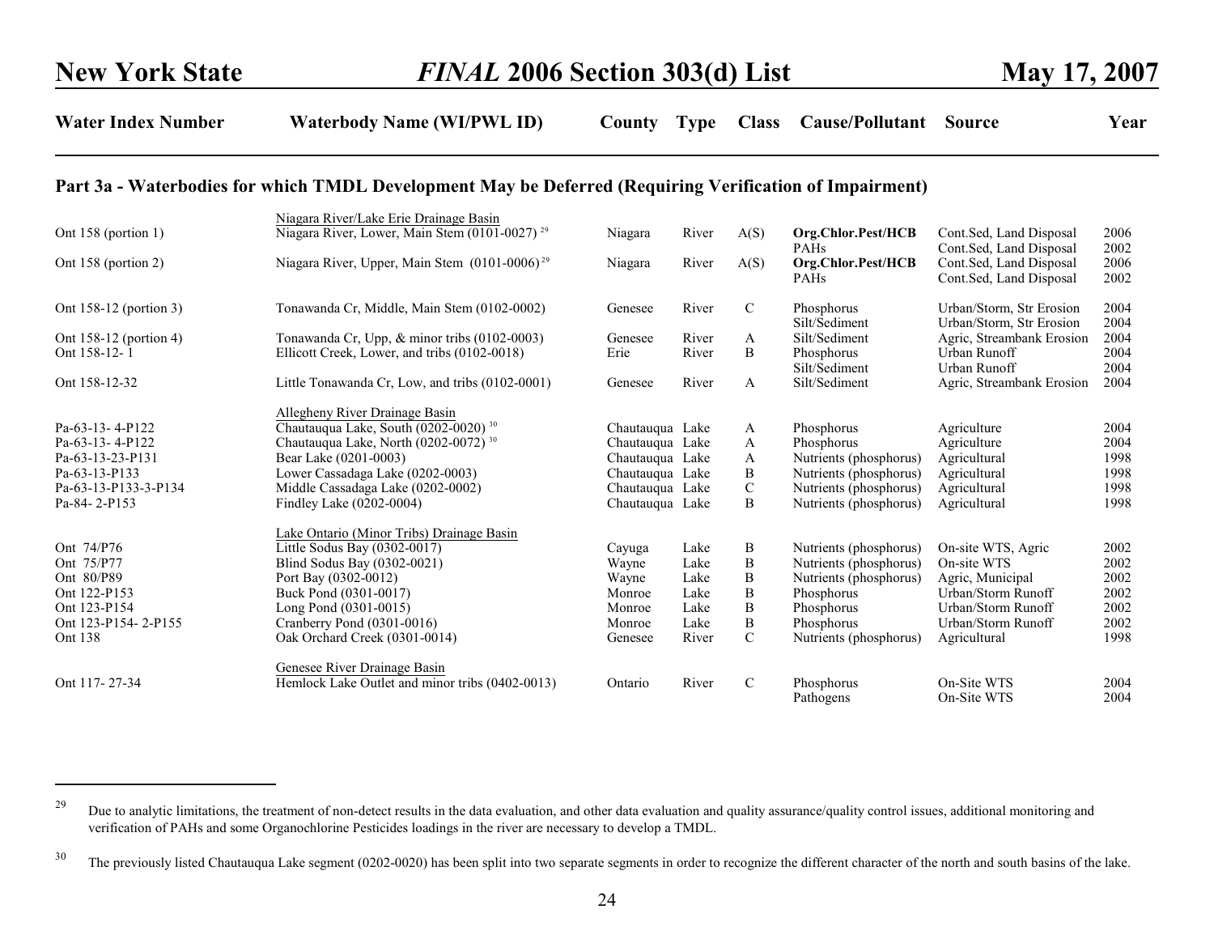| Water Index Number | Waterbody Name (WI/PWL ID) | County | Type | Class | Cause/Pollutant | Source | Year |
|---|---|---|---|---|---|---|---|

## Part 3a - Waterbodies for which TMDL Development May be Deferred (Requiring Verification of Impairment)

| Water Index Number | Waterbody Name (WI/PWL ID) | County | Type | Class | Cause/Pollutant | Source | Year |
|---|---|---|---|---|---|---|---|
| | Niagara River/Lake Erie Drainage Basin | | | | | | |
| Ont 158 (portion 1) | Niagara River, Lower, Main Stem (0101-0027) [29] | Niagara | River | A(S) | **Org.Chlor.Pest/HCB** | Cont.Sed, Land Disposal | 2006 |
| | | | | | PAHs | Cont.Sed, Land Disposal | 2002 |
| Ont 158 (portion 2) | Niagara River, Upper, Main Stem (0101-0006) [29] | Niagara | River | A(S) | **Org.Chlor.Pest/HCB** | Cont.Sed, Land Disposal | 2006 |
| | | | | | PAHs | Cont.Sed, Land Disposal | 2002 |
| Ont 158-12 (portion 3) | Tonawanda Cr, Middle, Main Stem (0102-0002) | Genesee | River | C | Phosphorus | Urban/Storm, Str Erosion | 2004 |
| | | | | | Silt/Sediment | Urban/Storm, Str Erosion | 2004 |
| Ont 158-12 (portion 4) | Tonawanda Cr, Upp, & minor tribs (0102-0003) | Genesee | River | A | Silt/Sediment | Agric, Streambank Erosion | 2004 |
| Ont 158-12- 1 | Ellicott Creek, Lower, and tribs (0102-0018) | Erie | River | B | Phosphorus | Urban Runoff | 2004 |
| | | | | | Silt/Sediment | Urban Runoff | 2004 |
| Ont 158-12-32 | Little Tonawanda Cr, Low, and tribs (0102-0001) | Genesee | River | A | Silt/Sediment | Agric, Streambank Erosion | 2004 |
| | Allegheny River Drainage Basin | | | | | | |
| Pa-63-13- 4-P122 | Chautauqua Lake, South (0202-0020) [30] | Chautauqua | Lake | A | Phosphorus | Agriculture | 2004 |
| Pa-63-13- 4-P122 | Chautauqua Lake, North (0202-0072) [30] | Chautauqua | Lake | A | Phosphorus | Agriculture | 2004 |
| Pa-63-13-23-P131 | Bear Lake (0201-0003) | Chautauqua | Lake | A | Nutrients (phosphorus) | Agricultural | 1998 |
| Pa-63-13-P133 | Lower Cassadaga Lake (0202-0003) | Chautauqua | Lake | B | Nutrients (phosphorus) | Agricultural | 1998 |
| Pa-63-13-P133-3-P134 | Middle Cassadaga Lake (0202-0002) | Chautauqua | Lake | C | Nutrients (phosphorus) | Agricultural | 1998 |
| Pa-84- 2-P153 | Findley Lake (0202-0004) | Chautauqua | Lake | B | Nutrients (phosphorus) | Agricultural | 1998 |
| | Lake Ontario (Minor Tribs) Drainage Basin | | | | | | |
| Ont 74/P76 | Little Sodus Bay (0302-0017) | Cayuga | Lake | B | Nutrients (phosphorus) | On-site WTS, Agric | 2002 |
| Ont 75/P77 | Blind Sodus Bay (0302-0021) | Wayne | Lake | B | Nutrients (phosphorus) | On-site WTS | 2002 |
| Ont 80/P89 | Port Bay (0302-0012) | Wayne | Lake | B | Nutrients (phosphorus) | Agric, Municipal | 2002 |
| Ont 122-P153 | Buck Pond (0301-0017) | Monroe | Lake | B | Phosphorus | Urban/Storm Runoff | 2002 |
| Ont 123-P154 | Long Pond (0301-0015) | Monroe | Lake | B | Phosphorus | Urban/Storm Runoff | 2002 |
| Ont 123-P154- 2-P155 | Cranberry Pond (0301-0016) | Monroe | Lake | B | Phosphorus | Urban/Storm Runoff | 2002 |
| Ont 138 | Oak Orchard Creek (0301-0014) | Genesee | River | C | Nutrients (phosphorus) | Agricultural | 1998 |
| | Genesee River Drainage Basin | | | | | | |
| Ont 117- 27-34 | Hemlock Lake Outlet and minor tribs (0402-0013) | Ontario | River | C | Phosphorus | On-Site WTS | 2004 |
| | | | | | Pathogens | On-Site WTS | 2004 |

[29] Due to analytic limitations, the treatment of non-detect results in the data evaluation, and other data evaluation and quality assurance/quality control issues, additional monitoring and verification of PAHs and some Organochlorine Pesticides loadings in the river are necessary to develop a TMDL.

[30] The previously listed Chautauqua Lake segment (0202-0020) has been split into two separate segments in order to recognize the different character of the north and south basins of the lake.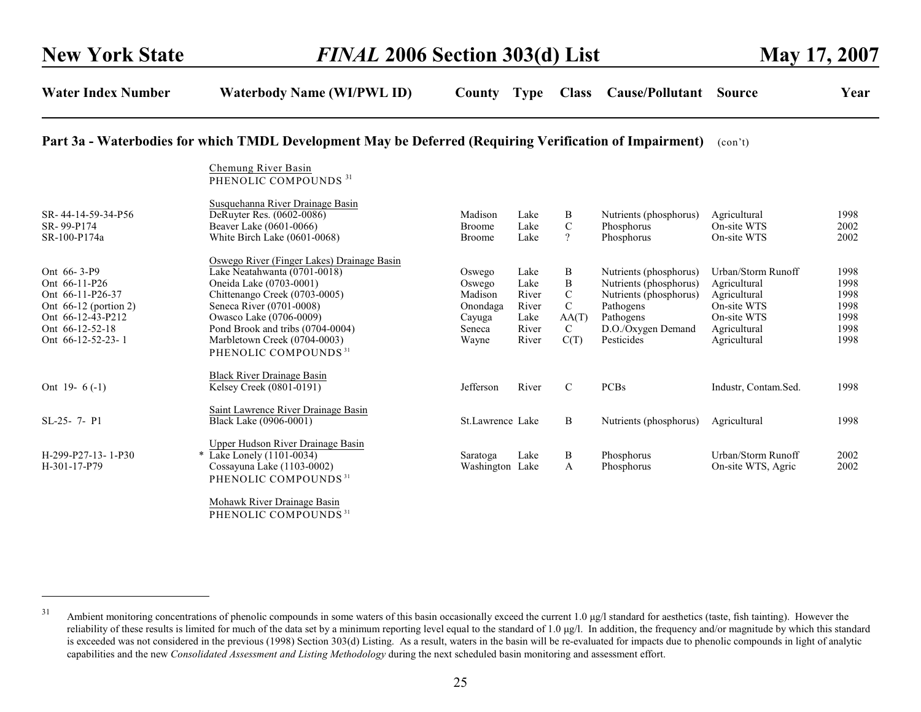| Water Index Number | Waterbody Name (WI/PWL ID) | County | Type | Class | Cause/Pollutant | Source | Year |
|---|---|---|---|---|---|---|---|

## Part 3a - Waterbodies for which TMDL Development May be Deferred (Requiring Verification of Impairment) (con't)

| Water Index Number | Waterbody Name (WI/PWL ID) | County | Type | Class | Cause/Pollutant | Source | Year |
|---|---|---|---|---|---|---|---|
| | Chemung River Basin | | | | | | |
| | PHENOLIC COMPOUNDS [31] | | | | | | |
| | Susquehanna River Drainage Basin | | | | | | |
| SR- 44-14-59-34-P56 | DeRuyter Res. (0602-0086) | Madison | Lake | B | Nutrients (phosphorus) | Agricultural | 1998 |
| SR- 99-P174 | Beaver Lake (0601-0066) | Broome | Lake | C | Phosphorus | On-site WTS | 2002 |
| SR-100-P174a | White Birch Lake (0601-0068) | Broome | Lake | ? | Phosphorus | On-site WTS | 2002 |
| | Oswego River (Finger Lakes) Drainage Basin | | | | | | |
| Ont 66- 3-P9 | Lake Neatahwanta (0701-0018) | Oswego | Lake | B | Nutrients (phosphorus) | Urban/Storm Runoff | 1998 |
| Ont 66-11-P26 | Oneida Lake (0703-0001) | Oswego | Lake | B | Nutrients (phosphorus) | Agricultural | 1998 |
| Ont 66-11-P26-37 | Chittenango Creek (0703-0005) | Madison | River | C | Nutrients (phosphorus) | Agricultural | 1998 |
| Ont 66-12 (portion 2) | Seneca River (0701-0008) | Onondaga | River | C | Pathogens | On-site WTS | 1998 |
| Ont 66-12-43-P212 | Owasco Lake (0706-0009) | Cayuga | Lake | AA(T) | Pathogens | On-site WTS | 1998 |
| Ont 66-12-52-18 | Pond Brook and tribs (0704-0004) | Seneca | River | C | D.O./Oxygen Demand | Agricultural | 1998 |
| Ont 66-12-52-23- 1 | Marbletown Creek (0704-0003) | Wayne | River | C(T) | Pesticides | Agricultural | 1998 |
| | PHENOLIC COMPOUNDS [31] | | | | | | |
| | Black River Drainage Basin | | | | | | |
| Ont 19- 6 (-1) | Kelsey Creek (0801-0191) | Jefferson | River | C | PCBs | Industr, Contam.Sed. | 1998 |
| | Saint Lawrence River Drainage Basin | | | | | | |
| SL-25- 7- P1 | Black Lake (0906-0001) | St.Lawrence | Lake | B | Nutrients (phosphorus) | Agricultural | 1998 |
| | Upper Hudson River Drainage Basin | | | | | | |
| H-299-P27-13- 1-P30 | * Lake Lonely (1101-0034) | Saratoga | Lake | B | Phosphorus | Urban/Storm Runoff | 2002 |
| H-301-17-P79 | Cossayuna Lake (1103-0002) | Washington | Lake | A | Phosphorus | On-site WTS, Agric | 2002 |
| | PHENOLIC COMPOUNDS [31] | | | | | | |
| | Mohawk River Drainage Basin | | | | | | |
| | PHENOLIC COMPOUNDS [31] | | | | | | |

[31] Ambient monitoring concentrations of phenolic compounds in some waters of this basin occasionally exceed the current 1.0 μg/l standard for aesthetics (taste, fish tainting). However the reliability of these results is limited for much of the data set by a minimum reporting level equal to the standard of 1.0 μg/l. In addition, the frequency and/or magnitude by which this standard is exceeded was not considered in the previous (1998) Section 303(d) Listing. As a result, waters in the basin will be re-evaluated for impacts due to phenolic compounds in light of analytic capabilities and the new *Consolidated Assessment and Listing Methodology* during the next scheduled basin monitoring and assessment effort.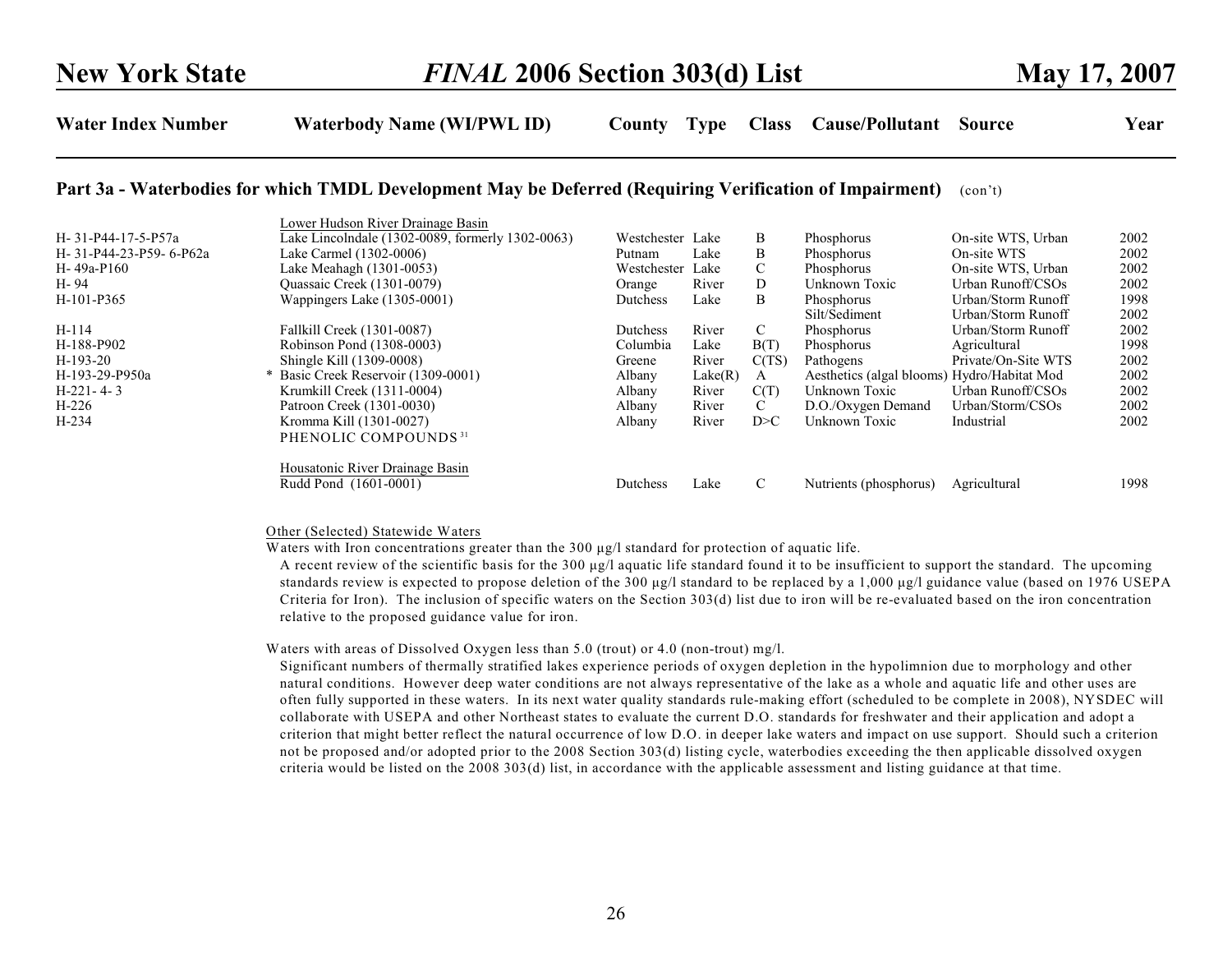| Water Index Number | Waterbody Name (WI/PWL ID) | County | Type | Class | Cause/Pollutant | Source | Year |
|---|---|---|---|---|---|---|---|

**Part 3a - Waterbodies for which TMDL Development May be Deferred (Requiring Verification of Impairment)** (con't)

| Water Index Number | Waterbody Name (WI/PWL ID) | County | Type | Class | Cause/Pollutant | Source | Year |
|---|---|---|---|---|---|---|---|
| | Lower Hudson River Drainage Basin | | | | | | |
| H- 31-P44-17-5-P57a | Lake Lincolndale (1302-0089, formerly 1302-0063) | Westchester | Lake | B | Phosphorus | On-site WTS, Urban | 2002 |
| H- 31-P44-23-P59- 6-P62a | Lake Carmel (1302-0006) | Putnam | Lake | B | Phosphorus | On-site WTS | 2002 |
| H- 49a-P160 | Lake Meahagh (1301-0053) | Westchester | Lake | C | Phosphorus | On-site WTS, Urban | 2002 |
| H- 94 | Quassaic Creek (1301-0079) | Orange | River | D | Unknown Toxic | Urban Runoff/CSOs | 2002 |
| H-101-P365 | Wappingers Lake (1305-0001) | Dutchess | Lake | B | Phosphorus | Urban/Storm Runoff | 1998 |
| | | | | | Silt/Sediment | Urban/Storm Runoff | 2002 |
| H-114 | Fallkill Creek (1301-0087) | Dutchess | River | C | Phosphorus | Urban/Storm Runoff | 2002 |
| H-188-P902 | Robinson Pond (1308-0003) | Columbia | Lake | B(T) | Phosphorus | Agricultural | 1998 |
| H-193-20 | Shingle Kill (1309-0008) | Greene | River | C(TS) | Pathogens | Private/On-site WTS | 2002 |
| H-193-29-P950a | * Basic Creek Reservoir (1309-0001) | Albany | Lake(R) | A | Aesthetics (algal blooms) | Hydro/Habitat Mod | 2002 |
| H-221- 4- 3 | Krumkill Creek (1311-0004) | Albany | River | C(T) | Unknown Toxic | Urban Runoff/CSOs | 2002 |
| H-226 | Patroon Creek (1301-0030) | Albany | River | C | D.O./Oxygen Demand | Urban/Storm/CSOs | 2002 |
| H-234 | Kromma Kill (1301-0027) | Albany | River | D>C | Unknown Toxic | Industrial | 2002 |
| | PHENOLIC COMPOUNDS [31] | | | | | | |
| | Housatonic River Drainage Basin | | | | | | |
| | Rudd Pond (1601-0001) | Dutchess | Lake | C | Nutrients (phosphorus) | Agricultural | 1998 |

Other (Selected) Statewide Waters

Waters with Iron concentrations greater than the 300 µg/l standard for protection of aquatic life.

A recent review of the scientific basis for the 300 µg/l aquatic life standard found it to be insufficient to support the standard. The upcoming standards review is expected to propose deletion of the 300 µg/l standard to be replaced by a 1,000 µg/l guidance value (based on 1976 USEPA Criteria for Iron). The inclusion of specific waters on the Section 303(d) list due to iron will be re-evaluated based on the iron concentration relative to the proposed guidance value for iron.

Waters with areas of Dissolved Oxygen less than 5.0 (trout) or 4.0 (non-trout) mg/l.

Significant numbers of thermally stratified lakes experience periods of oxygen depletion in the hypolimnion due to morphology and other natural conditions. However deep water conditions are not always representative of the lake as a whole and aquatic life and other uses are often fully supported in these waters. In its next water quality standards rule-making effort (scheduled to be complete in 2008), NYSDEC will collaborate with USEPA and other Northeast states to evaluate the current D.O. standards for freshwater and their application and adopt a criterion that might better reflect the natural occurrence of low D.O. in deeper lake waters and impact on use support. Should such a criterion not be proposed and/or adopted prior to the 2008 Section 303(d) listing cycle, waterbodies exceeding the then applicable dissolved oxygen criteria would be listed on the 2008 303(d) list, in accordance with the applicable assessment and listing guidance at that time.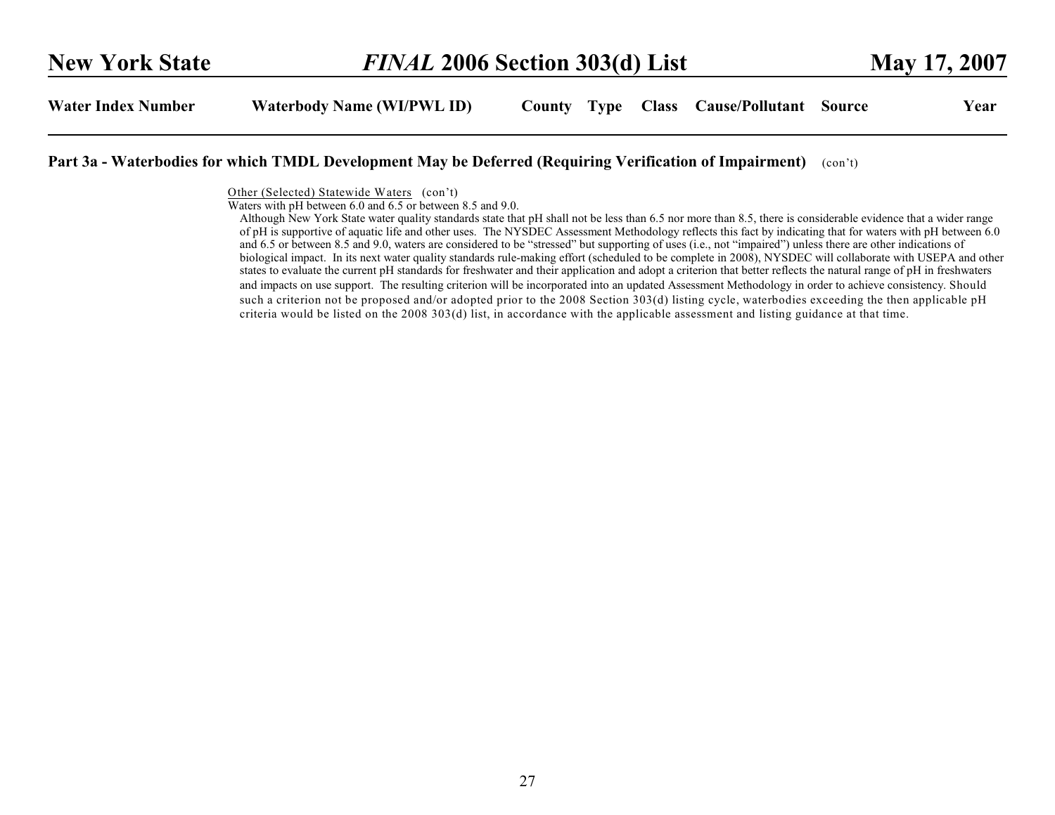**Part 3a - Waterbodies for which TMDL Development May be Deferred (Requiring Verification of Impairment)** (con't)

| Water Index Number | Waterbody Name (WI/PWL ID) | County | Type | Class | Cause/Pollutant | Source | Year |
| --- | --- | --- | --- | --- | --- | --- | --- |

Other (Selected) Statewide Waters (con't)

Waters with pH between 6.0 and 6.5 or between 8.5 and 9.0.

Although New York State water quality standards state that pH shall not be less than 6.5 nor more than 8.5, there is considerable evidence that a wider range of pH is supportive of aquatic life and other uses. The NYSDEC Assessment Methodology reflects this fact by indicating that for waters with pH between 6.0 and 6.5 or between 8.5 and 9.0, waters are considered to be "stressed" but supporting of uses (i.e., not "impaired") unless there are other indications of biological impact. In its next water quality standards rule-making effort (scheduled to be complete in 2008), NYSDEC will collaborate with USEPA and other states to evaluate the current pH standards for freshwater and their application and adopt a criterion that better reflects the natural range of pH in freshwaters and impacts on use support. The resulting criterion will be incorporated into an updated Assessment Methodology in order to achieve consistency. Should such a criterion not be proposed and/or adopted prior to the 2008 Section 303(d) listing cycle, waterbodies exceeding the then applicable pH criteria would be listed on the 2008 303(d) list, in accordance with the applicable assessment and listing guidance at that time.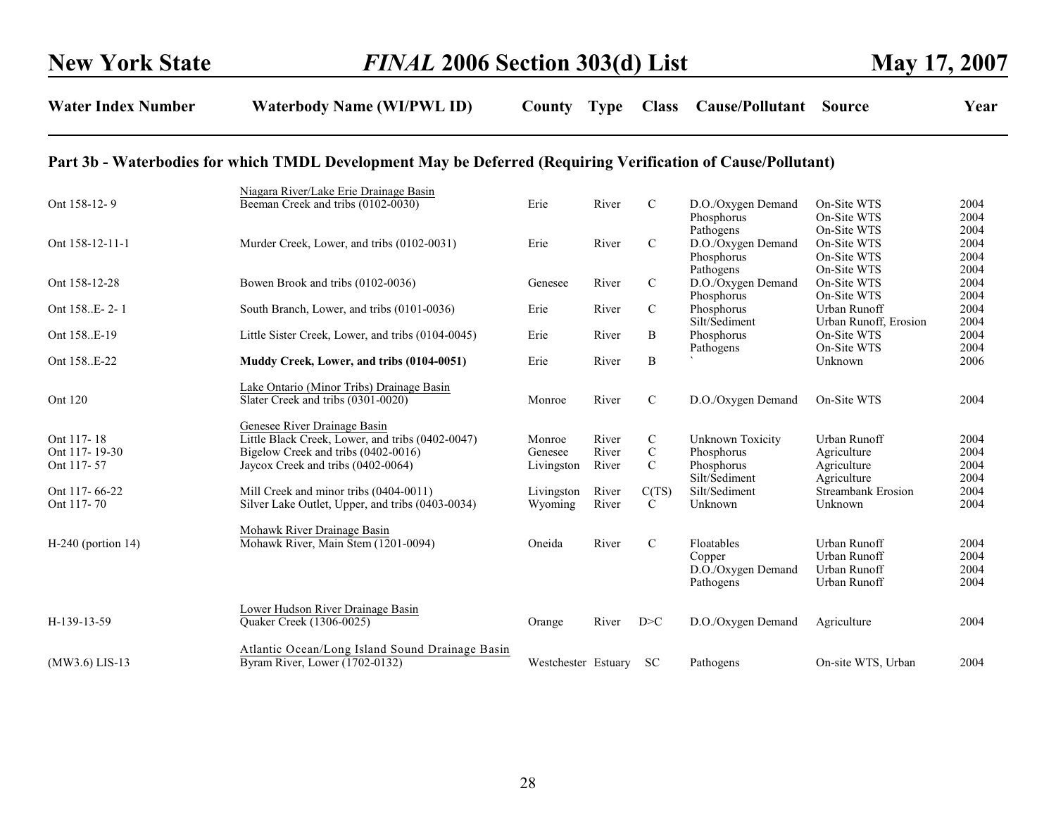| Water Index Number | Waterbody Name (WI/PWL ID) | County | Type | Class | Cause/Pollutant | Source | Year |
|---|---|---|---|---|---|---|---|

## Part 3b - Waterbodies for which TMDL Development May be Deferred (Requiring Verification of Cause/Pollutant)

| Water Index Number | Waterbody Name (WI/PWL ID) | County | Type | Class | Cause/Pollutant | Source | Year |
|---|---|---|---|---|---|---|---|
| | Niagara River/Lake Erie Drainage Basin | | | | | | |
| Ont 158-12- 9 | Beeman Creek and tribs (0102-0030) | Erie | River | C | D.O./Oxygen Demand | On-Site WTS | 2004 |
| | | | | | Phosphorus | On-Site WTS | 2004 |
| | | | | | Pathogens | On-Site WTS | 2004 |
| Ont 158-12-11-1 | Murder Creek, Lower, and tribs (0102-0031) | Erie | River | C | D.O./Oxygen Demand | On-Site WTS | 2004 |
| | | | | | Phosphorus | On-Site WTS | 2004 |
| | | | | | Pathogens | On-Site WTS | 2004 |
| Ont 158-12-28 | Bowen Brook and tribs (0102-0036) | Genesee | River | C | D.O./Oxygen Demand | On-Site WTS | 2004 |
| | | | | | Phosphorus | On-Site WTS | 2004 |
| Ont 158..E- 2- 1 | South Branch, Lower, and tribs (0101-0036) | Erie | River | C | Phosphorus | Urban Runoff | 2004 |
| | | | | | Silt/Sediment | Urban Runoff, Erosion | 2004 |
| Ont 158..E-19 | Little Sister Creek, Lower, and tribs (0104-0045) | Erie | River | B | Phosphorus | On-Site WTS | 2004 |
| | | | | | Pathogens | On-Site WTS | 2004 |
| Ont 158..E-22 | **Muddy Creek, Lower, and tribs (0104-0051)** | Erie | River | B | ` | Unknown | 2006 |
| | Lake Ontario (Minor Tribs) Drainage Basin | | | | | | |
| Ont 120 | Slater Creek and tribs (0301-0020) | Monroe | River | C | D.O./Oxygen Demand | On-Site WTS | 2004 |
| | Genesee River Drainage Basin | | | | | | |
| Ont 117- 18 | Little Black Creek, Lower, and tribs (0402-0047) | Monroe | River | C | Unknown Toxicity | Urban Runoff | 2004 |
| Ont 117- 19-30 | Bigelow Creek and tribs (0402-0016) | Genesee | River | C | Phosphorus | Agriculture | 2004 |
| Ont 117- 57 | Jaycox Creek and tribs (0402-0064) | Livingston | River | C | Phosphorus | Agriculture | 2004 |
| | | | | | Silt/Sediment | Agriculture | 2004 |
| Ont 117- 66-22 | Mill Creek and minor tribs (0404-0011) | Livingston | River | C(TS) | Silt/Sediment | Streambank Erosion | 2004 |
| Ont 117- 70 | Silver Lake Outlet, Upper, and tribs (0403-0034) | Wyoming | River | C | Unknown | Unknown | 2004 |
| | Mohawk River Drainage Basin | | | | | | |
| H-240 (portion 14) | Mohawk River, Main Stem (1201-0094) | Oneida | River | C | Floatables | Urban Runoff | 2004 |
| | | | | | Copper | Urban Runoff | 2004 |
| | | | | | D.O./Oxygen Demand | Urban Runoff | 2004 |
| | | | | | Pathogens | Urban Runoff | 2004 |
| | Lower Hudson River Drainage Basin | | | | | | |
| H-139-13-59 | Quaker Creek (1306-0025) | Orange | River | D>C | D.O./Oxygen Demand | Agriculture | 2004 |
| | Atlantic Ocean/Long Island Sound Drainage Basin | | | | | | |
| (MW3.6) LIS-13 | Byram River, Lower (1702-0132) | Westchester | Estuary | SC | Pathogens | On-site WTS, Urban | 2004 |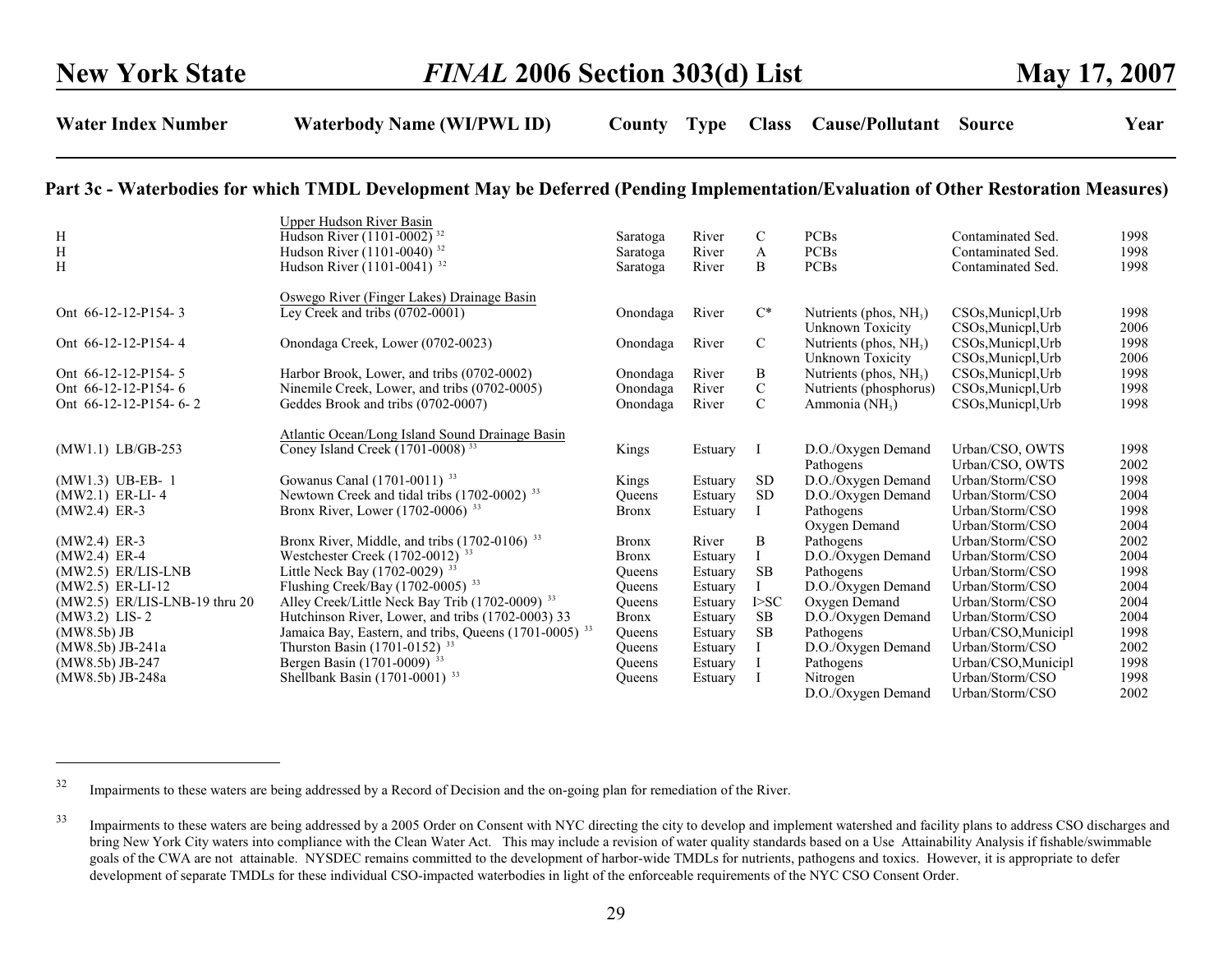## Part 3c - Waterbodies for which TMDL Development May be Deferred (Pending Implementation/Evaluation of Other Restoration Measures)

| Water Index Number | Waterbody Name (WI/PWL ID) | County | Type | Class | Cause/Pollutant | Source | Year |
|---|---|---|---|---|---|---|---|
| | Upper Hudson River Basin | | | | | | |
| H | Hudson River (1101-0002) [32] | Saratoga | River | C | PCBs | Contaminated Sed. | 1998 |
| H | Hudson River (1101-0040) [32] | Saratoga | River | A | PCBs | Contaminated Sed. | 1998 |
| H | Hudson River (1101-0041) [32] | Saratoga | River | B | PCBs | Contaminated Sed. | 1998 |
| | Oswego River (Finger Lakes) Drainage Basin | | | | | | |
| Ont 66-12-12-P154- 3 | Ley Creek and tribs (0702-0001) | Onondaga | River | C* | Nutrients (phos, $NH_3$) | CSOs,Municpl,Urb | 1998 |
| | | | | | Unknown Toxicity | CSOs,Municpl,Urb | 2006 |
| Ont 66-12-12-P154- 4 | Onondaga Creek, Lower (0702-0023) | Onondaga | River | C | Nutrients (phos, $NH_3$) | CSOs,Municpl,Urb | 1998 |
| | | | | | Unknown Toxicity | CSOs,Municpl,Urb | 2006 |
| Ont 66-12-12-P154- 5 | Harbor Brook, Lower, and tribs (0702-0002) | Onondaga | River | B | Nutrients (phos, $NH_3$) | CSOs,Municpl,Urb | 1998 |
| Ont 66-12-12-P154- 6 | Ninemile Creek, Lower, and tribs (0702-0005) | Onondaga | River | C | Nutrients (phosphorus) | CSOs,Municpl,Urb | 1998 |
| Ont 66-12-12-P154- 6- 2 | Geddes Brook and tribs (0702-0007) | Onondaga | River | C | Ammonia ($NH_3$) | CSOs,Municpl,Urb | 1998 |
| | Atlantic Ocean/Long Island Sound Drainage Basin | | | | | | |
| (MW1.1) LB/GB-253 | Coney Island Creek (1701-0008) [33] | Kings | Estuary | I | D.O./Oxygen Demand | Urban/CSO, OWTS | 1998 |
| | | | | | Pathogens | Urban/CSO, OWTS | 2002 |
| (MW1.3) UB-EB- 1 | Gowanus Canal (1701-0011) [33] | Kings | Estuary | SD | D.O./Oxygen Demand | Urban/Storm/CSO | 1998 |
| (MW2.1) ER-LI- 4 | Newtown Creek and tidal tribs (1702-0002) [33] | Queens | Estuary | SD | D.O./Oxygen Demand | Urban/Storm/CSO | 2004 |
| (MW2.4) ER-3 | Bronx River, Lower (1702-0006) [33] | Bronx | Estuary | I | Pathogens | Urban/Storm/CSO | 1998 |
| | | | | | Oxygen Demand | Urban/Storm/CSO | 2004 |
| (MW2.4) ER-3 | Bronx River, Middle, and tribs (1702-0106) [33] | Bronx | River | B | Pathogens | Urban/Storm/CSO | 2002 |
| (MW2.4) ER-4 | Westchester Creek (1702-0012) [33] | Bronx | Estuary | I | D.O./Oxygen Demand | Urban/Storm/CSO | 2004 |
| (MW2.5) ER/LIS-LNB | Little Neck Bay (1702-0029) [33] | Queens | Estuary | SB | Pathogens | Urban/Storm/CSO | 1998 |
| (MW2.5) ER-LI-12 | Flushing Creek/Bay (1702-0005) [33] | Queens | Estuary | I | D.O./Oxygen Demand | Urban/Storm/CSO | 2004 |
| (MW2.5) ER/LIS-LNB-19 thru 20 | Alley Creek/Little Neck Bay Trib (1702-0009) [33] | Queens | Estuary | I>SC | Oxygen Demand | Urban/Storm/CSO | 2004 |
| (MW3.2) LIS- 2 | Hutchinson River, Lower, and tribs (1702-0003) 33 | Bronx | Estuary | SB | D.O./Oxygen Demand | Urban/Storm/CSO | 2004 |
| (MW8.5b) JB | Jamaica Bay, Eastern, and tribs, Queens (1701-0005) [33] | Queens | Estuary | SB | Pathogens | Urban/CSO,Municipl | 1998 |
| (MW8.5b) JB-241a | Thurston Basin (1701-0152) [33] | Queens | Estuary | I | D.O./Oxygen Demand | Urban/Storm/CSO | 2002 |
| (MW8.5b) JB-247 | Bergen Basin (1701-0009) [33] | Queens | Estuary | I | Pathogens | Urban/CSO,Municipl | 1998 |
| (MW8.5b) JB-248a | Shellbank Basin (1701-0001) [33] | Queens | Estuary | I | Nitrogen | Urban/Storm/CSO | 1998 |
| | | | | | D.O./Oxygen Demand | Urban/Storm/CSO | 2002 |

---

[32] Impairments to these waters are being addressed by a Record of Decision and the on-going plan for remediation of the River.

[33] Impairments to these waters are being addressed by a 2005 Order on Consent with NYC directing the city to develop and implement watershed and facility plans to address CSO discharges and bring New York City waters into compliance with the Clean Water Act. This may include a revision of water quality standards based on a Use Attainability Analysis if fishable/swimmable goals of the CWA are not attainable. NYSDEC remains committed to the development of harbor-wide TMDLs for nutrients, pathogens and toxics. However, it is appropriate to defer development of separate TMDLs for these individual CSO-impacted waterbodies in light of the enforceable requirements of the NYC CSO Consent Order.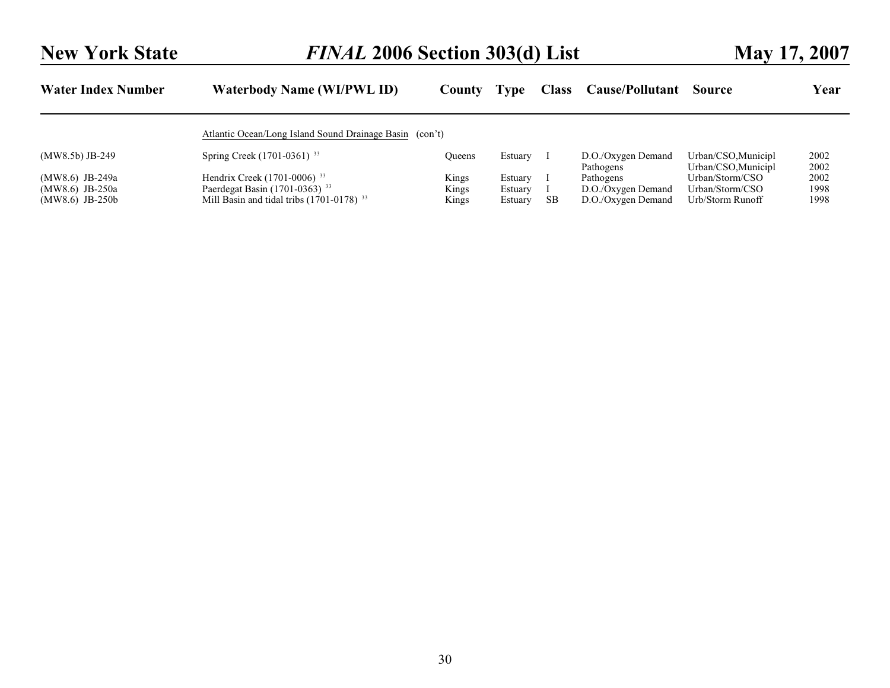| Water Index Number | Waterbody Name (WI/PWL ID) | County | Type | Class | Cause/Pollutant | Source | Year |
|---|---|---|---|---|---|---|---|
| | Atlantic Ocean/Long Island Sound Drainage Basin (con't) | | | | | | |
| (MW8.5b) JB-249 | Spring Creek (1701-0361) [33] | Queens | Estuary | I | D.O./Oxygen Demand | Urban/CSO,Municipl | 2002 |
| | | | | | Pathogens | Urban/CSO,Municipl | 2002 |
| (MW8.6) JB-249a | Hendrix Creek (1701-0006) [33] | Kings | Estuary | I | Pathogens | Urban/Storm/CSO | 2002 |
| (MW8.6) JB-250a | Paerdegat Basin (1701-0363) [33] | Kings | Estuary | I | D.O./Oxygen Demand | Urban/Storm/CSO | 1998 |
| (MW8.6) JB-250b | Mill Basin and tidal tribs (1701-0178) [33] | Kings | Estuary | SB | D.O./Oxygen Demand | Urb/Storm Runoff | 1998 |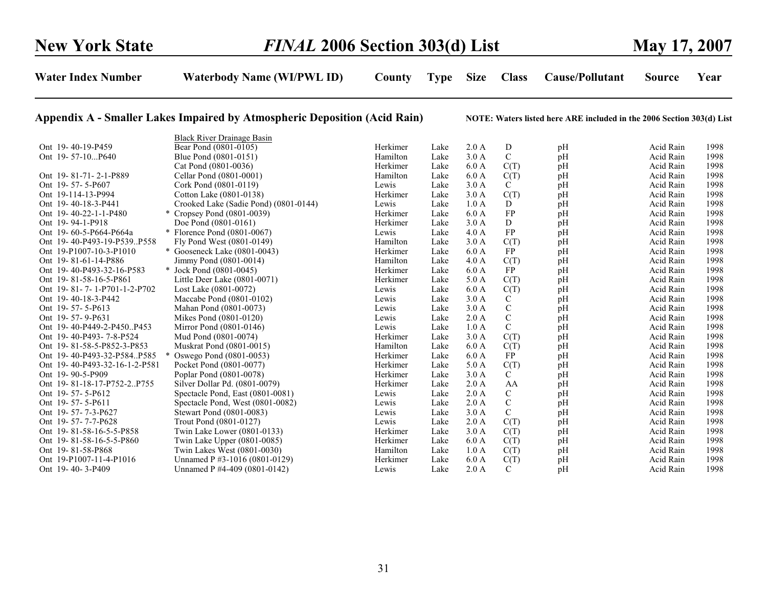## Appendix A - Smaller Lakes Impaired by Atmospheric Deposition (Acid Rain)

**NOTE: Waters listed here ARE included in the 2006 Section 303(d) List**

| Water Index Number | Waterbody Name (WI/PWL ID) | County | Type | Size | Class | Cause/Pollutant | Source | Year |
|---|---|---|---|---|---|---|---|---|
| | Black River Drainage Basin | | | | | | | |
| Ont 19- 40-19-P459 | Bear Pond (0801-0105) | Herkimer | Lake | 2.0 A | D | pH | Acid Rain | 1998 |
| Ont 19- 57-10...P640 | Blue Pond (0801-0151) | Hamilton | Lake | 3.0 A | C | pH | Acid Rain | 1998 |
| | Cat Pond (0801-0036) | Herkimer | Lake | 6.0 A | C(T) | pH | Acid Rain | 1998 |
| Ont 19- 81-71- 2-1-P889 | Cellar Pond (0801-0001) | Hamilton | Lake | 6.0 A | C(T) | pH | Acid Rain | 1998 |
| Ont 19- 57- 5-P607 | Cork Pond (0801-0119) | Lewis | Lake | 3.0 A | C | pH | Acid Rain | 1998 |
| Ont 19-114-13-P994 | Cotton Lake (0801-0138) | Herkimer | Lake | 3.0 A | C(T) | pH | Acid Rain | 1998 |
| Ont 19- 40-18-3-P441 | Crooked Lake (Sadie Pond) (0801-0144) | Lewis | Lake | 1.0 A | D | pH | Acid Rain | 1998 |
| Ont 19- 40-22-1-1-P480 | * Cropsey Pond (0801-0039) | Herkimer | Lake | 6.0 A | FP | pH | Acid Rain | 1998 |
| Ont 19- 94-1-P918 | Doe Pond (0801-0161) | Herkimer | Lake | 3.0 A | D | pH | Acid Rain | 1998 |
| Ont 19- 60-5-P664-P664a | * Florence Pond (0801-0067) | Lewis | Lake | 4.0 A | FP | pH | Acid Rain | 1998 |
| Ont 19- 40-P493-19-P539..P558 | Fly Pond West (0801-0149) | Hamilton | Lake | 3.0 A | C(T) | pH | Acid Rain | 1998 |
| Ont 19-P1007-10-3-P1010 | * Gooseneck Lake (0801-0043) | Herkimer | Lake | 6.0 A | FP | pH | Acid Rain | 1998 |
| Ont 19- 81-61-14-P886 | Jimmy Pond (0801-0014) | Hamilton | Lake | 4.0 A | C(T) | pH | Acid Rain | 1998 |
| Ont 19- 40-P493-32-16-P583 | * Jock Pond (0801-0045) | Herkimer | Lake | 6.0 A | FP | pH | Acid Rain | 1998 |
| Ont 19- 81-58-16-5-P861 | Little Deer Lake (0801-0071) | Herkimer | Lake | 5.0 A | C(T) | pH | Acid Rain | 1998 |
| Ont 19- 81- 7- 1-P701-1-2-P702 | Lost Lake (0801-0072) | Lewis | Lake | 6.0 A | C(T) | pH | Acid Rain | 1998 |
| Ont 19- 40-18-3-P442 | Maccabe Pond (0801-0102) | Lewis | Lake | 3.0 A | C | pH | Acid Rain | 1998 |
| Ont 19- 57- 5-P613 | Mahan Pond (0801-0073) | Lewis | Lake | 3.0 A | C | pH | Acid Rain | 1998 |
| Ont 19- 57- 9-P631 | Mikes Pond (0801-0120) | Lewis | Lake | 2.0 A | C | pH | Acid Rain | 1998 |
| Ont 19- 40-P449-2-P450..P453 | Mirror Pond (0801-0146) | Lewis | Lake | 1.0 A | C | pH | Acid Rain | 1998 |
| Ont 19- 40-P493- 7-8-P524 | Mud Pond (0801-0074) | Herkimer | Lake | 3.0 A | C(T) | pH | Acid Rain | 1998 |
| Ont 19- 81-58-5-P852-3-P853 | Muskrat Pond (0801-0015) | Hamilton | Lake | 6.0 A | C(T) | pH | Acid Rain | 1998 |
| Ont 19- 40-P493-32-P584..P585 | * Oswego Pond (0801-0053) | Herkimer | Lake | 6.0 A | FP | pH | Acid Rain | 1998 |
| Ont 19- 40-P493-32-16-1-2-P581 | Pocket Pond (0801-0077) | Herkimer | Lake | 5.0 A | C(T) | pH | Acid Rain | 1998 |
| Ont 19- 90-5-P909 | Poplar Pond (0801-0078) | Herkimer | Lake | 3.0 A | C | pH | Acid Rain | 1998 |
| Ont 19- 81-18-17-P752-2..P755 | Silver Dollar Pd. (0801-0079) | Herkimer | Lake | 2.0 A | AA | pH | Acid Rain | 1998 |
| Ont 19- 57- 5-P612 | Spectacle Pond, East (0801-0081) | Lewis | Lake | 2.0 A | C | pH | Acid Rain | 1998 |
| Ont 19- 57- 5-P611 | Spectacle Pond, West (0801-0082) | Lewis | Lake | 2.0 A | C | pH | Acid Rain | 1998 |
| Ont 19- 57- 7-3-P627 | Stewart Pond (0801-0083) | Lewis | Lake | 3.0 A | C | pH | Acid Rain | 1998 |
| Ont 19- 57- 7-7-P628 | Trout Pond (0801-0127) | Lewis | Lake | 2.0 A | C(T) | pH | Acid Rain | 1998 |
| Ont 19- 81-58-16-5-5-P858 | Twin Lake Lower (0801-0133) | Herkimer | Lake | 3.0 A | C(T) | pH | Acid Rain | 1998 |
| Ont 19- 81-58-16-5-5-P860 | Twin Lake Upper (0801-0085) | Herkimer | Lake | 6.0 A | C(T) | pH | Acid Rain | 1998 |
| Ont 19- 81-58-P868 | Twin Lakes West (0801-0030) | Hamilton | Lake | 1.0 A | C(T) | pH | Acid Rain | 1998 |
| Ont 19-P1007-11-4-P1016 | Unnamed P #3-1016 (0801-0129) | Herkimer | Lake | 6.0 A | C(T) | pH | Acid Rain | 1998 |
| Ont 19- 40- 3-P409 | Unnamed P #4-409 (0801-0142) | Lewis | Lake | 2.0 A | C | pH | Acid Rain | 1998 |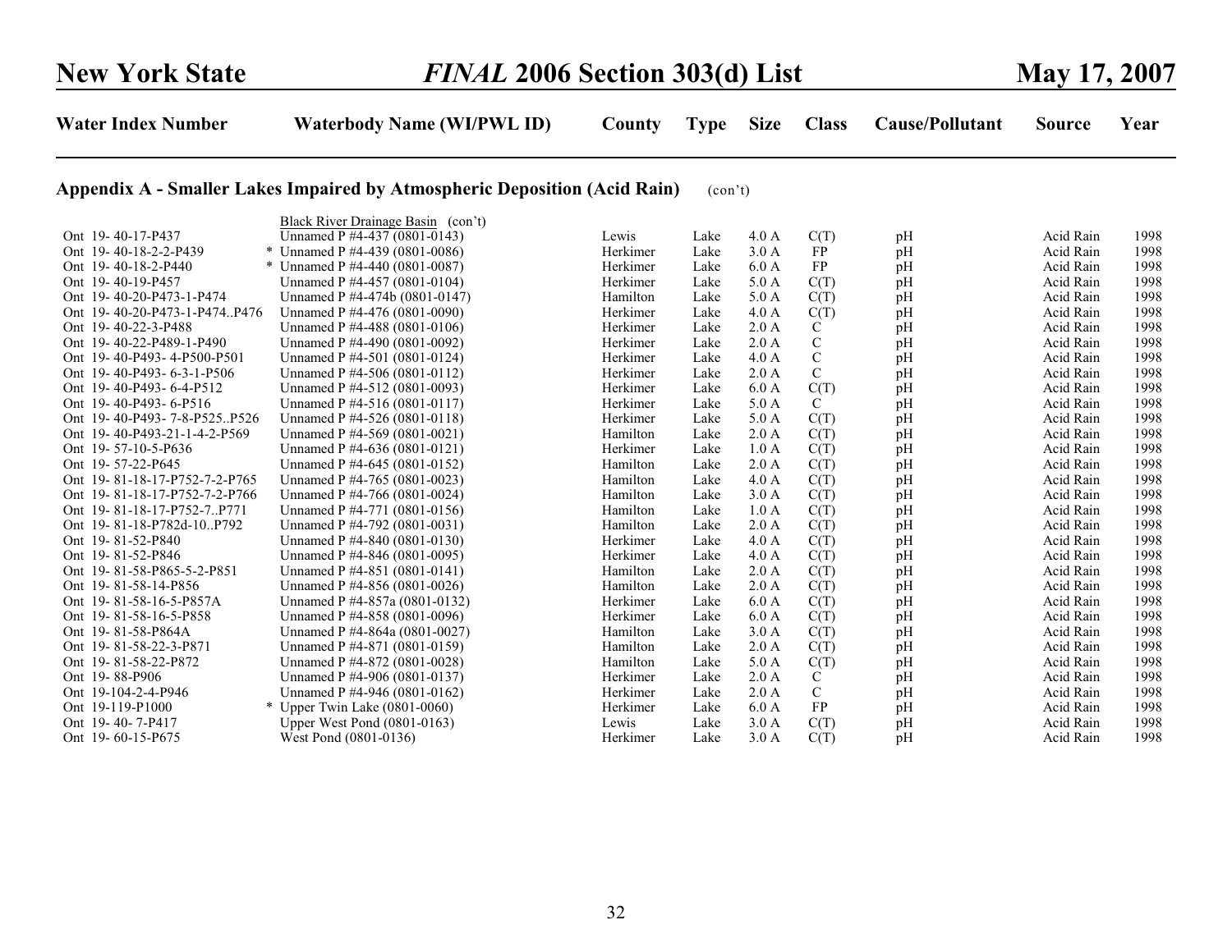| Water Index Number | Waterbody Name (WI/PWL ID) | County | Type | Size | Class | Cause/Pollutant | Source | Year |
|---|---|---|---|---|---|---|---|---|

## Appendix A - Smaller Lakes Impaired by Atmospheric Deposition (Acid Rain) (con't)

| Water Index Number | Waterbody Name (WI/PWL ID) | County | Type | Size | Class | Cause/Pollutant | Source | Year |
|---|---|---|---|---|---|---|---|---|
| | Black River Drainage Basin (con't) | | | | | | | |
| Ont 19- 40-17-P437 | Unnamed P #4-437 (0801-0143) | Lewis | Lake | 4.0 A | C(T) | pH | Acid Rain | 1998 |
| Ont 19- 40-18-2-2-P439 | * Unnamed P #4-439 (0801-0086) | Herkimer | Lake | 3.0 A | FP | pH | Acid Rain | 1998 |
| Ont 19- 40-18-2-P440 | * Unnamed P #4-440 (0801-0087) | Herkimer | Lake | 6.0 A | FP | pH | Acid Rain | 1998 |
| Ont 19- 40-19-P457 | Unnamed P #4-457 (0801-0104) | Herkimer | Lake | 5.0 A | C(T) | pH | Acid Rain | 1998 |
| Ont 19- 40-20-P473-1-P474 | Unnamed P #4-474b (0801-0147) | Hamilton | Lake | 5.0 A | C(T) | pH | Acid Rain | 1998 |
| Ont 19- 40-20-P473-1-P474..P476 | Unnamed P #4-476 (0801-0090) | Herkimer | Lake | 4.0 A | C(T) | pH | Acid Rain | 1998 |
| Ont 19- 40-22-3-P488 | Unnamed P #4-488 (0801-0106) | Herkimer | Lake | 2.0 A | C | pH | Acid Rain | 1998 |
| Ont 19- 40-22-P489-1-P490 | Unnamed P #4-490 (0801-0092) | Herkimer | Lake | 2.0 A | C | pH | Acid Rain | 1998 |
| Ont 19- 40-P493- 4-P500-P501 | Unnamed P #4-501 (0801-0124) | Herkimer | Lake | 4.0 A | C | pH | Acid Rain | 1998 |
| Ont 19- 40-P493- 6-3-1-P506 | Unnamed P #4-506 (0801-0112) | Herkimer | Lake | 2.0 A | C | pH | Acid Rain | 1998 |
| Ont 19- 40-P493- 6-4-P512 | Unnamed P #4-512 (0801-0093) | Herkimer | Lake | 6.0 A | C(T) | pH | Acid Rain | 1998 |
| Ont 19- 40-P493- 6-P516 | Unnamed P #4-516 (0801-0117) | Herkimer | Lake | 5.0 A | C | pH | Acid Rain | 1998 |
| Ont 19- 40-P493- 7-8-P525..P526 | Unnamed P #4-526 (0801-0118) | Herkimer | Lake | 5.0 A | C(T) | pH | Acid Rain | 1998 |
| Ont 19- 40-P493-21-1-4-2-P569 | Unnamed P #4-569 (0801-0021) | Hamilton | Lake | 2.0 A | C(T) | pH | Acid Rain | 1998 |
| Ont 19- 57-10-5-P636 | Unnamed P #4-636 (0801-0121) | Herkimer | Lake | 1.0 A | C(T) | pH | Acid Rain | 1998 |
| Ont 19- 57-22-P645 | Unnamed P #4-645 (0801-0152) | Hamilton | Lake | 2.0 A | C(T) | pH | Acid Rain | 1998 |
| Ont 19- 81-18-17-P752-7-2-P765 | Unnamed P #4-765 (0801-0023) | Hamilton | Lake | 4.0 A | C(T) | pH | Acid Rain | 1998 |
| Ont 19- 81-18-17-P752-7-2-P766 | Unnamed P #4-766 (0801-0024) | Hamilton | Lake | 3.0 A | C(T) | pH | Acid Rain | 1998 |
| Ont 19- 81-18-17-P752-7..P771 | Unnamed P #4-771 (0801-0156) | Hamilton | Lake | 1.0 A | C(T) | pH | Acid Rain | 1998 |
| Ont 19- 81-18-P782d-10..P792 | Unnamed P #4-792 (0801-0031) | Hamilton | Lake | 2.0 A | C(T) | pH | Acid Rain | 1998 |
| Ont 19- 81-52-P840 | Unnamed P #4-840 (0801-0130) | Herkimer | Lake | 4.0 A | C(T) | pH | Acid Rain | 1998 |
| Ont 19- 81-52-P846 | Unnamed P #4-846 (0801-0095) | Herkimer | Lake | 4.0 A | C(T) | pH | Acid Rain | 1998 |
| Ont 19- 81-58-P865-5-2-P851 | Unnamed P #4-851 (0801-0141) | Hamilton | Lake | 2.0 A | C(T) | pH | Acid Rain | 1998 |
| Ont 19- 81-58-14-P856 | Unnamed P #4-856 (0801-0026) | Hamilton | Lake | 2.0 A | C(T) | pH | Acid Rain | 1998 |
| Ont 19- 81-58-16-5-P857A | Unnamed P #4-857a (0801-0132) | Herkimer | Lake | 6.0 A | C(T) | pH | Acid Rain | 1998 |
| Ont 19- 81-58-16-5-P858 | Unnamed P #4-858 (0801-0096) | Herkimer | Lake | 6.0 A | C(T) | pH | Acid Rain | 1998 |
| Ont 19- 81-58-P864A | Unnamed P #4-864a (0801-0027) | Hamilton | Lake | 3.0 A | C(T) | pH | Acid Rain | 1998 |
| Ont 19- 81-58-22-3-P871 | Unnamed P #4-871 (0801-0159) | Hamilton | Lake | 2.0 A | C(T) | pH | Acid Rain | 1998 |
| Ont 19- 81-58-22-P872 | Unnamed P #4-872 (0801-0028) | Hamilton | Lake | 5.0 A | C(T) | pH | Acid Rain | 1998 |
| Ont 19- 88-P906 | Unnamed P #4-906 (0801-0137) | Herkimer | Lake | 2.0 A | C | pH | Acid Rain | 1998 |
| Ont 19-104-2-4-P946 | Unnamed P #4-946 (0801-0162) | Herkimer | Lake | 2.0 A | C | pH | Acid Rain | 1998 |
| Ont 19-119-P1000 | * Upper Twin Lake (0801-0060) | Herkimer | Lake | 6.0 A | FP | pH | Acid Rain | 1998 |
| Ont 19- 40- 7-P417 | Upper West Pond (0801-0163) | Lewis | Lake | 3.0 A | C(T) | pH | Acid Rain | 1998 |
| Ont 19- 60-15-P675 | West Pond (0801-0136) | Herkimer | Lake | 3.0 A | C(T) | pH | Acid Rain | 1998 |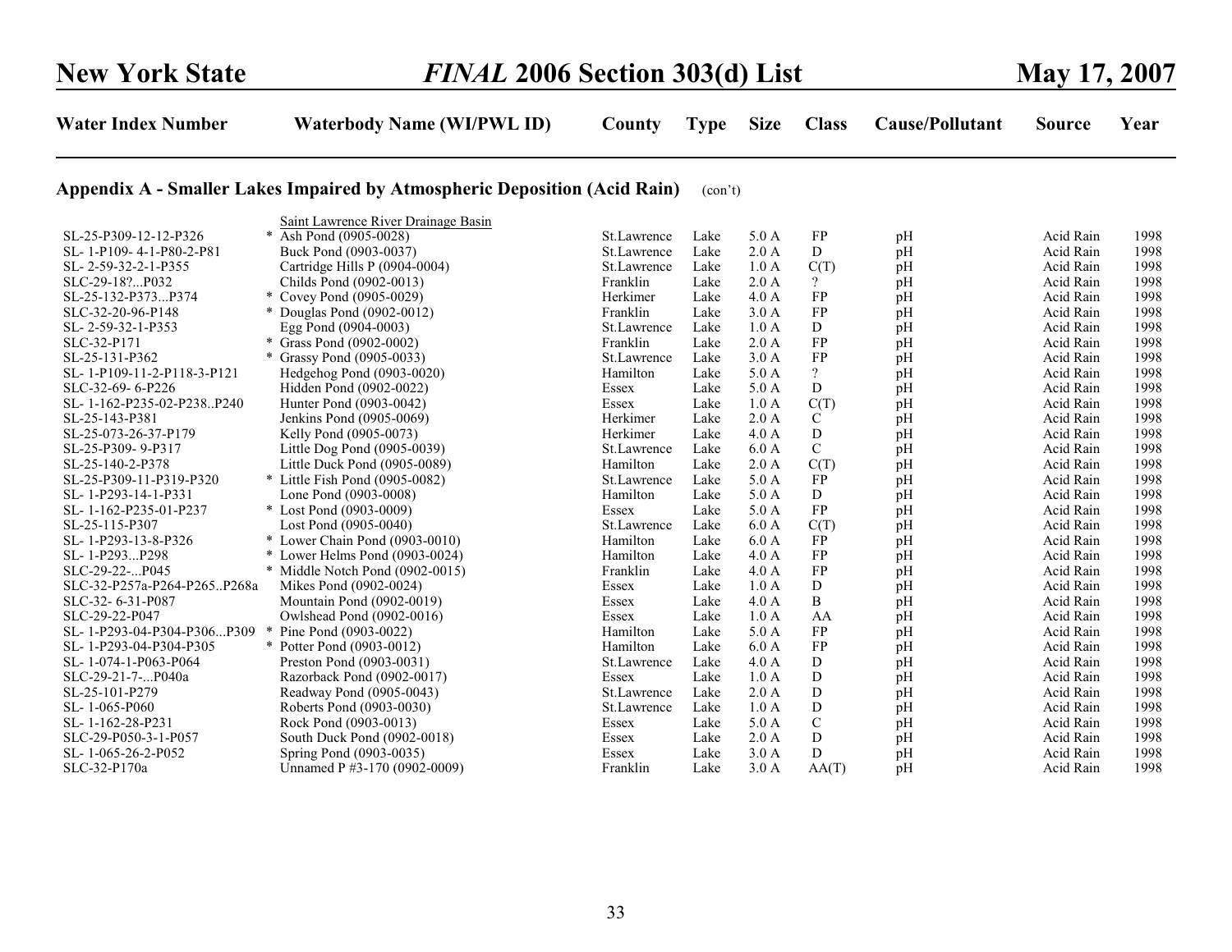| Water Index Number | Waterbody Name (WI/PWL ID) | County | Type | Size | Class | Cause/Pollutant | Source | Year |
|---|---|---|---|---|---|---|---|---|

**Appendix A - Smaller Lakes Impaired by Atmospheric Deposition (Acid Rain)** (con't)

| Water Index Number | Waterbody Name (WI/PWL ID) | County | Type | Size | Class | Cause/Pollutant | Source | Year |
|---|---|---|---|---|---|---|---|---|
| | <u>Saint Lawrence River Drainage Basin</u> | | | | | | | |
| SL-25-P309-12-12-P326 | * Ash Pond (0905-0028) | St.Lawrence | Lake | 5.0 A | FP | pH | Acid Rain | 1998 |
| SL- 1-P109- 4-1-P80-2-P81 | Buck Pond (0903-0037) | St.Lawrence | Lake | 2.0 A | D | pH | Acid Rain | 1998 |
| SL- 2-59-32-2-1-P355 | Cartridge Hills P (0904-0004) | St.Lawrence | Lake | 1.0 A | C(T) | pH | Acid Rain | 1998 |
| SLC-29-18?...P032 | Childs Pond (0902-0013) | Franklin | Lake | 2.0 A | ? | pH | Acid Rain | 1998 |
| SL-25-132-P373...P374 | * Covey Pond (0905-0029) | Herkimer | Lake | 4.0 A | FP | pH | Acid Rain | 1998 |
| SLC-32-20-96-P148 | * Douglas Pond (0902-0012) | Franklin | Lake | 3.0 A | FP | pH | Acid Rain | 1998 |
| SL- 2-59-32-1-P353 | Egg Pond (0904-0003) | St.Lawrence | Lake | 1.0 A | D | pH | Acid Rain | 1998 |
| SLC-32-P171 | * Grass Pond (0902-0002) | Franklin | Lake | 2.0 A | FP | pH | Acid Rain | 1998 |
| SL-25-131-P362 | * Grassy Pond (0905-0033) | St.Lawrence | Lake | 3.0 A | FP | pH | Acid Rain | 1998 |
| SL- 1-P109-11-2-P118-3-P121 | Hedgehog Pond (0903-0020) | Hamilton | Lake | 5.0 A | ? | pH | Acid Rain | 1998 |
| SLC-32-69- 6-P226 | Hidden Pond (0902-0022) | Essex | Lake | 5.0 A | D | pH | Acid Rain | 1998 |
| SL- 1-162-P235-02-P238..P240 | Hunter Pond (0903-0042) | Essex | Lake | 1.0 A | C(T) | pH | Acid Rain | 1998 |
| SL-25-143-P381 | Jenkins Pond (0905-0069) | Herkimer | Lake | 2.0 A | C | pH | Acid Rain | 1998 |
| SL-25-073-26-37-P179 | Kelly Pond (0905-0073) | Herkimer | Lake | 4.0 A | D | pH | Acid Rain | 1998 |
| SL-25-P309- 9-P317 | Little Dog Pond (0905-0039) | St.Lawrence | Lake | 6.0 A | C | pH | Acid Rain | 1998 |
| SL-25-140-2-P378 | Little Duck Pond (0905-0089) | Hamilton | Lake | 2.0 A | C(T) | pH | Acid Rain | 1998 |
| SL-25-P309-11-P319-P320 | * Little Fish Pond (0905-0082) | St.Lawrence | Lake | 5.0 A | FP | pH | Acid Rain | 1998 |
| SL- 1-P293-14-1-P331 | Lone Pond (0903-0008) | Hamilton | Lake | 5.0 A | D | pH | Acid Rain | 1998 |
| SL- 1-162-P235-01-P237 | * Lost Pond (0903-0009) | Essex | Lake | 5.0 A | FP | pH | Acid Rain | 1998 |
| SL-25-115-P307 | Lost Pond (0905-0040) | St.Lawrence | Lake | 6.0 A | C(T) | pH | Acid Rain | 1998 |
| SL- 1-P293-13-8-P326 | * Lower Chain Pond (0903-0010) | Hamilton | Lake | 6.0 A | FP | pH | Acid Rain | 1998 |
| SL- 1-P293...P298 | * Lower Helms Pond (0903-0024) | Hamilton | Lake | 4.0 A | FP | pH | Acid Rain | 1998 |
| SLC-29-22-...P045 | * Middle Notch Pond (0902-0015) | Franklin | Lake | 4.0 A | FP | pH | Acid Rain | 1998 |
| SLC-32-P257a-P264-P265..P268a | Mikes Pond (0902-0024) | Essex | Lake | 1.0 A | D | pH | Acid Rain | 1998 |
| SLC-32- 6-31-P087 | Mountain Pond (0902-0019) | Essex | Lake | 4.0 A | B | pH | Acid Rain | 1998 |
| SLC-29-22-P047 | Owlshead Pond (0902-0016) | Essex | Lake | 1.0 A | AA | pH | Acid Rain | 1998 |
| SL- 1-P293-04-P304-P306...P309 | * Pine Pond (0903-0022) | Hamilton | Lake | 5.0 A | FP | pH | Acid Rain | 1998 |
| SL- 1-P293-04-P304-P305 | * Potter Pond (0903-0012) | Hamilton | Lake | 6.0 A | FP | pH | Acid Rain | 1998 |
| SL- 1-074-1-P063-P064 | Preston Pond (0903-0031) | St.Lawrence | Lake | 4.0 A | D | pH | Acid Rain | 1998 |
| SLC-29-21-7-...P040a | Razorback Pond (0902-0017) | Essex | Lake | 1.0 A | D | pH | Acid Rain | 1998 |
| SL-25-101-P279 | Readway Pond (0905-0043) | St.Lawrence | Lake | 2.0 A | D | pH | Acid Rain | 1998 |
| SL- 1-065-P060 | Roberts Pond (0903-0030) | St.Lawrence | Lake | 1.0 A | D | pH | Acid Rain | 1998 |
| SL- 1-162-28-P231 | Rock Pond (0903-0013) | Essex | Lake | 5.0 A | C | pH | Acid Rain | 1998 |
| SLC-29-P050-3-1-P057 | South Duck Pond (0902-0018) | Essex | Lake | 2.0 A | D | pH | Acid Rain | 1998 |
| SL- 1-065-26-2-P052 | Spring Pond (0903-0035) | Essex | Lake | 3.0 A | D | pH | Acid Rain | 1998 |
| SLC-32-P170a | Unnamed P #3-170 (0902-0009) | Franklin | Lake | 3.0 A | AA(T) | pH | Acid Rain | 1998 |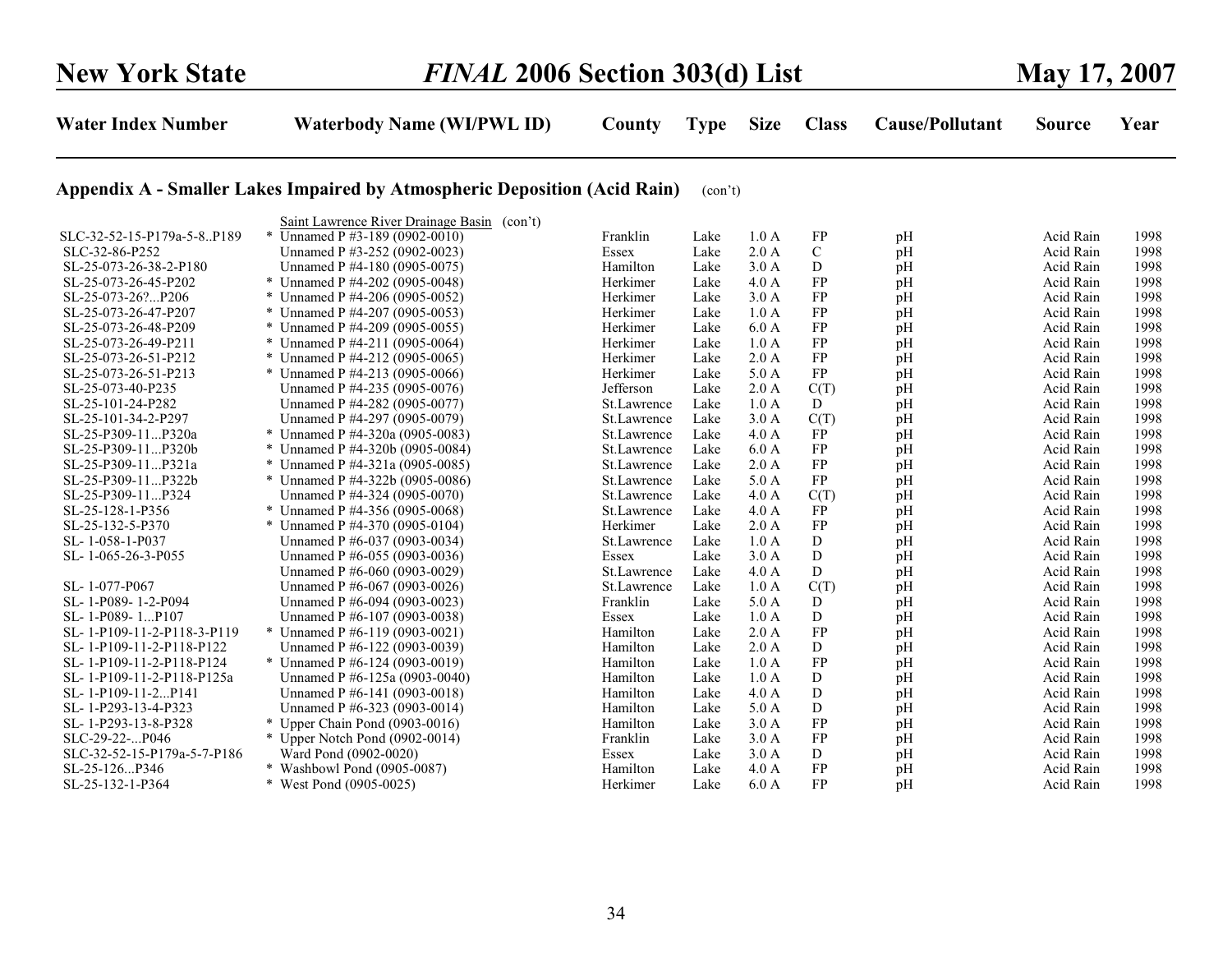## Appendix A - Smaller Lakes Impaired by Atmospheric Deposition (Acid Rain) (con't)

| Water Index Number | Waterbody Name (WI/PWL ID) | County | Type | Size | Class | Cause/Pollutant | Source | Year |
|---|---|---|---|---|---|---|---|---|
| | Saint Lawrence River Drainage Basin (con't) | | | | | | | |
| SLC-32-52-15-P179a-5-8..P189 | * Unnamed P #3-189 (0902-0010) | Franklin | Lake | 1.0 A | FP | pH | Acid Rain | 1998 |
| SLC-32-86-P252 | Unnamed P #3-252 (0902-0023) | Essex | Lake | 2.0 A | C | pH | Acid Rain | 1998 |
| SL-25-073-26-38-2-P180 | Unnamed P #4-180 (0905-0075) | Hamilton | Lake | 3.0 A | D | pH | Acid Rain | 1998 |
| SL-25-073-26-45-P202 | * Unnamed P #4-202 (0905-0048) | Herkimer | Lake | 4.0 A | FP | pH | Acid Rain | 1998 |
| SL-25-073-26?...P206 | * Unnamed P #4-206 (0905-0052) | Herkimer | Lake | 3.0 A | FP | pH | Acid Rain | 1998 |
| SL-25-073-26-47-P207 | * Unnamed P #4-207 (0905-0053) | Herkimer | Lake | 1.0 A | FP | pH | Acid Rain | 1998 |
| SL-25-073-26-48-P209 | * Unnamed P #4-209 (0905-0055) | Herkimer | Lake | 6.0 A | FP | pH | Acid Rain | 1998 |
| SL-25-073-26-49-P211 | * Unnamed P #4-211 (0905-0064) | Herkimer | Lake | 1.0 A | FP | pH | Acid Rain | 1998 |
| SL-25-073-26-51-P212 | * Unnamed P #4-212 (0905-0065) | Herkimer | Lake | 2.0 A | FP | pH | Acid Rain | 1998 |
| SL-25-073-26-51-P213 | * Unnamed P #4-213 (0905-0066) | Herkimer | Lake | 5.0 A | FP | pH | Acid Rain | 1998 |
| SL-25-073-40-P235 | Unnamed P #4-235 (0905-0076) | Jefferson | Lake | 2.0 A | C(T) | pH | Acid Rain | 1998 |
| SL-25-101-24-P282 | Unnamed P #4-282 (0905-0077) | St.Lawrence | Lake | 1.0 A | D | pH | Acid Rain | 1998 |
| SL-25-101-34-2-P297 | Unnamed P #4-297 (0905-0079) | St.Lawrence | Lake | 3.0 A | C(T) | pH | Acid Rain | 1998 |
| SL-25-P309-11...P320a | * Unnamed P #4-320a (0905-0083) | St.Lawrence | Lake | 4.0 A | FP | pH | Acid Rain | 1998 |
| SL-25-P309-11...P320b | * Unnamed P #4-320b (0905-0084) | St.Lawrence | Lake | 6.0 A | FP | pH | Acid Rain | 1998 |
| SL-25-P309-11...P321a | * Unnamed P #4-321a (0905-0085) | St.Lawrence | Lake | 2.0 A | FP | pH | Acid Rain | 1998 |
| SL-25-P309-11...P322b | * Unnamed P #4-322b (0905-0086) | St.Lawrence | Lake | 5.0 A | FP | pH | Acid Rain | 1998 |
| SL-25-P309-11...P324 | Unnamed P #4-324 (0905-0070) | St.Lawrence | Lake | 4.0 A | C(T) | pH | Acid Rain | 1998 |
| SL-25-128-1-P356 | * Unnamed P #4-356 (0905-0068) | St.Lawrence | Lake | 4.0 A | FP | pH | Acid Rain | 1998 |
| SL-25-132-5-P370 | * Unnamed P #4-370 (0905-0104) | Herkimer | Lake | 2.0 A | FP | pH | Acid Rain | 1998 |
| SL- 1-058-1-P037 | Unnamed P #6-037 (0903-0034) | St.Lawrence | Lake | 1.0 A | D | pH | Acid Rain | 1998 |
| SL- 1-065-26-3-P055 | Unnamed P #6-055 (0903-0036) | Essex | Lake | 3.0 A | D | pH | Acid Rain | 1998 |
| | Unnamed P #6-060 (0903-0029) | St.Lawrence | Lake | 4.0 A | D | pH | Acid Rain | 1998 |
| SL- 1-077-P067 | Unnamed P #6-067 (0903-0026) | St.Lawrence | Lake | 1.0 A | C(T) | pH | Acid Rain | 1998 |
| SL- 1-P089- 1-2-P094 | Unnamed P #6-094 (0903-0023) | Franklin | Lake | 5.0 A | D | pH | Acid Rain | 1998 |
| SL- 1-P089- 1...P107 | Unnamed P #6-107 (0903-0038) | Essex | Lake | 1.0 A | D | pH | Acid Rain | 1998 |
| SL- 1-P109-11-2-P118-3-P119 | * Unnamed P #6-119 (0903-0021) | Hamilton | Lake | 2.0 A | FP | pH | Acid Rain | 1998 |
| SL- 1-P109-11-2-P118-P122 | Unnamed P #6-122 (0903-0039) | Hamilton | Lake | 2.0 A | D | pH | Acid Rain | 1998 |
| SL- 1-P109-11-2-P118-P124 | * Unnamed P #6-124 (0903-0019) | Hamilton | Lake | 1.0 A | FP | pH | Acid Rain | 1998 |
| SL- 1-P109-11-2-P118-P125a | Unnamed P #6-125a (0903-0040) | Hamilton | Lake | 1.0 A | D | pH | Acid Rain | 1998 |
| SL- 1-P109-11-2...P141 | Unnamed P #6-141 (0903-0018) | Hamilton | Lake | 4.0 A | D | pH | Acid Rain | 1998 |
| SL- 1-P293-13-4-P323 | Unnamed P #6-323 (0903-0014) | Hamilton | Lake | 5.0 A | D | pH | Acid Rain | 1998 |
| SL- 1-P293-13-8-P328 | * Upper Chain Pond (0903-0016) | Hamilton | Lake | 3.0 A | FP | pH | Acid Rain | 1998 |
| SLC-29-22-...P046 | * Upper Notch Pond (0902-0014) | Franklin | Lake | 3.0 A | FP | pH | Acid Rain | 1998 |
| SLC-32-52-15-P179a-5-7-P186 | Ward Pond (0902-0020) | Essex | Lake | 3.0 A | D | pH | Acid Rain | 1998 |
| SL-25-126...P346 | * Washbowl Pond (0905-0087) | Hamilton | Lake | 4.0 A | FP | pH | Acid Rain | 1998 |
| SL-25-132-1-P364 | * West Pond (0905-0025) | Herkimer | Lake | 6.0 A | FP | pH | Acid Rain | 1998 |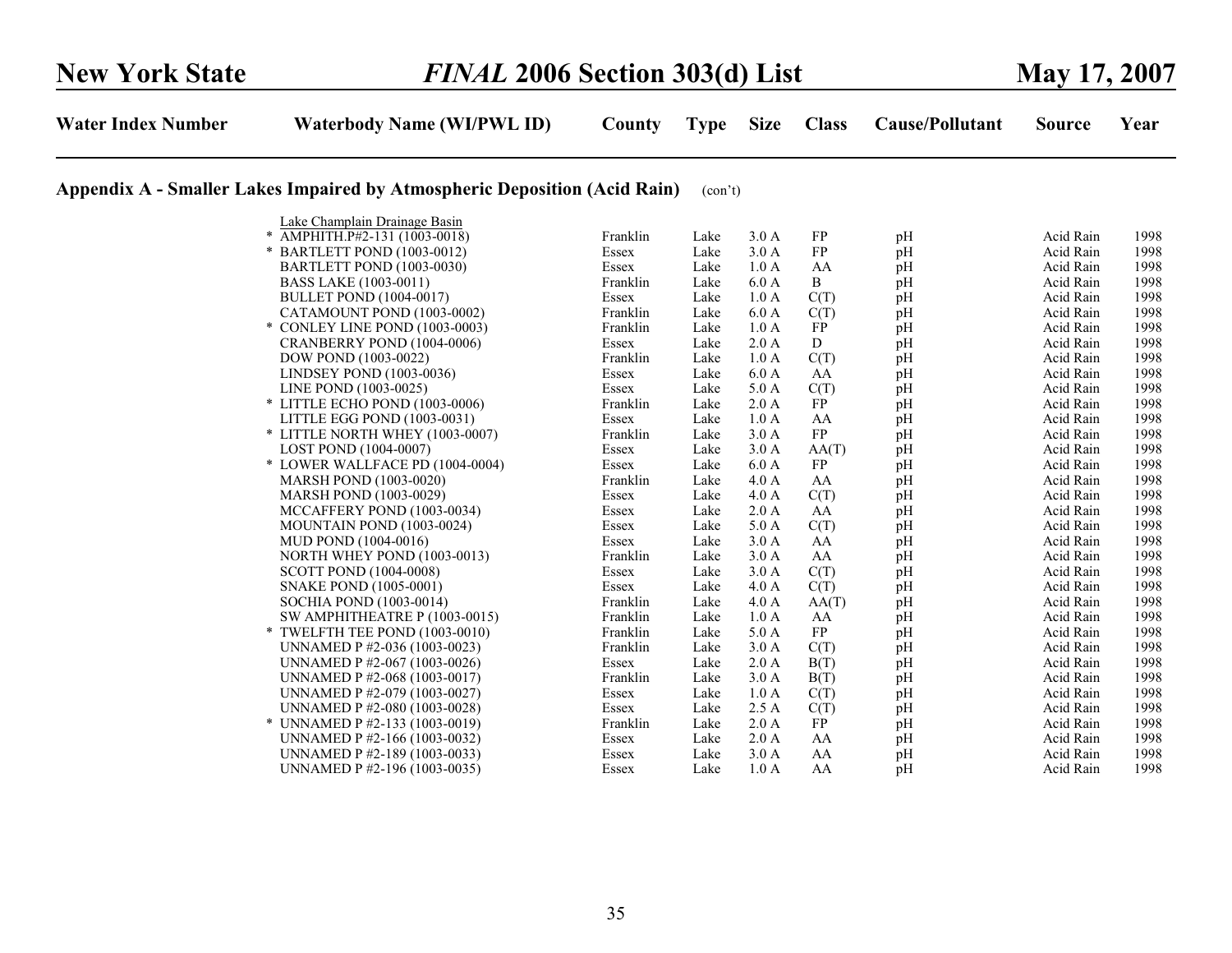## Appendix A - Smaller Lakes Impaired by Atmospheric Deposition (Acid Rain) (con't)

| Water Index Number | Waterbody Name (WI/PWL ID) | County | Type | Size | Class | Cause/Pollutant | Source | Year |
|---|---|---|---|---|---|---|---|---|
| | Lake Champlain Drainage Basin | | | | | | | |
| | * AMPHITH.P#2-131 (1003-0018) | Franklin | Lake | 3.0 A | FP | pH | Acid Rain | 1998 |
| | * BARTLETT POND (1003-0012) | Essex | Lake | 3.0 A | FP | pH | Acid Rain | 1998 |
| | BARTLETT POND (1003-0030) | Essex | Lake | 1.0 A | AA | pH | Acid Rain | 1998 |
| | BASS LAKE (1003-0011) | Franklin | Lake | 6.0 A | B | pH | Acid Rain | 1998 |
| | BULLET POND (1004-0017) | Essex | Lake | 1.0 A | C(T) | pH | Acid Rain | 1998 |
| | CATAMOUNT POND (1003-0002) | Franklin | Lake | 6.0 A | C(T) | pH | Acid Rain | 1998 |
| | * CONLEY LINE POND (1003-0003) | Franklin | Lake | 1.0 A | FP | pH | Acid Rain | 1998 |
| | CRANBERRY POND (1004-0006) | Essex | Lake | 2.0 A | D | pH | Acid Rain | 1998 |
| | DOW POND (1003-0022) | Franklin | Lake | 1.0 A | C(T) | pH | Acid Rain | 1998 |
| | LINDSEY POND (1003-0036) | Essex | Lake | 6.0 A | AA | pH | Acid Rain | 1998 |
| | LINE POND (1003-0025) | Essex | Lake | 5.0 A | C(T) | pH | Acid Rain | 1998 |
| | * LITTLE ECHO POND (1003-0006) | Franklin | Lake | 2.0 A | FP | pH | Acid Rain | 1998 |
| | LITTLE EGG POND (1003-0031) | Essex | Lake | 1.0 A | AA | pH | Acid Rain | 1998 |
| | * LITTLE NORTH WHEY (1003-0007) | Franklin | Lake | 3.0 A | FP | pH | Acid Rain | 1998 |
| | LOST POND (1004-0007) | Essex | Lake | 3.0 A | AA(T) | pH | Acid Rain | 1998 |
| | * LOWER WALLFACE PD (1004-0004) | Essex | Lake | 6.0 A | FP | pH | Acid Rain | 1998 |
| | MARSH POND (1003-0020) | Franklin | Lake | 4.0 A | AA | pH | Acid Rain | 1998 |
| | MARSH POND (1003-0029) | Essex | Lake | 4.0 A | C(T) | pH | Acid Rain | 1998 |
| | MCCAFFERY POND (1003-0034) | Essex | Lake | 2.0 A | AA | pH | Acid Rain | 1998 |
| | MOUNTAIN POND (1003-0024) | Essex | Lake | 5.0 A | C(T) | pH | Acid Rain | 1998 |
| | MUD POND (1004-0016) | Essex | Lake | 3.0 A | AA | pH | Acid Rain | 1998 |
| | NORTH WHEY POND (1003-0013) | Franklin | Lake | 3.0 A | AA | pH | Acid Rain | 1998 |
| | SCOTT POND (1004-0008) | Essex | Lake | 3.0 A | C(T) | pH | Acid Rain | 1998 |
| | SNAKE POND (1005-0001) | Essex | Lake | 4.0 A | C(T) | pH | Acid Rain | 1998 |
| | SOCHIA POND (1003-0014) | Franklin | Lake | 4.0 A | AA(T) | pH | Acid Rain | 1998 |
| | SW AMPHITHEATRE P (1003-0015) | Franklin | Lake | 1.0 A | AA | pH | Acid Rain | 1998 |
| | * TWELFTH TEE POND (1003-0010) | Franklin | Lake | 5.0 A | FP | pH | Acid Rain | 1998 |
| | UNNAMED P #2-036 (1003-0023) | Franklin | Lake | 3.0 A | C(T) | pH | Acid Rain | 1998 |
| | UNNAMED P #2-067 (1003-0026) | Essex | Lake | 2.0 A | B(T) | pH | Acid Rain | 1998 |
| | UNNAMED P #2-068 (1003-0017) | Franklin | Lake | 3.0 A | B(T) | pH | Acid Rain | 1998 |
| | UNNAMED P #2-079 (1003-0027) | Essex | Lake | 1.0 A | C(T) | pH | Acid Rain | 1998 |
| | UNNAMED P #2-080 (1003-0028) | Essex | Lake | 2.5 A | C(T) | pH | Acid Rain | 1998 |
| | * UNNAMED P #2-133 (1003-0019) | Franklin | Lake | 2.0 A | FP | pH | Acid Rain | 1998 |
| | UNNAMED P #2-166 (1003-0032) | Essex | Lake | 2.0 A | AA | pH | Acid Rain | 1998 |
| | UNNAMED P #2-189 (1003-0033) | Essex | Lake | 3.0 A | AA | pH | Acid Rain | 1998 |
| | UNNAMED P #2-196 (1003-0035) | Essex | Lake | 1.0 A | AA | pH | Acid Rain | 1998 |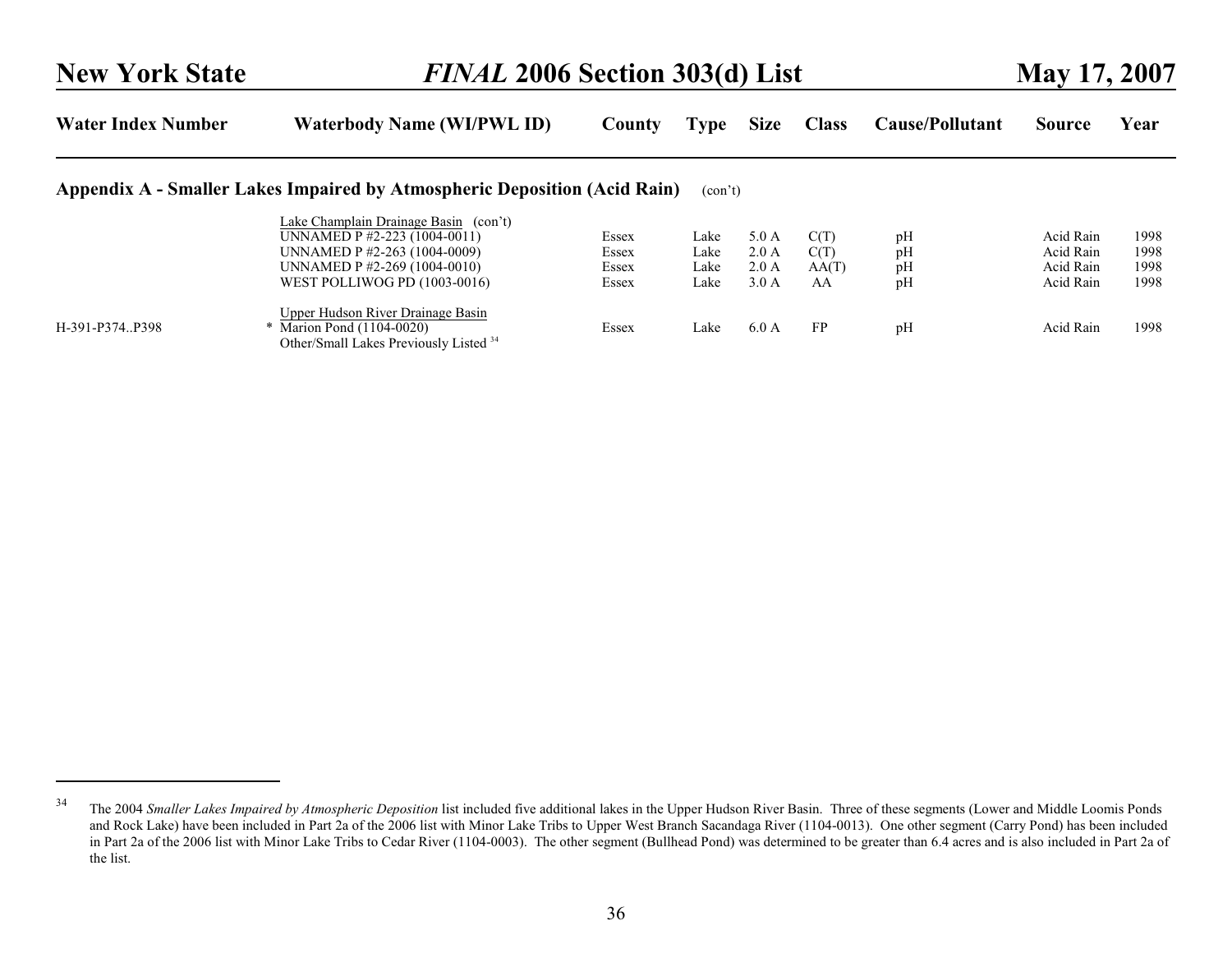| Water Index Number | Waterbody Name (WI/PWL ID) | County | Type | Size | Class | Cause/Pollutant | Source | Year |
|---|---|---|---|---|---|---|---|---|

## Appendix A - Smaller Lakes Impaired by Atmospheric Deposition (Acid Rain) (con't)

| Water Index Number | Waterbody Name (WI/PWL ID) | County | Type | Size | Class | Cause/Pollutant | Source | Year |
|---|---|---|---|---|---|---|---|---|
| | Lake Champlain Drainage Basin (con't) | | | | | | | |
| | UNNAMED P #2-223 (1004-0011) | Essex | Lake | 5.0 A | C(T) | pH | Acid Rain | 1998 |
| | UNNAMED P #2-263 (1004-0009) | Essex | Lake | 2.0 A | C(T) | pH | Acid Rain | 1998 |
| | UNNAMED P #2-269 (1004-0010) | Essex | Lake | 2.0 A | AA(T) | pH | Acid Rain | 1998 |
| | WEST POLLIWOG PD (1003-0016) | Essex | Lake | 3.0 A | AA | pH | Acid Rain | 1998 |
| | Upper Hudson River Drainage Basin | | | | | | | |
| H-391-P374..P398 | * Marion Pond (1104-0020) | Essex | Lake | 6.0 A | FP | pH | Acid Rain | 1998 |
| | Other/Small Lakes Previously Listed [34] | | | | | | | |

[34] The 2004 *Smaller Lakes Impaired by Atmospheric Deposition* list included five additional lakes in the Upper Hudson River Basin. Three of these segments (Lower and Middle Loomis Ponds and Rock Lake) have been included in Part 2a of the 2006 list with Minor Lake Tribs to Upper West Branch Sacandaga River (1104-0013). One other segment (Carry Pond) has been included in Part 2a of the 2006 list with Minor Lake Tribs to Cedar River (1104-0003). The other segment (Bullhead Pond) was determined to be greater than 6.4 acres and is also included in Part 2a of the list.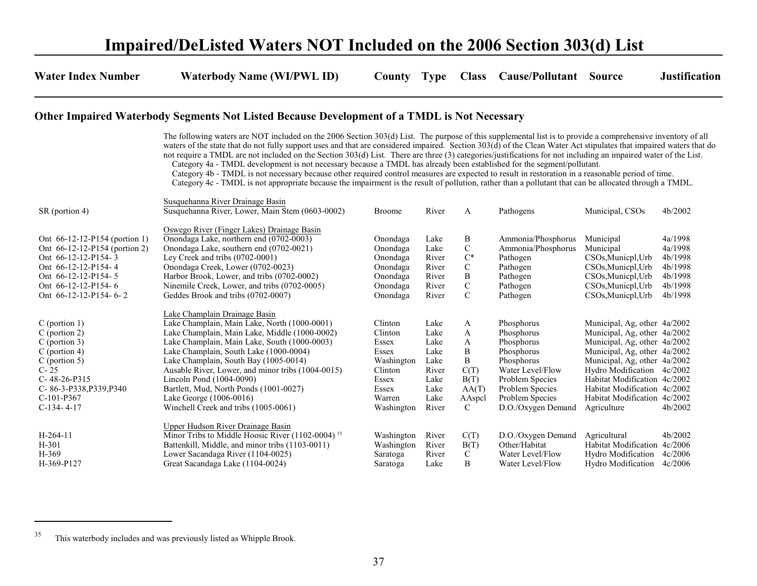# Impaired/DeListed Waters NOT Included on the 2006 Section 303(d) List

## Other Impaired Waterbody Segments Not Listed Because Development of a TMDL is Not Necessary

The following waters are NOT included on the 2006 Section 303(d) List. The purpose of this supplemental list is to provide a comprehensive inventory of all waters of the state that do not fully support uses and that are considered impaired. Section 303(d) of the Clean Water Act stipulates that impaired waters that do not require a TMDL are not included on the Section 303(d) List. There are three (3) categories/justifications for not including an impaired water of the List.

Category 4a - TMDL development is not necessary because a TMDL has already been established for the segment/pollutant.
Category 4b - TMDL is not necessary because other required control measures are expected to result in restoration in a reasonable period of time.
Category 4c - TMDL is not appropriate because the impairment is the result of pollution, rather than a pollutant that can be allocated through a TMDL.

| Water Index Number | Waterbody Name (WI/PWL ID) | County | Type | Class | Cause/Pollutant | Source | Justification |
|---|---|---|---|---|---|---|---|
| | Susquehanna River Drainage Basin | | | | | | |
| SR (portion 4) | Susquehanna River, Lower, Main Stem (0603-0002) | Broome | River | A | Pathogens | Municipal, CSOs | 4b/2002 |
| | Oswego River (Finger Lakes) Drainage Basin | | | | | | |
| Ont 66-12-12-P154 (portion 1) | Onondaga Lake, northern end (0702-0003) | Onondaga | Lake | B | Ammonia/Phosphorus | Municipal | 4a/1998 |
| Ont 66-12-12-P154 (portion 2) | Onondaga Lake, southern end (0702-0021) | Onondaga | Lake | C | Ammonia/Phosphorus | Municipal | 4a/1998 |
| Ont 66-12-12-P154- 3 | Ley Creek and tribs (0702-0001) | Onondaga | River | C* | Pathogen | CSOs,Municpl,Urb | 4b/1998 |
| Ont 66-12-12-P154- 4 | Onondaga Creek, Lower (0702-0023) | Onondaga | River | C | Pathogen | CSOs,Municpl,Urb | 4b/1998 |
| Ont 66-12-12-P154- 5 | Harbor Brook, Lower, and tribs (0702-0002) | Onondaga | River | B | Pathogen | CSOs,Municpl,Urb | 4b/1998 |
| Ont 66-12-12-P154- 6 | Ninemile Creek, Lower, and tribs (0702-0005) | Onondaga | River | C | Pathogen | CSOs,Municpl,Urb | 4b/1998 |
| Ont 66-12-12-P154- 6- 2 | Geddes Brook and tribs (0702-0007) | Onondaga | River | C | Pathogen | CSOs,Municpl,Urb | 4b/1998 |
| | Lake Champlain Drainage Basin | | | | | | |
| C (portion 1) | Lake Champlain, Main Lake, North (1000-0001) | Clinton | Lake | A | Phosphorus | Municipal, Ag, other | 4a/2002 |
| C (portion 2) | Lake Champlain, Main Lake, Middle (1000-0002) | Clinton | Lake | A | Phosphorus | Municipal, Ag, other | 4a/2002 |
| C (portion 3) | Lake Champlain, Main Lake, South (1000-0003) | Essex | Lake | A | Phosphorus | Municipal, Ag, other | 4a/2002 |
| C (portion 4) | Lake Champlain, South Lake (1000-0004) | Essex | Lake | B | Phosphorus | Municipal, Ag, other | 4a/2002 |
| C (portion 5) | Lake Champlain, South Bay (1005-0014) | Washington | Lake | B | Phosphorus | Municipal, Ag, other | 4a/2002 |
| C- 25 | Ausable River, Lower, and minor tribs (1004-0015) | Clinton | River | C(T) | Water Level/Flow | Hydro Modification | 4c/2002 |
| C- 48-26-P315 | Lincoln Pond (1004-0090) | Essex | Lake | B(T) | Problem Species | Habitat Modification | 4c/2002 |
| C- 86-3-P338,P339,P340 | Bartlett, Mud, North Ponds (1001-0027) | Essex | Lake | AA(T) | Problem Species | Habitat Modification | 4c/2002 |
| C-101-P367 | Lake George (1006-0016) | Warren | Lake | AAspcl | Problem Species | Habitat Modification | 4c/2002 |
| C-134- 4-17 | Winchell Creek and tribs (1005-0061) | Washington | River | C | D.O./Oxygen Demand | Agriculture | 4b/2002 |
| | Upper Hudson River Drainage Basin | | | | | | |
| H-264-11 | Minor Tribs to Middle Hoosic River (1102-0004) [35] | Washington | River | C(T) | D.O./Oxygen Demand | Agricultural | 4b/2002 |
| H-301 | Battenkill, Middle, and minor tribs (1103-0011) | Washington | River | B(T) | Other/Habitat | Habitat Modification | 4c/2006 |
| H-369 | Lower Sacandaga River (1104-0025) | Saratoga | River | C | Water Level/Flow | Hydro Modification | 4c/2006 |
| H-369-P127 | Great Sacandaga Lake (1104-0024) | Saratoga | Lake | B | Water Level/Flow | Hydro Modification | 4c/2006 |

[35] This waterbody includes and was previously listed as Whipple Brook.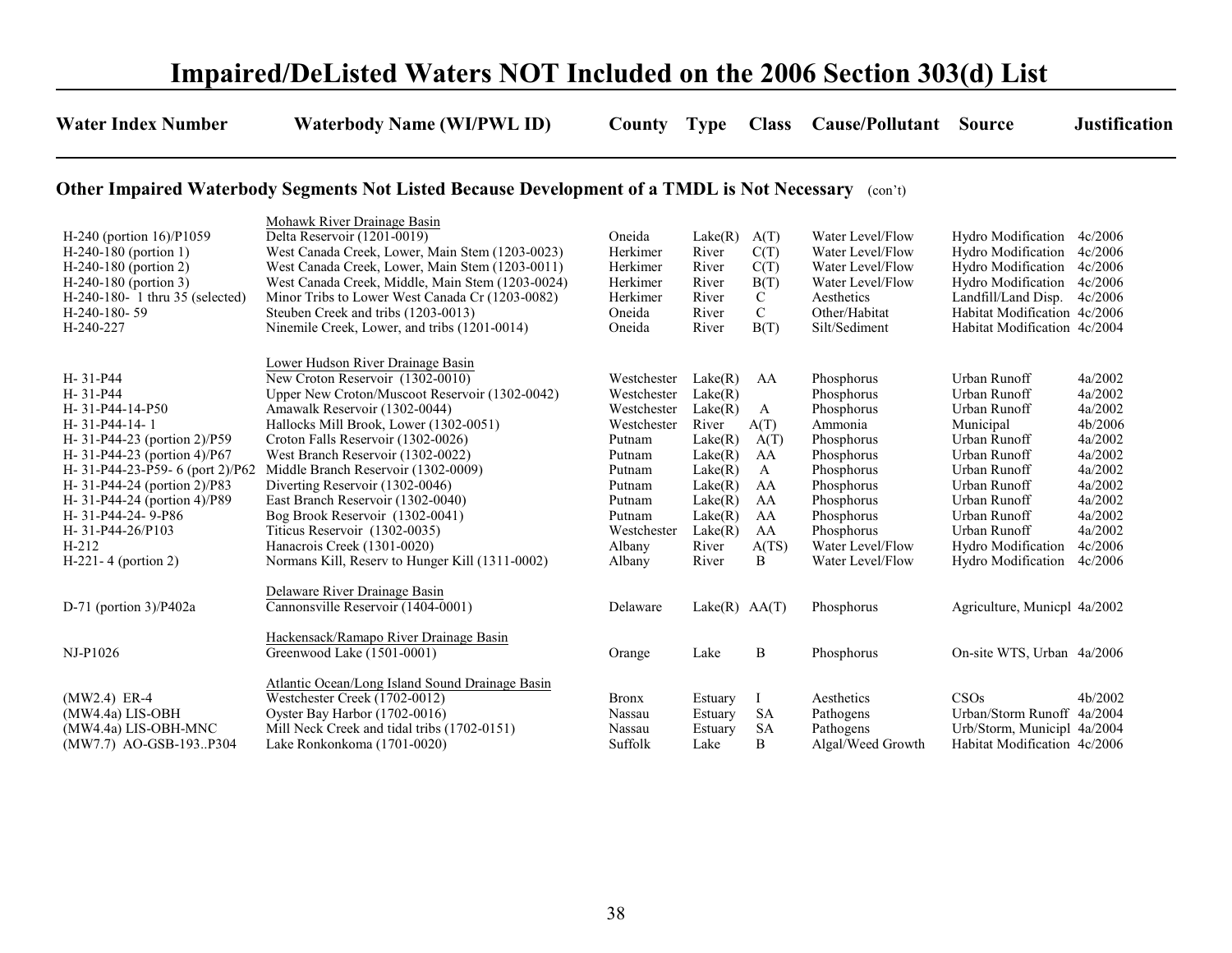# Impaired/DeListed Waters NOT Included on the 2006 Section 303(d) List

## Other Impaired Waterbody Segments Not Listed Because Development of a TMDL is Not Necessary (con't)

| Water Index Number | Waterbody Name (WI/PWL ID) | County | Type | Class | Cause/Pollutant | Source | Justification |
|---|---|---|---|---|---|---|---|
| | Mohawk River Drainage Basin | | | | | | |
| H-240 (portion 16)/P1059 | Delta Reservoir (1201-0019) | Oneida | Lake(R) | A(T) | Water Level/Flow | Hydro Modification | 4c/2006 |
| H-240-180 (portion 1) | West Canada Creek, Lower, Main Stem (1203-0023) | Herkimer | River | C(T) | Water Level/Flow | Hydro Modification | 4c/2006 |
| H-240-180 (portion 2) | West Canada Creek, Lower, Main Stem (1203-0011) | Herkimer | River | C(T) | Water Level/Flow | Hydro Modification | 4c/2006 |
| H-240-180 (portion 3) | West Canada Creek, Middle, Main Stem (1203-0024) | Herkimer | River | B(T) | Water Level/Flow | Hydro Modification | 4c/2006 |
| H-240-180- 1 thru 35 (selected) | Minor Tribs to Lower West Canada Cr (1203-0082) | Herkimer | River | C | Aesthetics | Landfill/Land Disp. | 4c/2006 |
| H-240-180- 59 | Steuben Creek and tribs (1203-0013) | Oneida | River | C | Other/Habitat | Habitat Modification | 4c/2006 |
| H-240-227 | Ninemile Creek, Lower, and tribs (1201-0014) | Oneida | River | B(T) | Silt/Sediment | Habitat Modification | 4c/2004 |
| | Lower Hudson River Drainage Basin | | | | | | |
| H- 31-P44 | New Croton Reservoir (1302-0010) | Westchester | Lake(R) | AA | Phosphorus | Urban Runoff | 4a/2002 |
| H- 31-P44 | Upper New Croton/Muscoot Reservoir (1302-0042) | Westchester | Lake(R) | | Phosphorus | Urban Runoff | 4a/2002 |
| H- 31-P44-14-P50 | Amawalk Reservoir (1302-0044) | Westchester | Lake(R) | A | Phosphorus | Urban Runoff | 4a/2002 |
| H- 31-P44-14- 1 | Hallocks Mill Brook, Lower (1302-0051) | Westchester | River | A(T) | Ammonia | Municipal | 4b/2006 |
| H- 31-P44-23 (portion 2)/P59 | Croton Falls Reservoir (1302-0026) | Putnam | Lake(R) | A(T) | Phosphorus | Urban Runoff | 4a/2002 |
| H- 31-P44-23 (portion 4)/P67 | West Branch Reservoir (1302-0022) | Putnam | Lake(R) | AA | Phosphorus | Urban Runoff | 4a/2002 |
| H- 31-P44-23-P59- 6 (port 2)/P62 | Middle Branch Reservoir (1302-0009) | Putnam | Lake(R) | A | Phosphorus | Urban Runoff | 4a/2002 |
| H- 31-P44-24 (portion 2)/P83 | Diverting Reservoir (1302-0046) | Putnam | Lake(R) | AA | Phosphorus | Urban Runoff | 4a/2002 |
| H- 31-P44-24 (portion 4)/P89 | East Branch Reservoir (1302-0040) | Putnam | Lake(R) | AA | Phosphorus | Urban Runoff | 4a/2002 |
| H- 31-P44-24- 9-P86 | Bog Brook Reservoir (1302-0041) | Putnam | Lake(R) | AA | Phosphorus | Urban Runoff | 4a/2002 |
| H- 31-P44-26/P103 | Titicus Reservoir (1302-0035) | Westchester | Lake(R) | AA | Phosphorus | Urban Runoff | 4a/2002 |
| H-212 | Hanacrois Creek (1301-0020) | Albany | River | A(TS) | Water Level/Flow | Hydro Modification | 4c/2006 |
| H-221- 4 (portion 2) | Normans Kill, Reserv to Hunger Kill (1311-0002) | Albany | River | B | Water Level/Flow | Hydro Modification | 4c/2006 |
| | Delaware River Drainage Basin | | | | | | |
| D-71 (portion 3)/P402a | Cannonsville Reservoir (1404-0001) | Delaware | Lake(R) | AA(T) | Phosphorus | Agriculture, Municpl | 4a/2002 |
| | Hackensack/Ramapo River Drainage Basin | | | | | | |
| NJ-P1026 | Greenwood Lake (1501-0001) | Orange | Lake | B | Phosphorus | On-site WTS, Urban | 4a/2006 |
| | Atlantic Ocean/Long Island Sound Drainage Basin | | | | | | |
| (MW2.4) ER-4 | Westchester Creek (1702-0012) | Bronx | Estuary | I | Aesthetics | CSOs | 4b/2002 |
| (MW4.4a) LIS-OBH | Oyster Bay Harbor (1702-0016) | Nassau | Estuary | SA | Pathogens | Urban/Storm Runoff | 4a/2004 |
| (MW4.4a) LIS-OBH-MNC | Mill Neck Creek and tidal tribs (1702-0151) | Nassau | Estuary | SA | Pathogens | Urb/Storm, Municipl | 4a/2004 |
| (MW7.7) AO-GSB-193..P304 | Lake Ronkonkoma (1701-0020) | Suffolk | Lake | B | Algal/Weed Growth | Habitat Modification | 4c/2006 |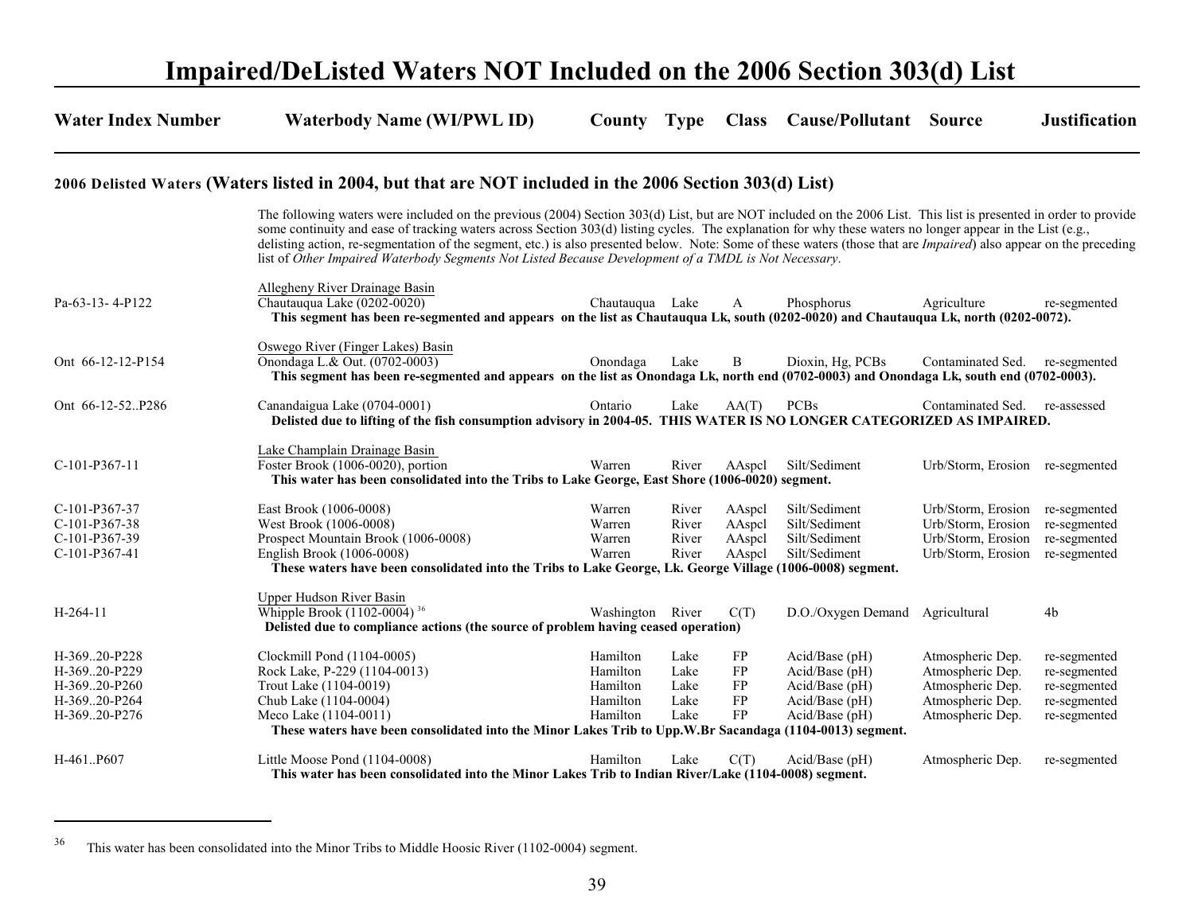# Impaired/DeListed Waters NOT Included on the 2006 Section 303(d) List

| Water Index Number | Waterbody Name (WI/PWL ID) | County | Type | Class | Cause/Pollutant | Source | Justification |
|---|---|---|---|---|---|---|---|

## 2006 Delisted Waters (Waters listed in 2004, but that are NOT included in the 2006 Section 303(d) List)

The following waters were included on the previous (2004) Section 303(d) List, but are NOT included on the 2006 List. This list is presented in order to provide some continuity and ease of tracking waters across Section 303(d) listing cycles. The explanation for why these waters no longer appear in the List (e.g., delisting action, re-segmentation of the segment, etc.) is also presented below. Note: Some of these waters (those that are *Impaired*) also appear on the preceding list of *Other Impaired Waterbody Segments Not Listed Because Development of a TMDL is Not Necessary*.

| Water Index Number | Waterbody Name (WI/PWL ID) | County | Type | Class | Cause/Pollutant | Source | Justification |
|---|---|---|---|---|---|---|---|
| | Allegheny River Drainage Basin | | | | | | |
| Pa-63-13- 4-P122 | Chautauqua Lake (0202-0020) | Chautauqua | Lake | A | Phosphorus | Agriculture | re-segmented |
| | **This segment has been re-segmented and appears on the list as Chautauqua Lk, south (0202-0020) and Chautauqua Lk, north (0202-0072).** | | | | | | |
| | Oswego River (Finger Lakes) Basin | | | | | | |
| Ont 66-12-12-P154 | Onondaga L.& Out. (0702-0003) | Onondaga | Lake | B | Dioxin, Hg, PCBs | Contaminated Sed. | re-segmented |
| | **This segment has been re-segmented and appears on the list as Onondaga Lk, north end (0702-0003) and Onondaga Lk, south end (0702-0003).** | | | | | | |
| Ont 66-12-52..P286 | Canandaigua Lake (0704-0001) | Ontario | Lake | AA(T) | PCBs | Contaminated Sed. | re-assessed |
| | **Delisted due to lifting of the fish consumption advisory in 2004-05. THIS WATER IS NO LONGER CATEGORIZED AS IMPAIRED.** | | | | | | |
| | Lake Champlain Drainage Basin | | | | | | |
| C-101-P367-11 | Foster Brook (1006-0020), portion | Warren | River | AAspcl | Silt/Sediment | Urb/Storm, Erosion | re-segmented |
| | **This water has been consolidated into the Tribs to Lake George, East Shore (1006-0020) segment.** | | | | | | |
| C-101-P367-37 | East Brook (1006-0008) | Warren | River | AAspcl | Silt/Sediment | Urb/Storm, Erosion | re-segmented |
| C-101-P367-38 | West Brook (1006-0008) | Warren | River | AAspcl | Silt/Sediment | Urb/Storm, Erosion | re-segmented |
| C-101-P367-39 | Prospect Mountain Brook (1006-0008) | Warren | River | AAspcl | Silt/Sediment | Urb/Storm, Erosion | re-segmented |
| C-101-P367-41 | English Brook (1006-0008) | Warren | River | AAspcl | Silt/Sediment | Urb/Storm, Erosion | re-segmented |
| | **These waters have been consolidated into the Tribs to Lake George, Lk. George Village (1006-0008) segment.** | | | | | | |
| | Upper Hudson River Basin | | | | | | |
| H-264-11 | Whipple Brook (1102-0004) [36] | Washington | River | C(T) | D.O./Oxygen Demand | Agricultural | 4b |
| | **Delisted due to compliance actions (the source of problem having ceased operation)** | | | | | | |
| H-369..20-P228 | Clockmill Pond (1104-0005) | Hamilton | Lake | FP | Acid/Base (pH) | Atmospheric Dep. | re-segmented |
| H-369..20-P229 | Rock Lake, P-229 (1104-0013) | Hamilton | Lake | FP | Acid/Base (pH) | Atmospheric Dep. | re-segmented |
| H-369..20-P260 | Trout Lake (1104-0019) | Hamilton | Lake | FP | Acid/Base (pH) | Atmospheric Dep. | re-segmented |
| H-369..20-P264 | Chub Lake (1104-0004) | Hamilton | Lake | FP | Acid/Base (pH) | Atmospheric Dep. | re-segmented |
| H-369..20-P276 | Meco Lake (1104-0011) | Hamilton | Lake | FP | Acid/Base (pH) | Atmospheric Dep. | re-segmented |
| | **These waters have been consolidated into the Minor Lakes Trib to Upp.W.Br Sacandaga (1104-0013) segment.** | | | | | | |
| H-461..P607 | Little Moose Pond (1104-0008) | Hamilton | Lake | C(T) | Acid/Base (pH) | Atmospheric Dep. | re-segmented |
| | **This water has been consolidated into the Minor Lakes Trib to Indian River/Lake (1104-0008) segment.** | | | | | | |

[36] This water has been consolidated into the Minor Tribs to Middle Hoosic River (1102-0004) segment.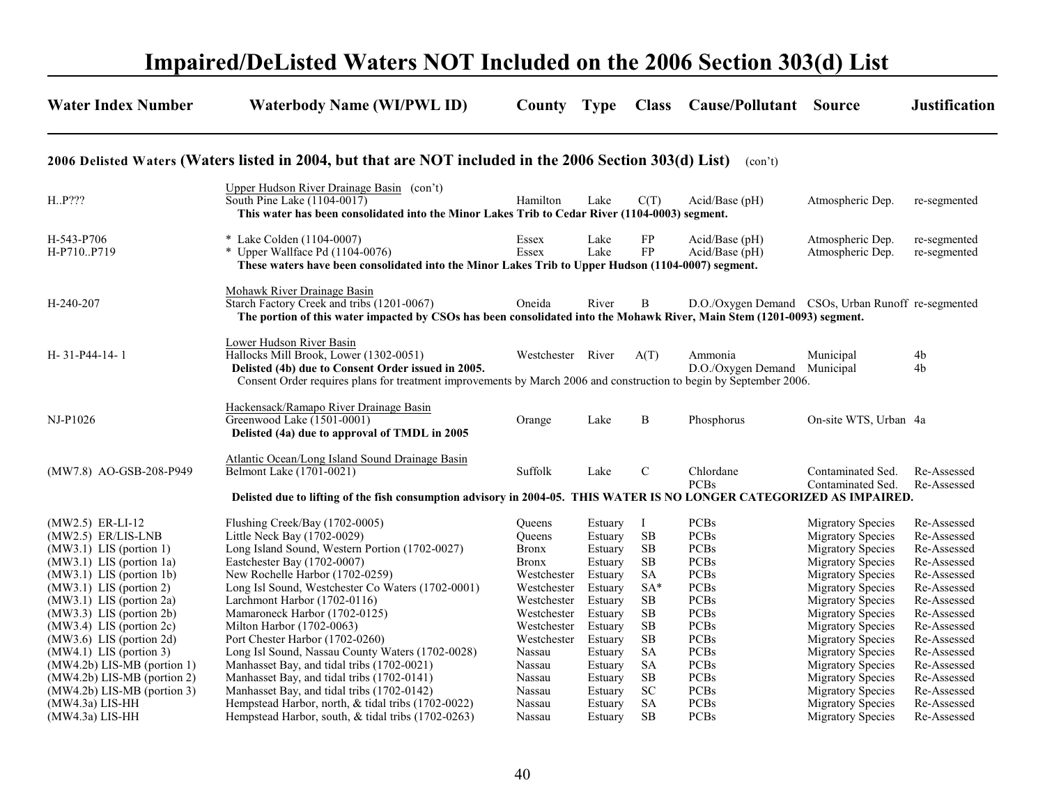# Impaired/DeListed Waters NOT Included on the 2006 Section 303(d) List

**2006 Delisted Waters (Waters listed in 2004, but that are NOT included in the 2006 Section 303(d) List)** (con't)

| Water Index Number | Waterbody Name (WI/PWL ID) | County | Type | Class | Cause/Pollutant | Source | Justification |
|---|---|---|---|---|---|---|---|
| | Upper Hudson River Drainage Basin (con't) | | | | | | |
| H..P??? | South Pine Lake (1104-0017) | Hamilton | Lake | C(T) | Acid/Base (pH) | Atmospheric Dep. | re-segmented |
| | **This water has been consolidated into the Minor Lakes Trib to Cedar River (1104-0003) segment.** | | | | | | |
| H-543-P706 | * Lake Colden (1104-0007) | Essex | Lake | FP | Acid/Base (pH) | Atmospheric Dep. | re-segmented |
| H-P710..P719 | * Upper Wallface Pd (1104-0076) | Essex | Lake | FP | Acid/Base (pH) | Atmospheric Dep. | re-segmented |
| | **These waters have been consolidated into the Minor Lakes Trib to Upper Hudson (1104-0007) segment.** | | | | | | |
| | Mohawk River Drainage Basin | | | | | | |
| H-240-207 | Starch Factory Creek and tribs (1201-0067) | Oneida | River | B | D.O./Oxygen Demand | CSOs, Urban Runoff | re-segmented |
| | **The portion of this water impacted by CSOs has been consolidated into the Mohawk River, Main Stem (1201-0093) segment.** | | | | | | |
| | Lower Hudson River Basin | | | | | | |
| H- 31-P44-14- 1 | Hallocks Mill Brook, Lower (1302-0051) | Westchester | River | A(T) | Ammonia | Municipal | 4b |
| | **Delisted (4b) due to Consent Order issued in 2005.** | | | | D.O./Oxygen Demand | Municipal | 4b |
| | Consent Order requires plans for treatment improvements by March 2006 and construction to begin by September 2006. | | | | | | |
| | Hackensack/Ramapo River Drainage Basin | | | | | | |
| NJ-P1026 | Greenwood Lake (1501-0001) | Orange | Lake | B | Phosphorus | On-site WTS, Urban | 4a |
| | **Delisted (4a) due to approval of TMDL in 2005** | | | | | | |
| | Atlantic Ocean/Long Island Sound Drainage Basin | | | | | | |
| (MW7.8) AO-GSB-208-P949 | Belmont Lake (1701-0021) | Suffolk | Lake | C | Chlordane | Contaminated Sed. | Re-Assessed |
| | | | | | PCBs | Contaminated Sed. | Re-Assessed |
| | **Delisted due to lifting of the fish consumption advisory in 2004-05. THIS WATER IS NO LONGER CATEGORIZED AS IMPAIRED.** | | | | | | |
| (MW2.5) ER-LI-12 | Flushing Creek/Bay (1702-0005) | Queens | Estuary | I | PCBs | Migratory Species | Re-Assessed |
| (MW2.5) ER/LIS-LNB | Little Neck Bay (1702-0029) | Queens | Estuary | SB | PCBs | Migratory Species | Re-Assessed |
| (MW3.1) LIS (portion 1) | Long Island Sound, Western Portion (1702-0027) | Bronx | Estuary | SB | PCBs | Migratory Species | Re-Assessed |
| (MW3.1) LIS (portion 1a) | Eastchester Bay (1702-0007) | Bronx | Estuary | SB | PCBs | Migratory Species | Re-Assessed |
| (MW3.1) LIS (portion 1b) | New Rochelle Harbor (1702-0259) | Westchester | Estuary | SA | PCBs | Migratory Species | Re-Assessed |
| (MW3.1) LIS (portion 2) | Long Isl Sound, Westchester Co Waters (1702-0001) | Westchester | Estuary | SA* | PCBs | Migratory Species | Re-Assessed |
| (MW3.1) LIS (portion 2a) | Larchmont Harbor (1702-0116) | Westchester | Estuary | SB | PCBs | Migratory Species | Re-Assessed |
| (MW3.3) LIS (portion 2b) | Mamaroneck Harbor (1702-0125) | Westchester | Estuary | SB | PCBs | Migratory Species | Re-Assessed |
| (MW3.4) LIS (portion 2c) | Milton Harbor (1702-0063) | Westchester | Estuary | SB | PCBs | Migratory Species | Re-Assessed |
| (MW3.6) LIS (portion 2d) | Port Chester Harbor (1702-0260) | Westchester | Estuary | SB | PCBs | Migratory Species | Re-Assessed |
| (MW4.1) LIS (portion 3) | Long Isl Sound, Nassau County Waters (1702-0028) | Nassau | Estuary | SA | PCBs | Migratory Species | Re-Assessed |
| (MW4.2b) LIS-MB (portion 1) | Manhasset Bay, and tidal tribs (1702-0021) | Nassau | Estuary | SA | PCBs | Migratory Species | Re-Assessed |
| (MW4.2b) LIS-MB (portion 2) | Manhasset Bay, and tidal tribs (1702-0141) | Nassau | Estuary | SB | PCBs | Migratory Species | Re-Assessed |
| (MW4.2b) LIS-MB (portion 3) | Manhasset Bay, and tidal tribs (1702-0142) | Nassau | Estuary | SC | PCBs | Migratory Species | Re-Assessed |
| (MW4.3a) LIS-HH | Hempstead Harbor, north, & tidal tribs (1702-0022) | Nassau | Estuary | SA | PCBs | Migratory Species | Re-Assessed |
| (MW4.3a) LIS-HH | Hempstead Harbor, south, & tidal tribs (1702-0263) | Nassau | Estuary | SB | PCBs | Migratory Species | Re-Assessed |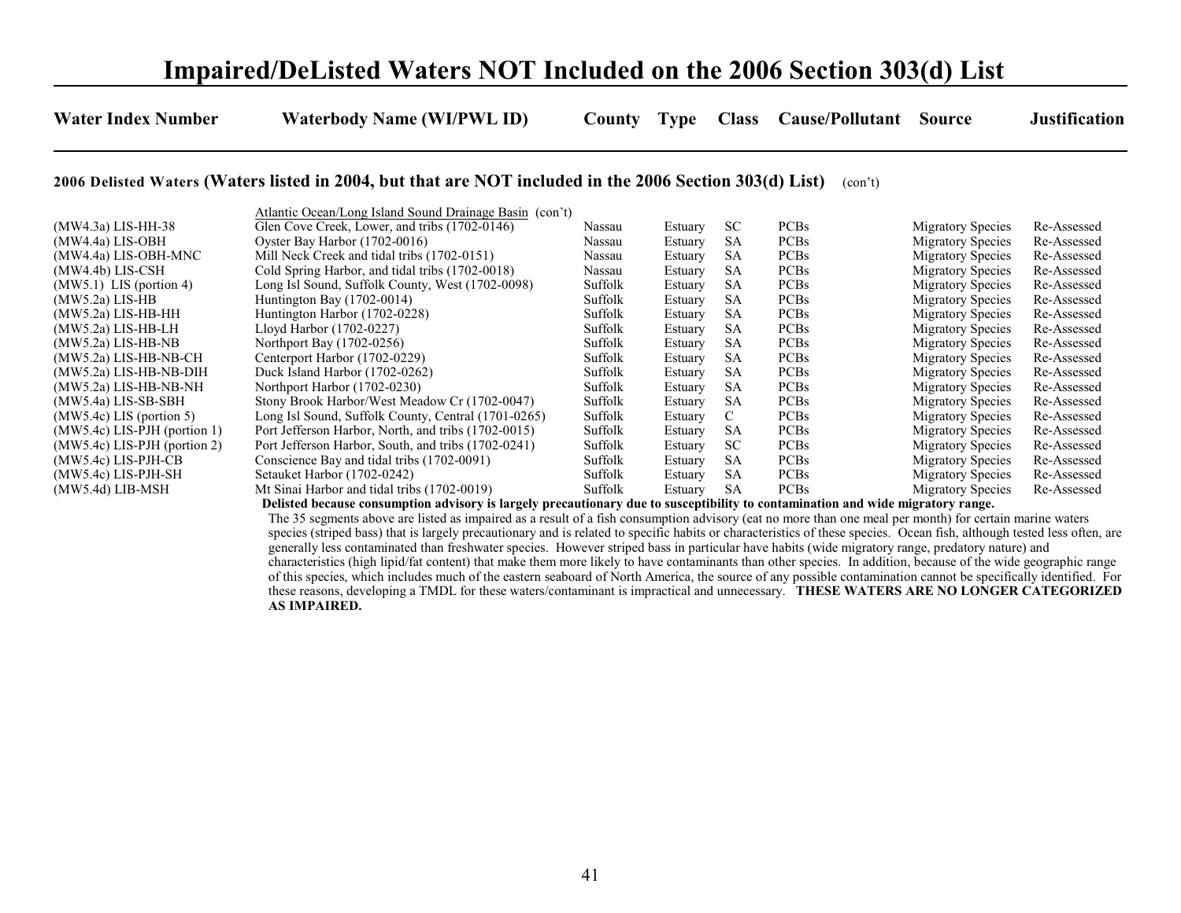# Impaired/DeListed Waters NOT Included on the 2006 Section 303(d) List

**2006 Delisted Waters (Waters listed in 2004, but that are NOT included in the 2006 Section 303(d) List)** (con't)

| Water Index Number | Waterbody Name (WI/PWL ID) | County | Type | Class | Cause/Pollutant | Source | Justification |
|---|---|---|---|---|---|---|---|
| | Atlantic Ocean/Long Island Sound Drainage Basin (con't) | | | | | | |
| (MW4.3a) LIS-HH-38 | Glen Cove Creek, Lower, and tribs (1702-0146) | Nassau | Estuary | SC | PCBs | Migratory Species | Re-Assessed |
| (MW4.4a) LIS-OBH | Oyster Bay Harbor (1702-0016) | Nassau | Estuary | SA | PCBs | Migratory Species | Re-Assessed |
| (MW4.4a) LIS-OBH-MNC | Mill Neck Creek and tidal tribs (1702-0151) | Nassau | Estuary | SA | PCBs | Migratory Species | Re-Assessed |
| (MW4.4b) LIS-CSH | Cold Spring Harbor, and tidal tribs (1702-0018) | Nassau | Estuary | SA | PCBs | Migratory Species | Re-Assessed |
| (MW5.1) LIS (portion 4) | Long Isl Sound, Suffolk County, West (1702-0098) | Suffolk | Estuary | SA | PCBs | Migratory Species | Re-Assessed |
| (MW5.2a) LIS-HB | Huntington Bay (1702-0014) | Suffolk | Estuary | SA | PCBs | Migratory Species | Re-Assessed |
| (MW5.2a) LIS-HB-HH | Huntington Harbor (1702-0228) | Suffolk | Estuary | SA | PCBs | Migratory Species | Re-Assessed |
| (MW5.2a) LIS-HB-LH | Lloyd Harbor (1702-0227) | Suffolk | Estuary | SA | PCBs | Migratory Species | Re-Assessed |
| (MW5.2a) LIS-HB-NB | Northport Bay (1702-0256) | Suffolk | Estuary | SA | PCBs | Migratory Species | Re-Assessed |
| (MW5.2a) LIS-HB-NB-CH | Centerport Harbor (1702-0229) | Suffolk | Estuary | SA | PCBs | Migratory Species | Re-Assessed |
| (MW5.2a) LIS-HB-NB-DIH | Duck Island Harbor (1702-0262) | Suffolk | Estuary | SA | PCBs | Migratory Species | Re-Assessed |
| (MW5.2a) LIS-HB-NB-NH | Northport Harbor (1702-0230) | Suffolk | Estuary | SA | PCBs | Migratory Species | Re-Assessed |
| (MW5.4a) LIS-SB-SBH | Stony Brook Harbor/West Meadow Cr (1702-0047) | Suffolk | Estuary | SA | PCBs | Migratory Species | Re-Assessed |
| (MW5.4c) LIS (portion 5) | Long Isl Sound, Suffolk County, Central (1701-0265) | Suffolk | Estuary | C | PCBs | Migratory Species | Re-Assessed |
| (MW5.4c) LIS-PJH (portion 1) | Port Jefferson Harbor, North, and tribs (1702-0015) | Suffolk | Estuary | SA | PCBs | Migratory Species | Re-Assessed |
| (MW5.4c) LIS-PJH (portion 2) | Port Jefferson Harbor, South, and tribs (1702-0241) | Suffolk | Estuary | SC | PCBs | Migratory Species | Re-Assessed |
| (MW5.4c) LIS-PJH-CB | Conscience Bay and tidal tribs (1702-0091) | Suffolk | Estuary | SA | PCBs | Migratory Species | Re-Assessed |
| (MW5.4c) LIS-PJH-SH | Setauket Harbor (1702-0242) | Suffolk | Estuary | SA | PCBs | Migratory Species | Re-Assessed |
| (MW5.4d) LIB-MSH | Mt Sinai Harbor and tidal tribs (1702-0019) | Suffolk | Estuary | SA | PCBs | Migratory Species | Re-Assessed |

**Delisted because consumption advisory is largely precautionary due to susceptibility to contamination and wide migratory range.**

The 35 segments above are listed as impaired as a result of a fish consumption advisory (eat no more than one meal per month) for certain marine waters species (striped bass) that is largely precautionary and is related to specific habits or characteristics of these species. Ocean fish, although tested less often, are generally less contaminated than freshwater species. However striped bass in particular have habits (wide migratory range, predatory nature) and characteristics (high lipid/fat content) that make them more likely to have contaminants than other species. In addition, because of the wide geographic range of this species, which includes much of the eastern seaboard of North America, the source of any possible contamination cannot be specifically identified. For these reasons, developing a TMDL for these waters/contaminant is impractical and unnecessary. **THESE WATERS ARE NO LONGER CATEGORIZED AS IMPAIRED.**